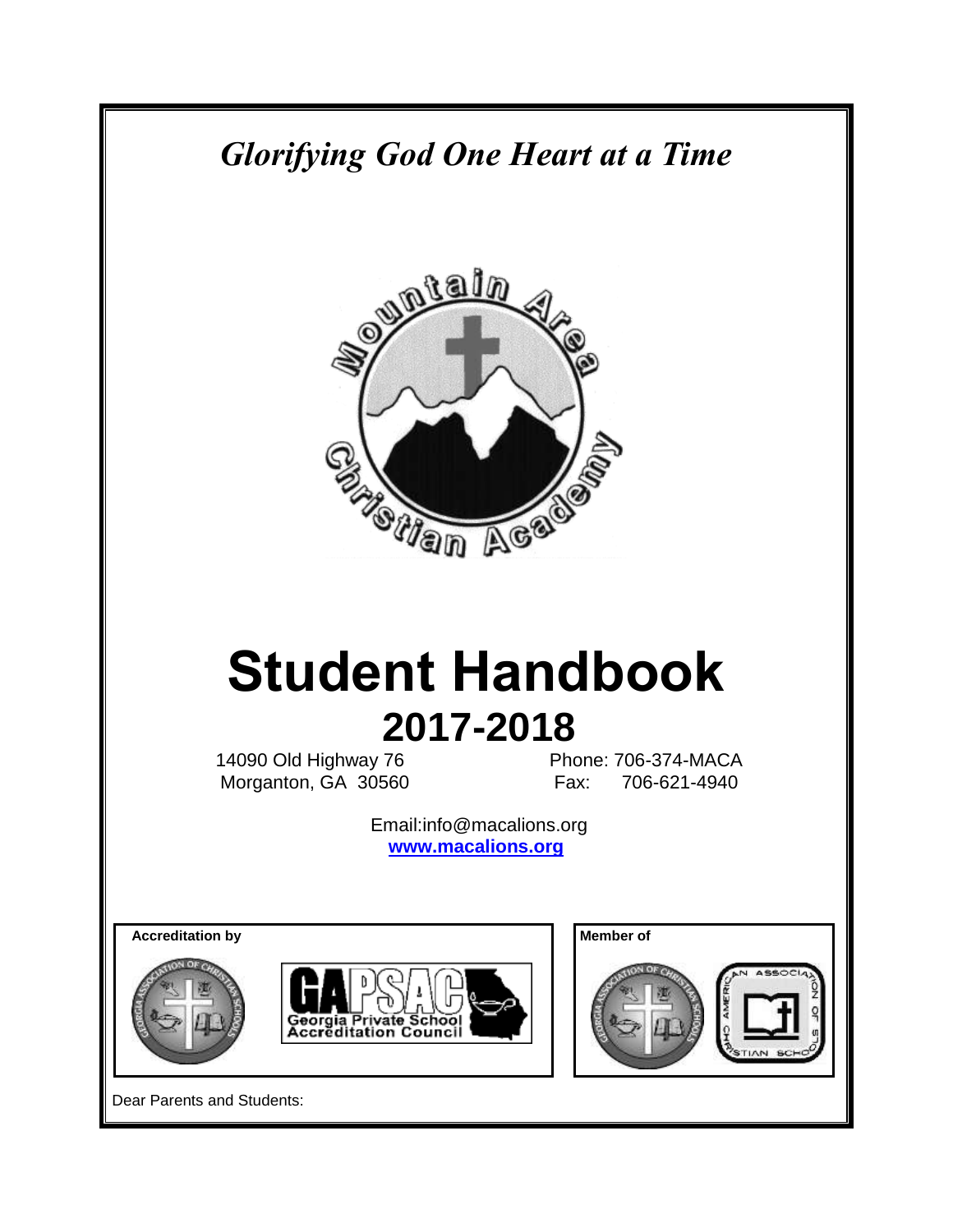*Glorifying God One Heart at a Time*

# Student Handbook

## 2017-2018

14090 Old Highway 76
Morganton, GA 30560

Phone: 706-374-MACA
Fax: 706-621-4940

Email:info@macalions.org
**www.macalions.org**

**Accreditation by**

**Member of**

Dear Parents and Students: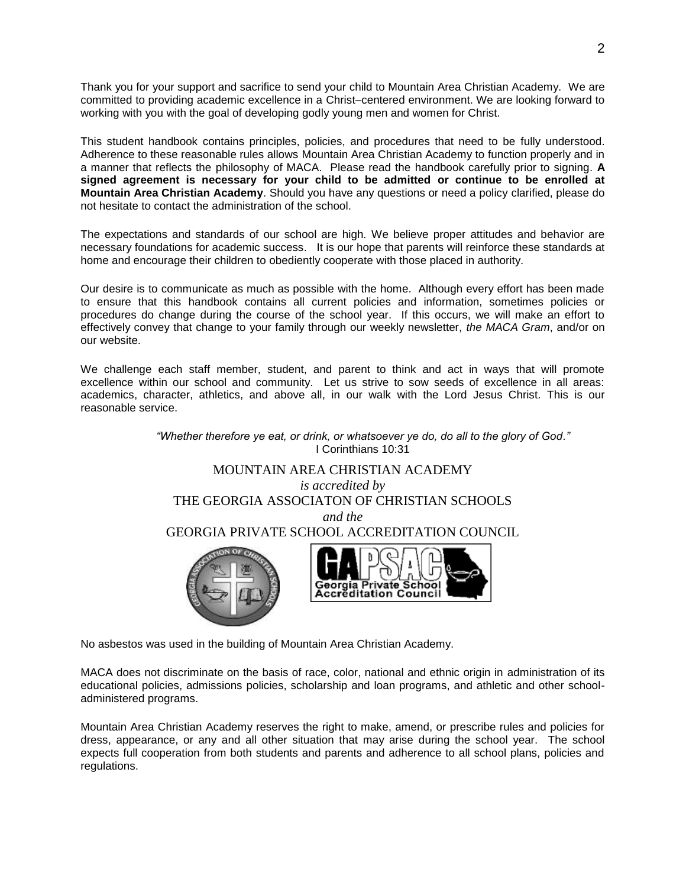Thank you for your support and sacrifice to send your child to Mountain Area Christian Academy. We are committed to providing academic excellence in a Christ–centered environment. We are looking forward to working with you with the goal of developing godly young men and women for Christ.

This student handbook contains principles, policies, and procedures that need to be fully understood. Adherence to these reasonable rules allows Mountain Area Christian Academy to function properly and in a manner that reflects the philosophy of MACA. Please read the handbook carefully prior to signing. **A signed agreement is necessary for your child to be admitted or continue to be enrolled at Mountain Area Christian Academy**. Should you have any questions or need a policy clarified, please do not hesitate to contact the administration of the school.

The expectations and standards of our school are high. We believe proper attitudes and behavior are necessary foundations for academic success. It is our hope that parents will reinforce these standards at home and encourage their children to obediently cooperate with those placed in authority.

Our desire is to communicate as much as possible with the home. Although every effort has been made to ensure that this handbook contains all current policies and information, sometimes policies or procedures do change during the course of the school year. If this occurs, we will make an effort to effectively convey that change to your family through our weekly newsletter, *the MACA Gram*, and/or on our website.

We challenge each staff member, student, and parent to think and act in ways that will promote excellence within our school and community. Let us strive to sow seeds of excellence in all areas: academics, character, athletics, and above all, in our walk with the Lord Jesus Christ. This is our reasonable service.

*"Whether therefore ye eat, or drink, or whatsoever ye do, do all to the glory of God."*
I Corinthians 10:31

MOUNTAIN AREA CHRISTIAN ACADEMY
*is accredited by*
THE GEORGIA ASSOCIATON OF CHRISTIAN SCHOOLS
*and the*
GEORGIA PRIVATE SCHOOL ACCREDITATION COUNCIL

No asbestos was used in the building of Mountain Area Christian Academy.

MACA does not discriminate on the basis of race, color, national and ethnic origin in administration of its educational policies, admissions policies, scholarship and loan programs, and athletic and other school-administered programs.

Mountain Area Christian Academy reserves the right to make, amend, or prescribe rules and policies for dress, appearance, or any and all other situation that may arise during the school year. The school expects full cooperation from both students and parents and adherence to all school plans, policies and regulations.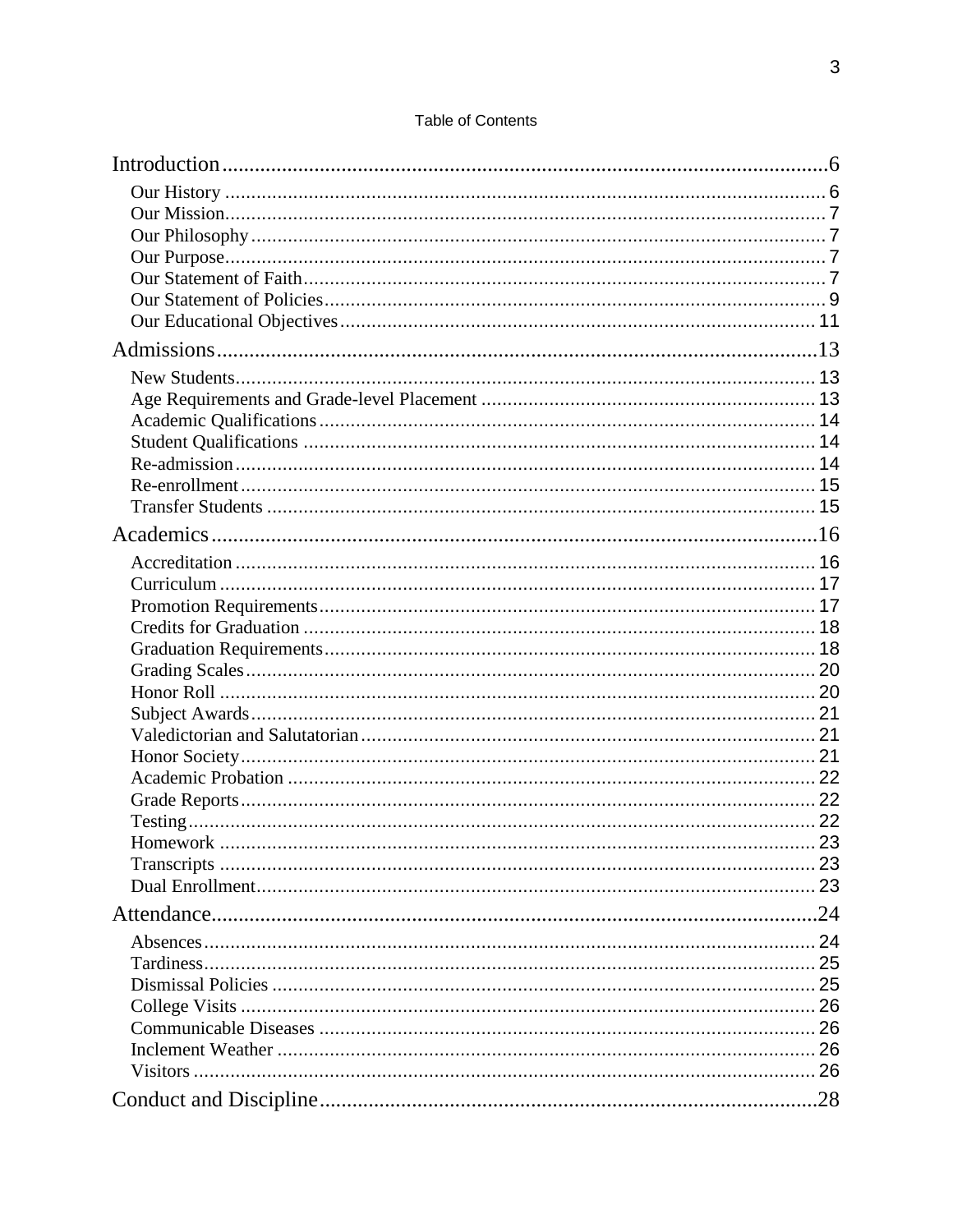Table of Contents

Introduction ........................................................................ 6

- Our History ........................................................................ 6
- Our Mission ........................................................................ 7
- Our Philosophy ........................................................................ 7
- Our Purpose ........................................................................ 7
- Our Statement of Faith ........................................................................ 7
- Our Statement of Policies ........................................................................ 9
- Our Educational Objectives ........................................................................ 11

Admissions ........................................................................ 13

- New Students ........................................................................ 13
- Age Requirements and Grade-level Placement ........................................................................ 13
- Academic Qualifications ........................................................................ 14
- Student Qualifications ........................................................................ 14
- Re-admission ........................................................................ 14
- Re-enrollment ........................................................................ 15
- Transfer Students ........................................................................ 15

Academics ........................................................................ 16

- Accreditation ........................................................................ 16
- Curriculum ........................................................................ 17
- Promotion Requirements ........................................................................ 17
- Credits for Graduation ........................................................................ 18
- Graduation Requirements ........................................................................ 18
- Grading Scales ........................................................................ 20
- Honor Roll ........................................................................ 20
- Subject Awards ........................................................................ 21
- Valedictorian and Salutatorian ........................................................................ 21
- Honor Society ........................................................................ 21
- Academic Probation ........................................................................ 22
- Grade Reports ........................................................................ 22
- Testing ........................................................................ 22
- Homework ........................................................................ 23
- Transcripts ........................................................................ 23
- Dual Enrollment ........................................................................ 23

Attendance ........................................................................ 24

- Absences ........................................................................ 24
- Tardiness ........................................................................ 25
- Dismissal Policies ........................................................................ 25
- College Visits ........................................................................ 26
- Communicable Diseases ........................................................................ 26
- Inclement Weather ........................................................................ 26
- Visitors ........................................................................ 26

Conduct and Discipline ........................................................................ 28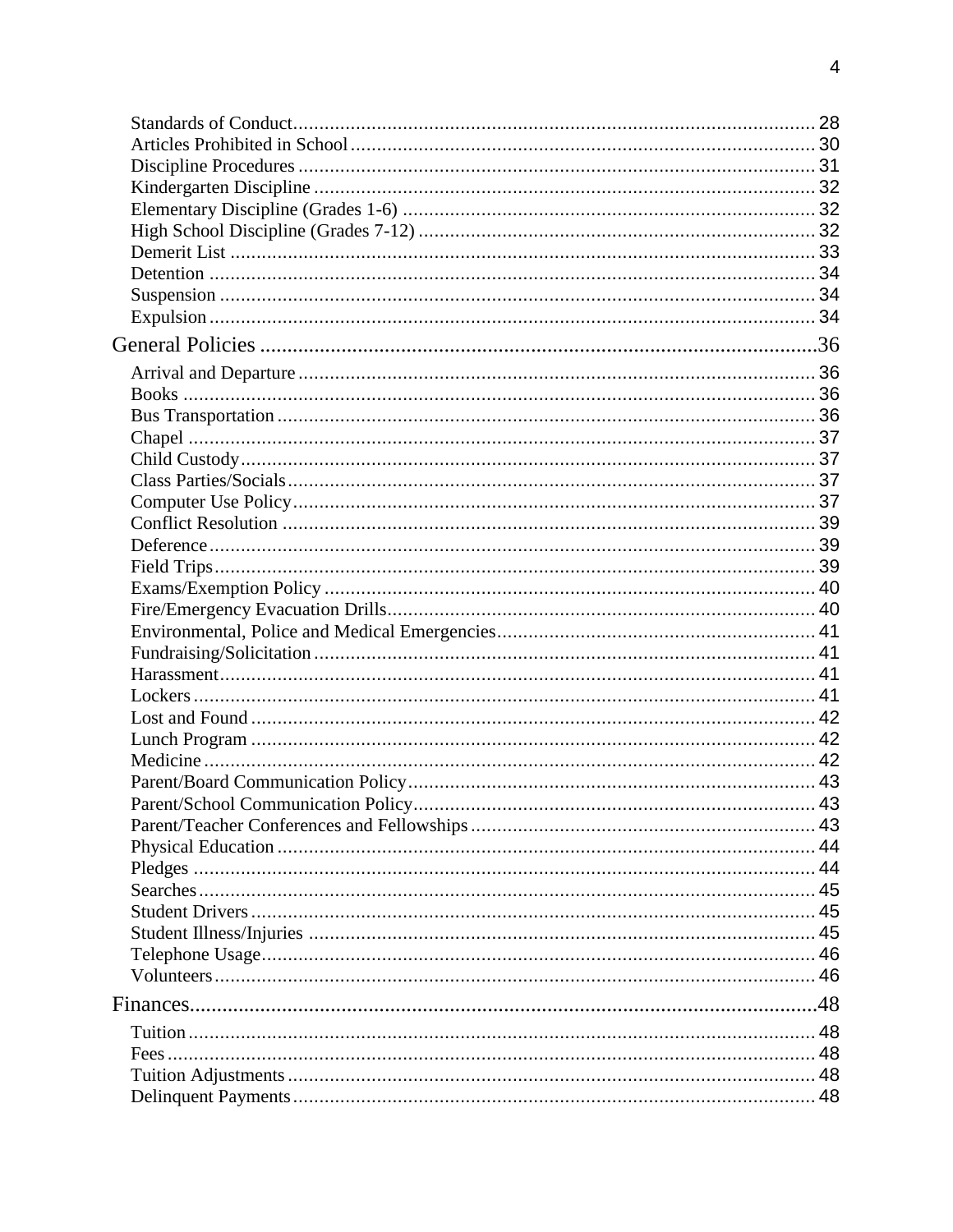Standards of Conduct ............ 28
Articles Prohibited in School ............ 30
Discipline Procedures ............ 31
Kindergarten Discipline ............ 32
Elementary Discipline (Grades 1-6) ............ 32
High School Discipline (Grades 7-12) ............ 32
Demerit List ............ 33
Detention ............ 34
Suspension ............ 34
Expulsion ............ 34

General Policies ............ 36

Arrival and Departure ............ 36
Books ............ 36
Bus Transportation ............ 36
Chapel ............ 37
Child Custody ............ 37
Class Parties/Socials ............ 37
Computer Use Policy ............ 37
Conflict Resolution ............ 39
Deference ............ 39
Field Trips ............ 39
Exams/Exemption Policy ............ 40
Fire/Emergency Evacuation Drills ............ 40
Environmental, Police and Medical Emergencies ............ 41
Fundraising/Solicitation ............ 41
Harassment ............ 41
Lockers ............ 41
Lost and Found ............ 42
Lunch Program ............ 42
Medicine ............ 42
Parent/Board Communication Policy ............ 43
Parent/School Communication Policy ............ 43
Parent/Teacher Conferences and Fellowships ............ 43
Physical Education ............ 44
Pledges ............ 44
Searches ............ 45
Student Drivers ............ 45
Student Illness/Injuries ............ 45
Telephone Usage ............ 46
Volunteers ............ 46

Finances ............ 48

Tuition ............ 48
Fees ............ 48
Tuition Adjustments ............ 48
Delinquent Payments ............ 48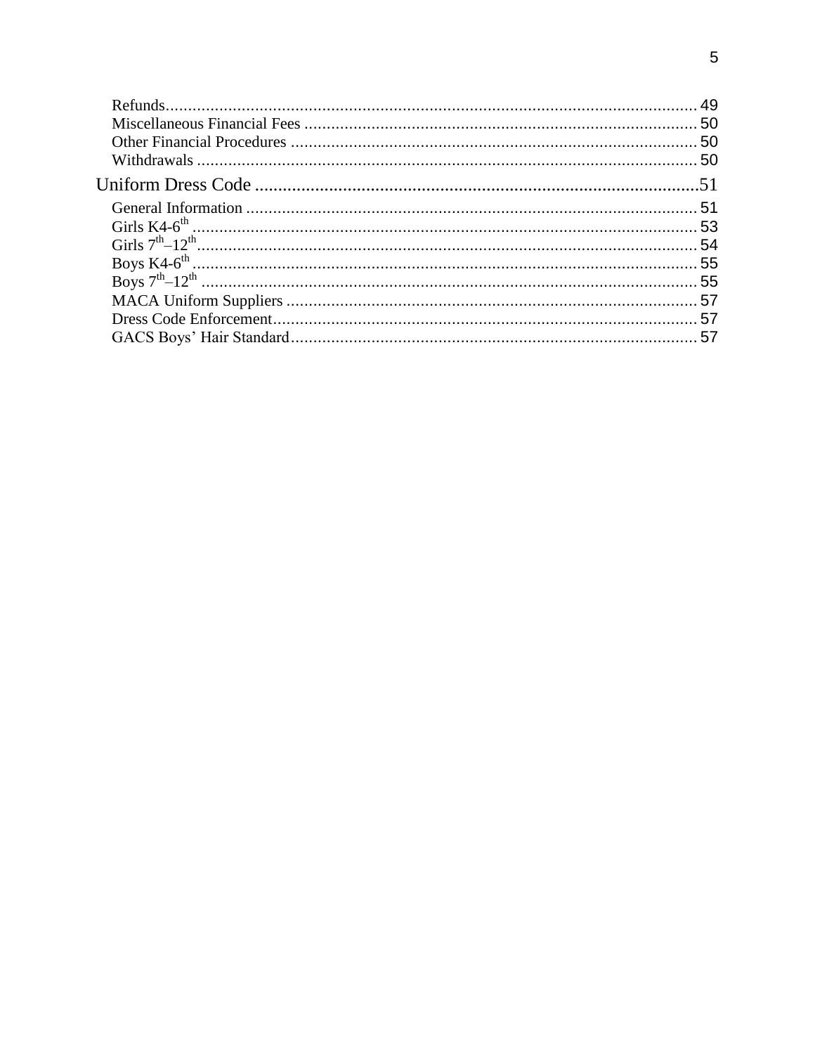Refunds ........................................................................................................... 49
Miscellaneous Financial Fees ....................................................................................... 50
Other Financial Procedures .......................................................................................... 50
Withdrawals ............................................................................................................... 50

Uniform Dress Code ................................................................................................. 51

General Information ................................................................................................... 51
Girls K4-6th ................................................................................................................ 53
Girls 7th–12th .............................................................................................................. 54
Boys K4-6th ................................................................................................................ 55
Boys 7th–12th .............................................................................................................. 55
MACA Uniform Suppliers ........................................................................................... 57
Dress Code Enforcement ............................................................................................. 57
GACS Boys' Hair Standard .......................................................................................... 57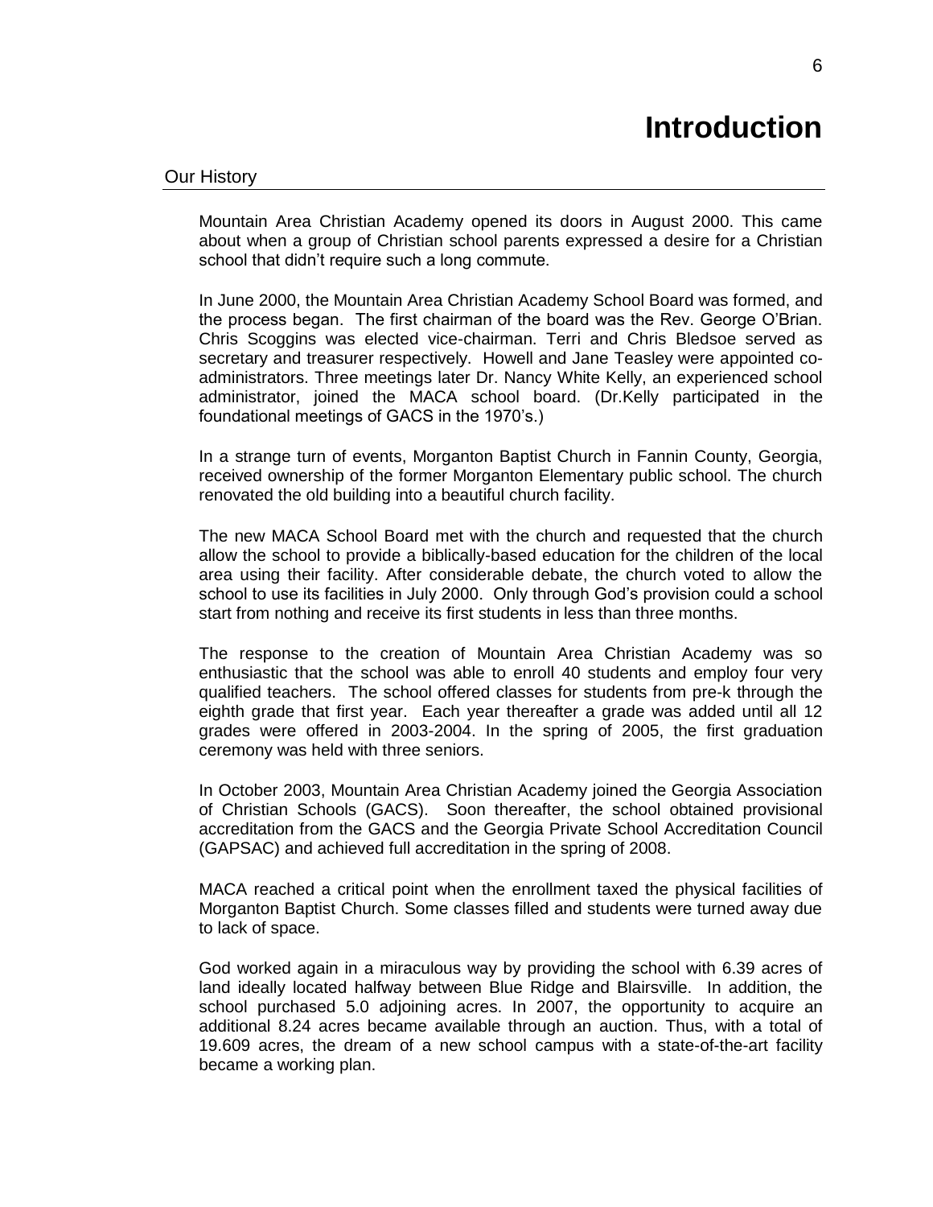# Introduction

## Our History

Mountain Area Christian Academy opened its doors in August 2000. This came about when a group of Christian school parents expressed a desire for a Christian school that didn't require such a long commute.

In June 2000, the Mountain Area Christian Academy School Board was formed, and the process began. The first chairman of the board was the Rev. George O'Brian. Chris Scoggins was elected vice-chairman. Terri and Chris Bledsoe served as secretary and treasurer respectively. Howell and Jane Teasley were appointed co-administrators. Three meetings later Dr. Nancy White Kelly, an experienced school administrator, joined the MACA school board. (Dr.Kelly participated in the foundational meetings of GACS in the 1970's.)

In a strange turn of events, Morganton Baptist Church in Fannin County, Georgia, received ownership of the former Morganton Elementary public school. The church renovated the old building into a beautiful church facility.

The new MACA School Board met with the church and requested that the church allow the school to provide a biblically-based education for the children of the local area using their facility. After considerable debate, the church voted to allow the school to use its facilities in July 2000. Only through God's provision could a school start from nothing and receive its first students in less than three months.

The response to the creation of Mountain Area Christian Academy was so enthusiastic that the school was able to enroll 40 students and employ four very qualified teachers. The school offered classes for students from pre-k through the eighth grade that first year. Each year thereafter a grade was added until all 12 grades were offered in 2003-2004. In the spring of 2005, the first graduation ceremony was held with three seniors.

In October 2003, Mountain Area Christian Academy joined the Georgia Association of Christian Schools (GACS). Soon thereafter, the school obtained provisional accreditation from the GACS and the Georgia Private School Accreditation Council (GAPSAC) and achieved full accreditation in the spring of 2008.

MACA reached a critical point when the enrollment taxed the physical facilities of Morganton Baptist Church. Some classes filled and students were turned away due to lack of space.

God worked again in a miraculous way by providing the school with 6.39 acres of land ideally located halfway between Blue Ridge and Blairsville. In addition, the school purchased 5.0 adjoining acres. In 2007, the opportunity to acquire an additional 8.24 acres became available through an auction. Thus, with a total of 19.609 acres, the dream of a new school campus with a state-of-the-art facility became a working plan.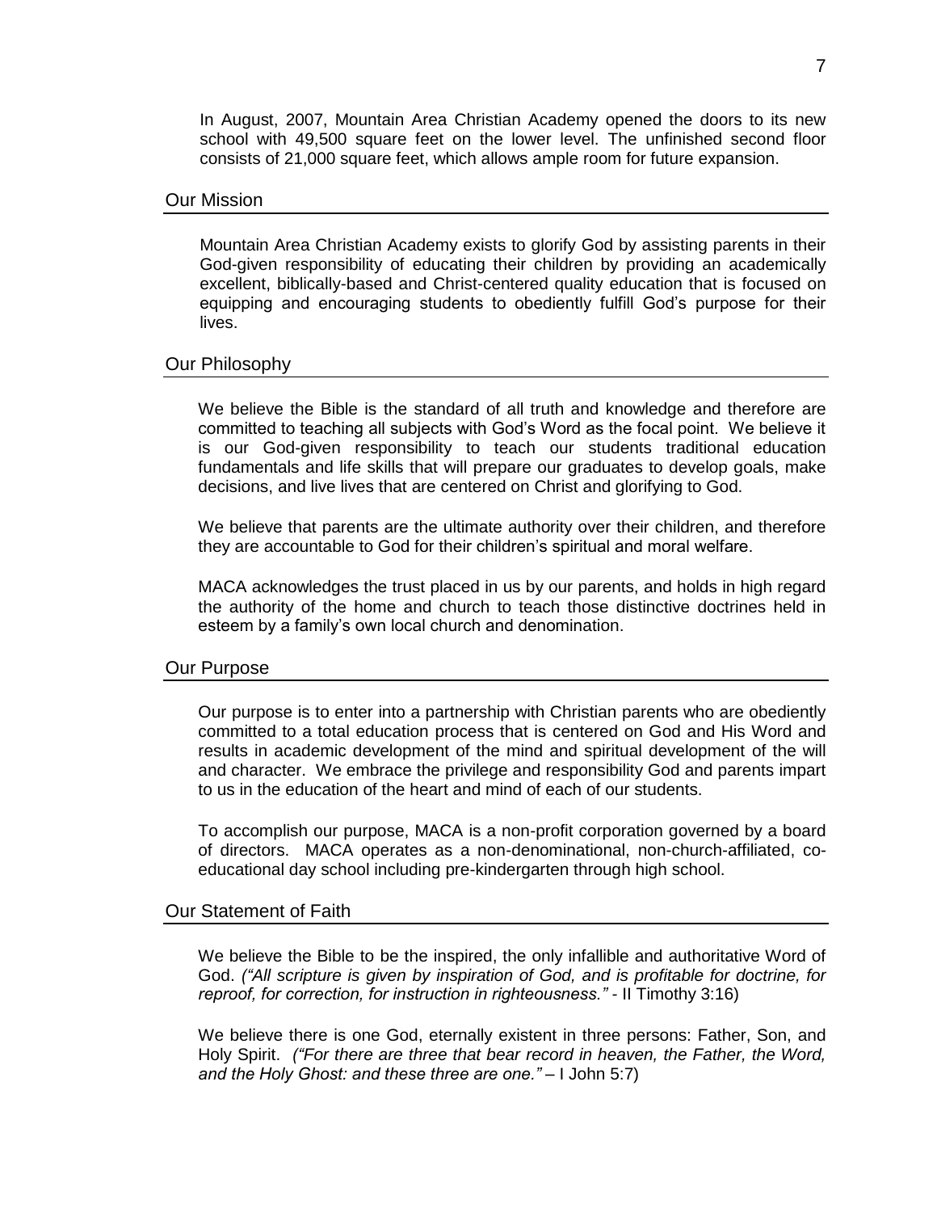In August, 2007, Mountain Area Christian Academy opened the doors to its new school with 49,500 square feet on the lower level. The unfinished second floor consists of 21,000 square feet, which allows ample room for future expansion.

## Our Mission

Mountain Area Christian Academy exists to glorify God by assisting parents in their God-given responsibility of educating their children by providing an academically excellent, biblically-based and Christ-centered quality education that is focused on equipping and encouraging students to obediently fulfill God's purpose for their lives.

## Our Philosophy

We believe the Bible is the standard of all truth and knowledge and therefore are committed to teaching all subjects with God's Word as the focal point. We believe it is our God-given responsibility to teach our students traditional education fundamentals and life skills that will prepare our graduates to develop goals, make decisions, and live lives that are centered on Christ and glorifying to God.

We believe that parents are the ultimate authority over their children, and therefore they are accountable to God for their children's spiritual and moral welfare.

MACA acknowledges the trust placed in us by our parents, and holds in high regard the authority of the home and church to teach those distinctive doctrines held in esteem by a family's own local church and denomination.

## Our Purpose

Our purpose is to enter into a partnership with Christian parents who are obediently committed to a total education process that is centered on God and His Word and results in academic development of the mind and spiritual development of the will and character. We embrace the privilege and responsibility God and parents impart to us in the education of the heart and mind of each of our students.

To accomplish our purpose, MACA is a non-profit corporation governed by a board of directors. MACA operates as a non-denominational, non-church-affiliated, co-educational day school including pre-kindergarten through high school.

## Our Statement of Faith

We believe the Bible to be the inspired, the only infallible and authoritative Word of God. *("All scripture is given by inspiration of God, and is profitable for doctrine, for reproof, for correction, for instruction in righteousness."* - II Timothy 3:16)

We believe there is one God, eternally existent in three persons: Father, Son, and Holy Spirit. *("For there are three that bear record in heaven, the Father, the Word, and the Holy Ghost: and these three are one."* – I John 5:7)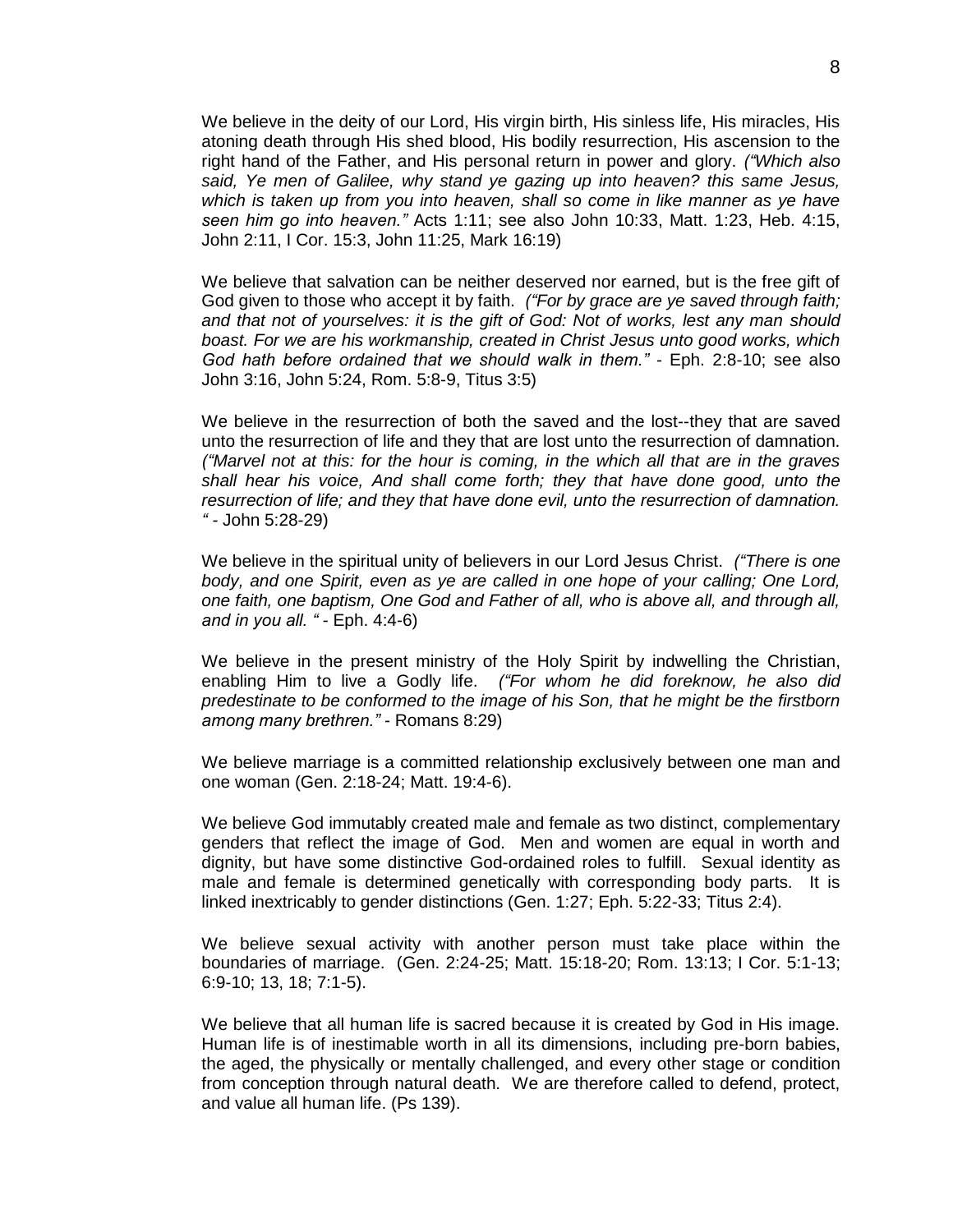We believe in the deity of our Lord, His virgin birth, His sinless life, His miracles, His atoning death through His shed blood, His bodily resurrection, His ascension to the right hand of the Father, and His personal return in power and glory. *("Which also said, Ye men of Galilee, why stand ye gazing up into heaven? this same Jesus, which is taken up from you into heaven, shall so come in like manner as ye have seen him go into heaven."* Acts 1:11; see also John 10:33, Matt. 1:23, Heb. 4:15, John 2:11, I Cor. 15:3, John 11:25, Mark 16:19)

We believe that salvation can be neither deserved nor earned, but is the free gift of God given to those who accept it by faith. *("For by grace are ye saved through faith; and that not of yourselves: it is the gift of God: Not of works, lest any man should boast. For we are his workmanship, created in Christ Jesus unto good works, which God hath before ordained that we should walk in them."* - Eph. 2:8-10; see also John 3:16, John 5:24, Rom. 5:8-9, Titus 3:5)

We believe in the resurrection of both the saved and the lost--they that are saved unto the resurrection of life and they that are lost unto the resurrection of damnation. *("Marvel not at this: for the hour is coming, in the which all that are in the graves shall hear his voice, And shall come forth; they that have done good, unto the resurrection of life; and they that have done evil, unto the resurrection of damnation. "* - John 5:28-29)

We believe in the spiritual unity of believers in our Lord Jesus Christ. *("There is one body, and one Spirit, even as ye are called in one hope of your calling; One Lord, one faith, one baptism, One God and Father of all, who is above all, and through all, and in you all. "* - Eph. 4:4-6)

We believe in the present ministry of the Holy Spirit by indwelling the Christian, enabling Him to live a Godly life. *("For whom he did foreknow, he also did predestinate to be conformed to the image of his Son, that he might be the firstborn among many brethren."* - Romans 8:29)

We believe marriage is a committed relationship exclusively between one man and one woman (Gen. 2:18-24; Matt. 19:4-6).

We believe God immutably created male and female as two distinct, complementary genders that reflect the image of God. Men and women are equal in worth and dignity, but have some distinctive God-ordained roles to fulfill. Sexual identity as male and female is determined genetically with corresponding body parts. It is linked inextricably to gender distinctions (Gen. 1:27; Eph. 5:22-33; Titus 2:4).

We believe sexual activity with another person must take place within the boundaries of marriage. (Gen. 2:24-25; Matt. 15:18-20; Rom. 13:13; I Cor. 5:1-13; 6:9-10; 13, 18; 7:1-5).

We believe that all human life is sacred because it is created by God in His image. Human life is of inestimable worth in all its dimensions, including pre-born babies, the aged, the physically or mentally challenged, and every other stage or condition from conception through natural death. We are therefore called to defend, protect, and value all human life. (Ps 139).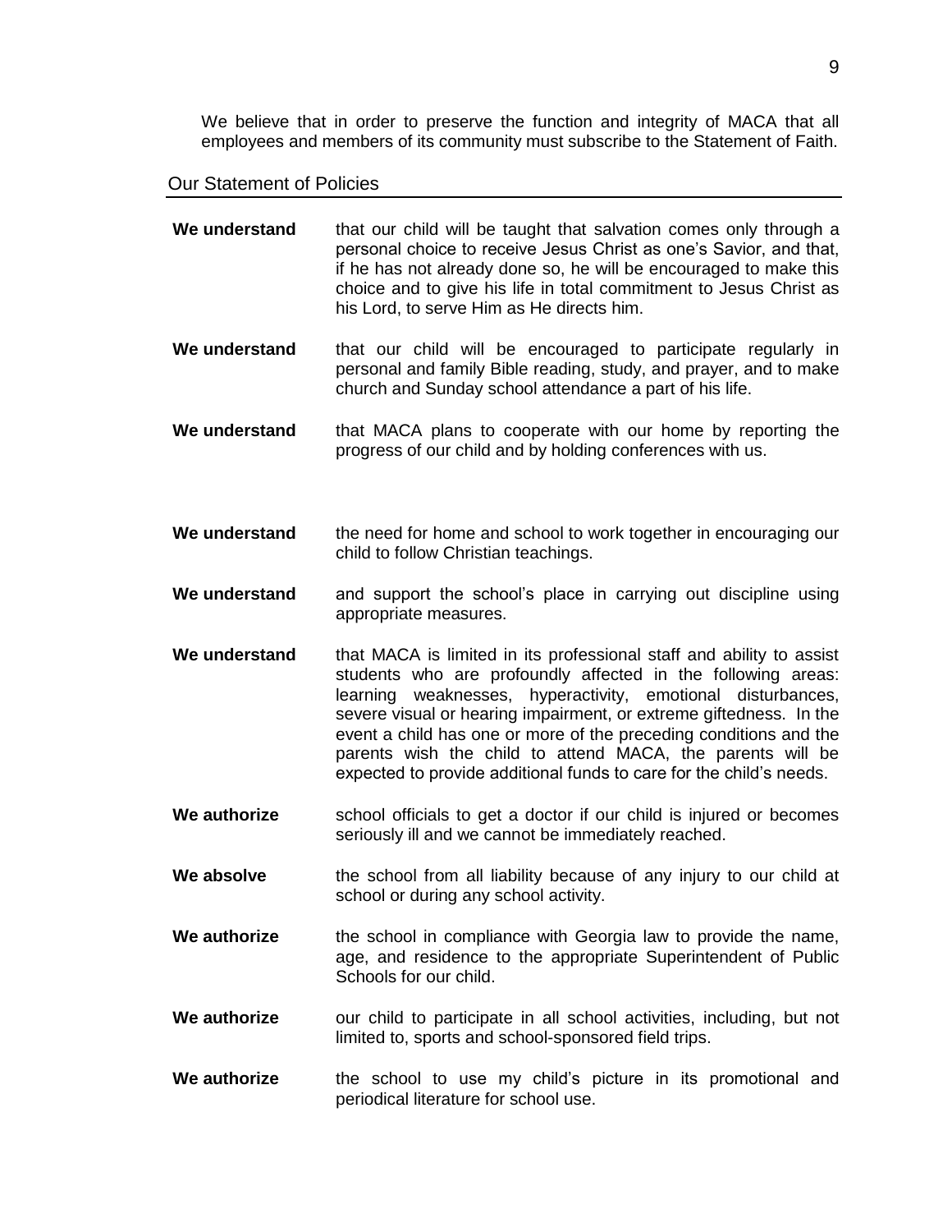We believe that in order to preserve the function and integrity of MACA that all employees and members of its community must subscribe to the Statement of Faith.

## Our Statement of Policies

**We understand** that our child will be taught that salvation comes only through a personal choice to receive Jesus Christ as one's Savior, and that, if he has not already done so, he will be encouraged to make this choice and to give his life in total commitment to Jesus Christ as his Lord, to serve Him as He directs him.

**We understand** that our child will be encouraged to participate regularly in personal and family Bible reading, study, and prayer, and to make church and Sunday school attendance a part of his life.

**We understand** that MACA plans to cooperate with our home by reporting the progress of our child and by holding conferences with us.

**We understand** the need for home and school to work together in encouraging our child to follow Christian teachings.

**We understand** and support the school's place in carrying out discipline using appropriate measures.

**We understand** that MACA is limited in its professional staff and ability to assist students who are profoundly affected in the following areas: learning weaknesses, hyperactivity, emotional disturbances, severe visual or hearing impairment, or extreme giftedness. In the event a child has one or more of the preceding conditions and the parents wish the child to attend MACA, the parents will be expected to provide additional funds to care for the child's needs.

**We authorize** school officials to get a doctor if our child is injured or becomes seriously ill and we cannot be immediately reached.

**We absolve** the school from all liability because of any injury to our child at school or during any school activity.

**We authorize** the school in compliance with Georgia law to provide the name, age, and residence to the appropriate Superintendent of Public Schools for our child.

**We authorize** our child to participate in all school activities, including, but not limited to, sports and school-sponsored field trips.

**We authorize** the school to use my child's picture in its promotional and periodical literature for school use.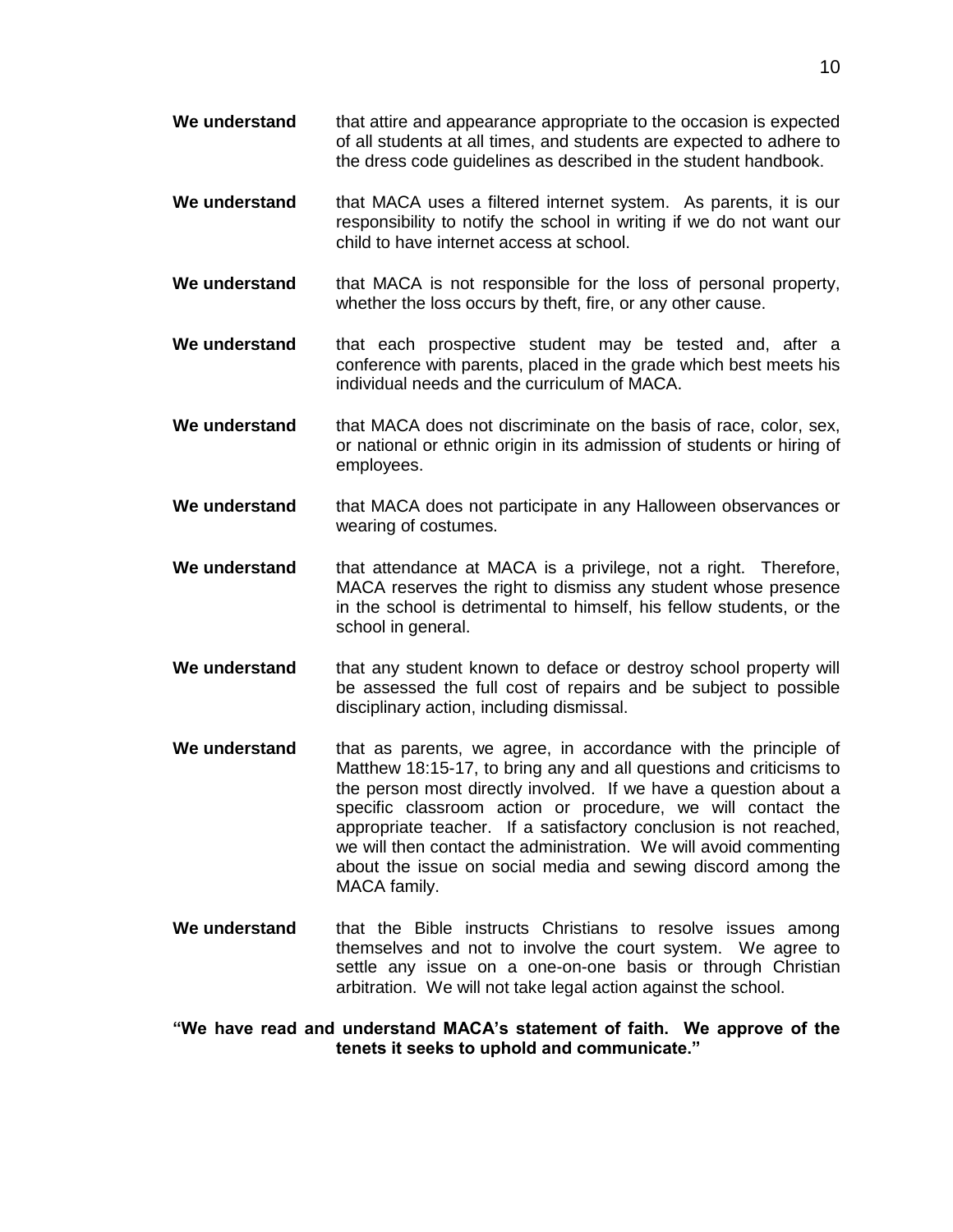**We understand** that attire and appearance appropriate to the occasion is expected of all students at all times, and students are expected to adhere to the dress code guidelines as described in the student handbook.

**We understand** that MACA uses a filtered internet system. As parents, it is our responsibility to notify the school in writing if we do not want our child to have internet access at school.

**We understand** that MACA is not responsible for the loss of personal property, whether the loss occurs by theft, fire, or any other cause.

**We understand** that each prospective student may be tested and, after a conference with parents, placed in the grade which best meets his individual needs and the curriculum of MACA.

**We understand** that MACA does not discriminate on the basis of race, color, sex, or national or ethnic origin in its admission of students or hiring of employees.

**We understand** that MACA does not participate in any Halloween observances or wearing of costumes.

**We understand** that attendance at MACA is a privilege, not a right. Therefore, MACA reserves the right to dismiss any student whose presence in the school is detrimental to himself, his fellow students, or the school in general.

**We understand** that any student known to deface or destroy school property will be assessed the full cost of repairs and be subject to possible disciplinary action, including dismissal.

**We understand** that as parents, we agree, in accordance with the principle of Matthew 18:15-17, to bring any and all questions and criticisms to the person most directly involved. If we have a question about a specific classroom action or procedure, we will contact the appropriate teacher. If a satisfactory conclusion is not reached, we will then contact the administration. We will avoid commenting about the issue on social media and sewing discord among the MACA family.

**We understand** that the Bible instructs Christians to resolve issues among themselves and not to involve the court system. We agree to settle any issue on a one-on-one basis or through Christian arbitration. We will not take legal action against the school.

**"We have read and understand MACA's statement of faith. We approve of the tenets it seeks to uphold and communicate."**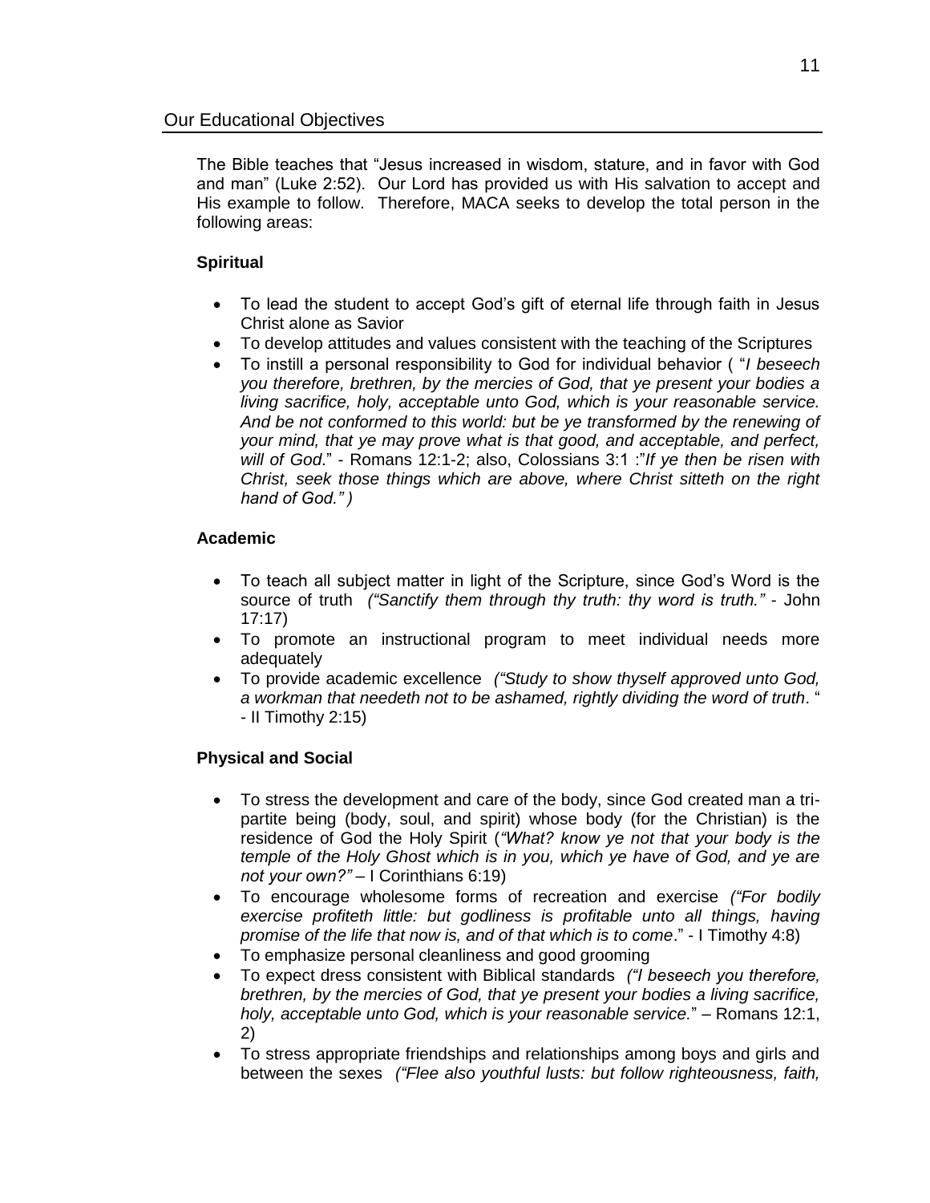## Our Educational Objectives

The Bible teaches that "Jesus increased in wisdom, stature, and in favor with God and man" (Luke 2:52). Our Lord has provided us with His salvation to accept and His example to follow. Therefore, MACA seeks to develop the total person in the following areas:

**Spiritual**

- To lead the student to accept God's gift of eternal life through faith in Jesus Christ alone as Savior
- To develop attitudes and values consistent with the teaching of the Scriptures
- To instill a personal responsibility to God for individual behavior ( "*I beseech you therefore, brethren, by the mercies of God, that ye present your bodies a living sacrifice, holy, acceptable unto God, which is your reasonable service. And be not conformed to this world: but be ye transformed by the renewing of your mind, that ye may prove what is that good, and acceptable, and perfect, will of God*." - Romans 12:1-2; also, Colossians 3:1 :"*If ye then be risen with Christ, seek those things which are above, where Christ sitteth on the right hand of God." )*

**Academic**

- To teach all subject matter in light of the Scripture, since God's Word is the source of truth *("Sanctify them through thy truth: thy word is truth."* - John 17:17)
- To promote an instructional program to meet individual needs more adequately
- To provide academic excellence *("Study to show thyself approved unto God, a workman that needeth not to be ashamed, rightly dividing the word of truth*. " - II Timothy 2:15)

**Physical and Social**

- To stress the development and care of the body, since God created man a tri-partite being (body, soul, and spirit) whose body (for the Christian) is the residence of God the Holy Spirit (*"What? know ye not that your body is the temple of the Holy Ghost which is in you, which ye have of God, and ye are not your own?"* – I Corinthians 6:19)
- To encourage wholesome forms of recreation and exercise *("For bodily exercise profiteth little: but godliness is profitable unto all things, having promise of the life that now is, and of that which is to come*." - I Timothy 4:8)
- To emphasize personal cleanliness and good grooming
- To expect dress consistent with Biblical standards *("I beseech you therefore, brethren, by the mercies of God, that ye present your bodies a living sacrifice, holy, acceptable unto God, which is your reasonable service.*" – Romans 12:1, 2)
- To stress appropriate friendships and relationships among boys and girls and between the sexes *("Flee also youthful lusts: but follow righteousness, faith,*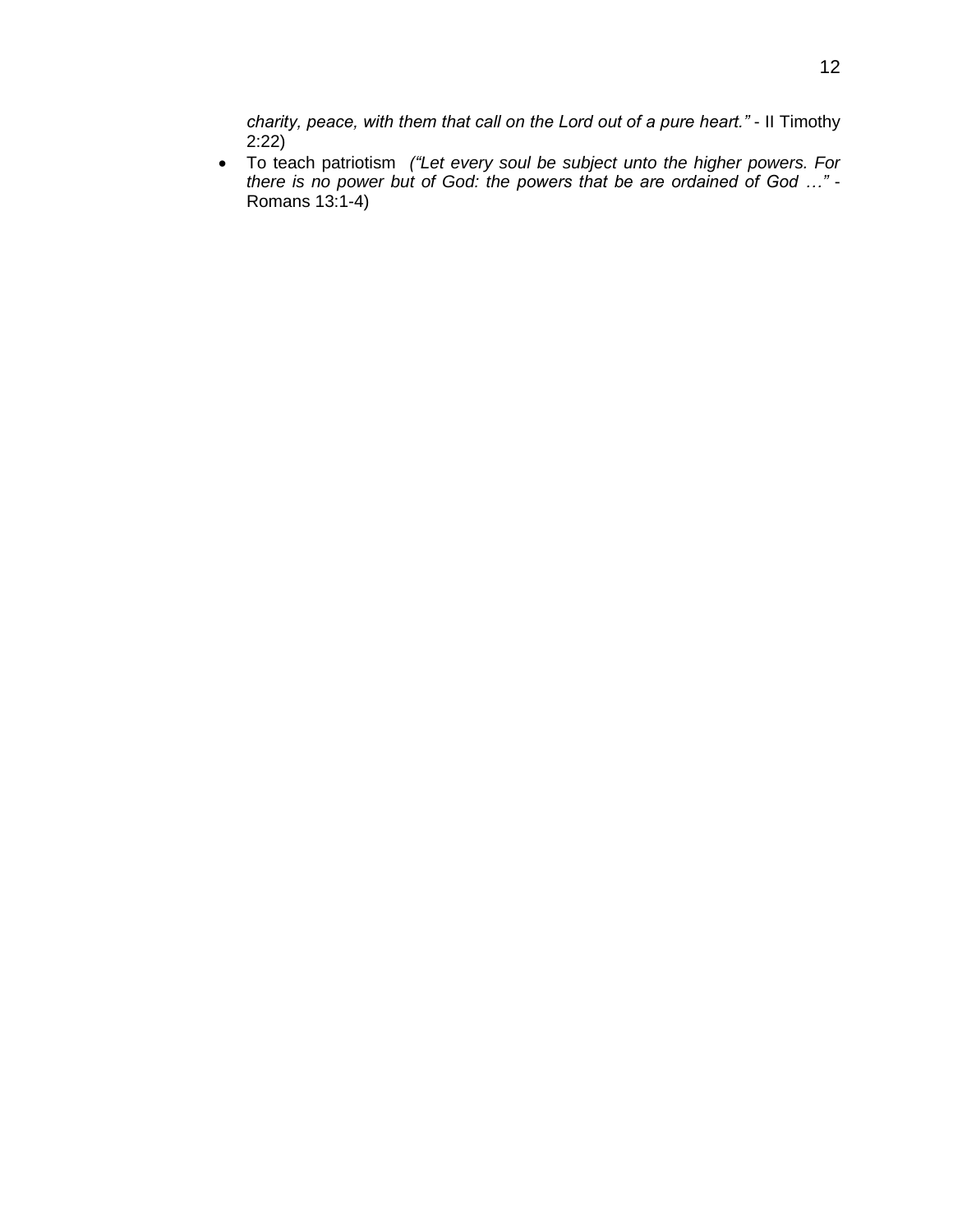*charity, peace, with them that call on the Lord out of a pure heart."* - II Timothy 2:22)

- To teach patriotism *("Let every soul be subject unto the higher powers. For there is no power but of God: the powers that be are ordained of God …"* - Romans 13:1-4)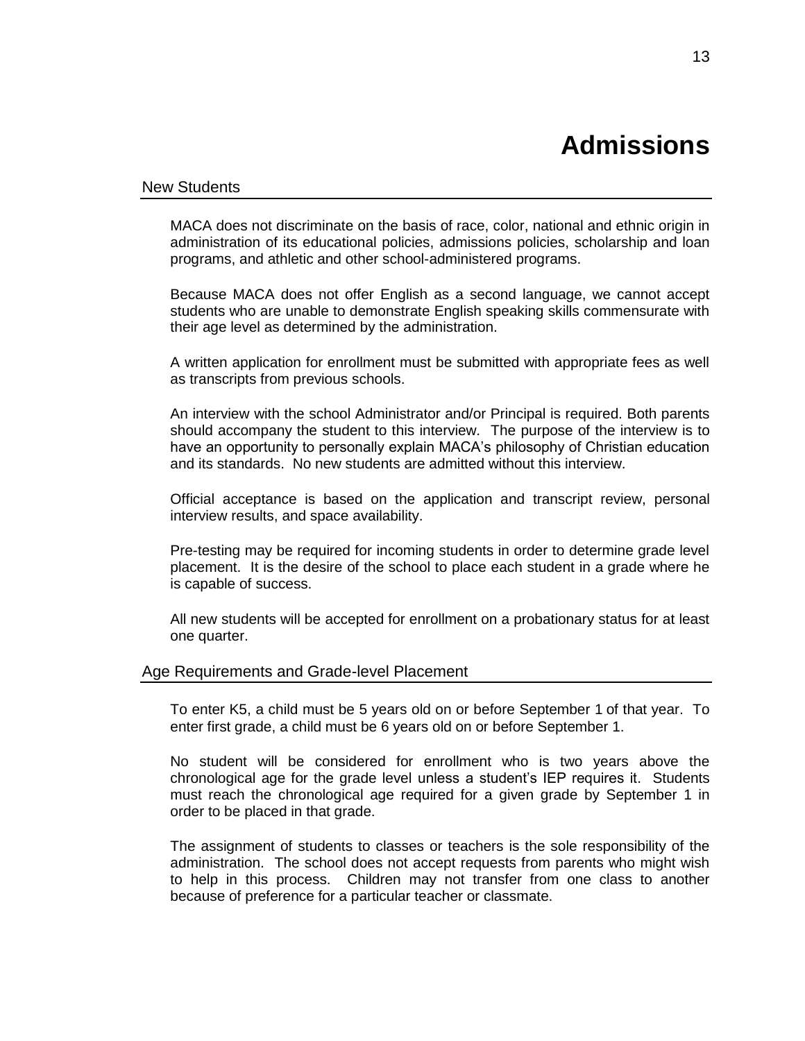# Admissions

## New Students

MACA does not discriminate on the basis of race, color, national and ethnic origin in administration of its educational policies, admissions policies, scholarship and loan programs, and athletic and other school-administered programs.

Because MACA does not offer English as a second language, we cannot accept students who are unable to demonstrate English speaking skills commensurate with their age level as determined by the administration.

A written application for enrollment must be submitted with appropriate fees as well as transcripts from previous schools.

An interview with the school Administrator and/or Principal is required. Both parents should accompany the student to this interview. The purpose of the interview is to have an opportunity to personally explain MACA's philosophy of Christian education and its standards. No new students are admitted without this interview.

Official acceptance is based on the application and transcript review, personal interview results, and space availability.

Pre-testing may be required for incoming students in order to determine grade level placement. It is the desire of the school to place each student in a grade where he is capable of success.

All new students will be accepted for enrollment on a probationary status for at least one quarter.

## Age Requirements and Grade-level Placement

To enter K5, a child must be 5 years old on or before September 1 of that year. To enter first grade, a child must be 6 years old on or before September 1.

No student will be considered for enrollment who is two years above the chronological age for the grade level unless a student's IEP requires it. Students must reach the chronological age required for a given grade by September 1 in order to be placed in that grade.

The assignment of students to classes or teachers is the sole responsibility of the administration. The school does not accept requests from parents who might wish to help in this process. Children may not transfer from one class to another because of preference for a particular teacher or classmate.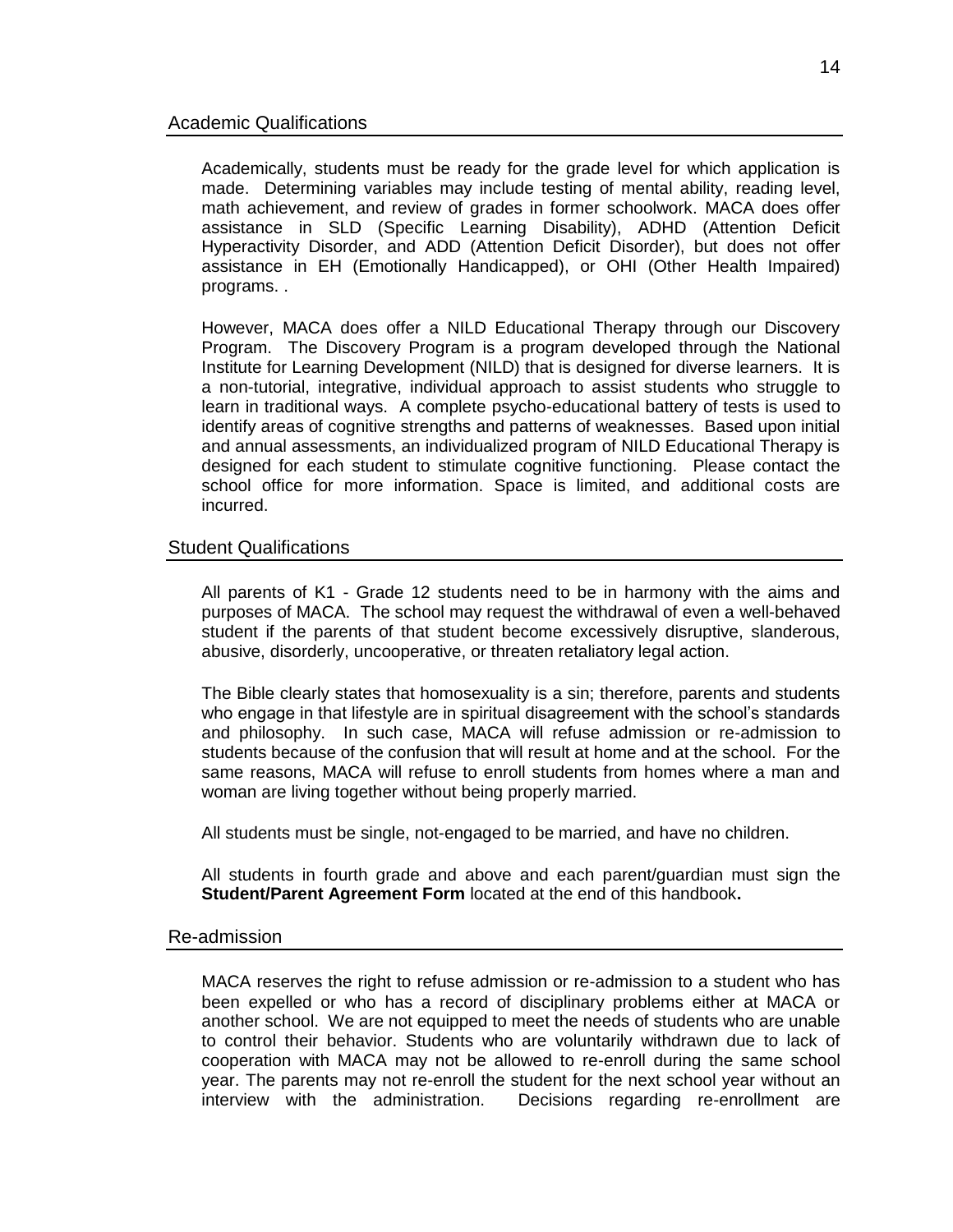## Academic Qualifications

Academically, students must be ready for the grade level for which application is made. Determining variables may include testing of mental ability, reading level, math achievement, and review of grades in former schoolwork. MACA does offer assistance in SLD (Specific Learning Disability), ADHD (Attention Deficit Hyperactivity Disorder, and ADD (Attention Deficit Disorder), but does not offer assistance in EH (Emotionally Handicapped), or OHI (Other Health Impaired) programs. .

However, MACA does offer a NILD Educational Therapy through our Discovery Program. The Discovery Program is a program developed through the National Institute for Learning Development (NILD) that is designed for diverse learners. It is a non-tutorial, integrative, individual approach to assist students who struggle to learn in traditional ways. A complete psycho-educational battery of tests is used to identify areas of cognitive strengths and patterns of weaknesses. Based upon initial and annual assessments, an individualized program of NILD Educational Therapy is designed for each student to stimulate cognitive functioning. Please contact the school office for more information. Space is limited, and additional costs are incurred.

## Student Qualifications

All parents of K1 - Grade 12 students need to be in harmony with the aims and purposes of MACA. The school may request the withdrawal of even a well-behaved student if the parents of that student become excessively disruptive, slanderous, abusive, disorderly, uncooperative, or threaten retaliatory legal action.

The Bible clearly states that homosexuality is a sin; therefore, parents and students who engage in that lifestyle are in spiritual disagreement with the school's standards and philosophy. In such case, MACA will refuse admission or re-admission to students because of the confusion that will result at home and at the school. For the same reasons, MACA will refuse to enroll students from homes where a man and woman are living together without being properly married.

All students must be single, not-engaged to be married, and have no children.

All students in fourth grade and above and each parent/guardian must sign the **Student/Parent Agreement Form** located at the end of this handbook**.**

## Re-admission

MACA reserves the right to refuse admission or re-admission to a student who has been expelled or who has a record of disciplinary problems either at MACA or another school. We are not equipped to meet the needs of students who are unable to control their behavior. Students who are voluntarily withdrawn due to lack of cooperation with MACA may not be allowed to re-enroll during the same school year. The parents may not re-enroll the student for the next school year without an interview with the administration. Decisions regarding re-enrollment are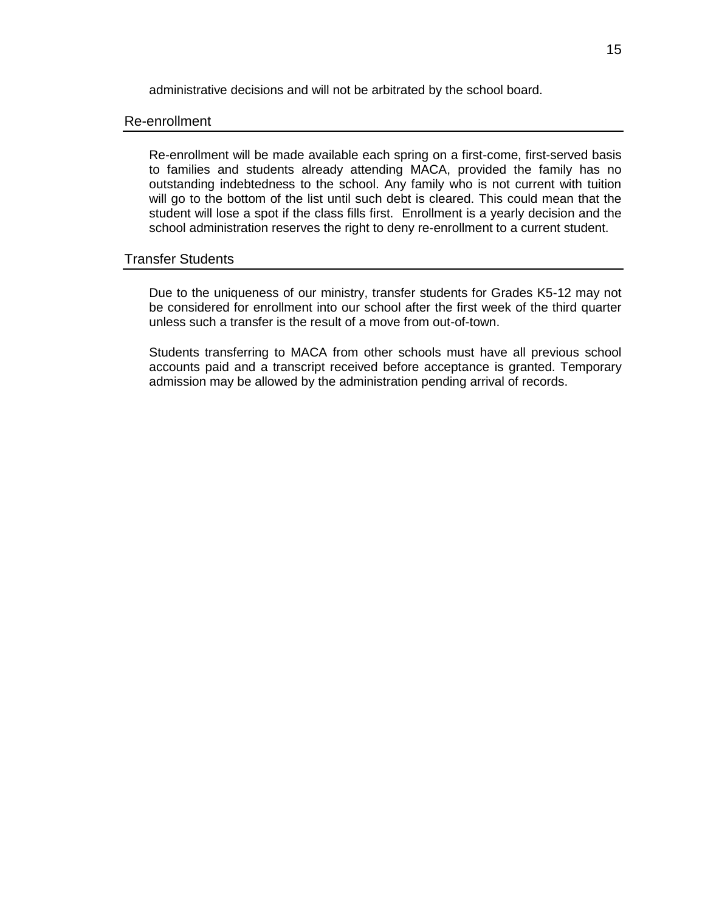administrative decisions and will not be arbitrated by the school board.

## Re-enrollment

Re-enrollment will be made available each spring on a first-come, first-served basis to families and students already attending MACA, provided the family has no outstanding indebtedness to the school. Any family who is not current with tuition will go to the bottom of the list until such debt is cleared. This could mean that the student will lose a spot if the class fills first. Enrollment is a yearly decision and the school administration reserves the right to deny re-enrollment to a current student.

## Transfer Students

Due to the uniqueness of our ministry, transfer students for Grades K5-12 may not be considered for enrollment into our school after the first week of the third quarter unless such a transfer is the result of a move from out-of-town.

Students transferring to MACA from other schools must have all previous school accounts paid and a transcript received before acceptance is granted. Temporary admission may be allowed by the administration pending arrival of records.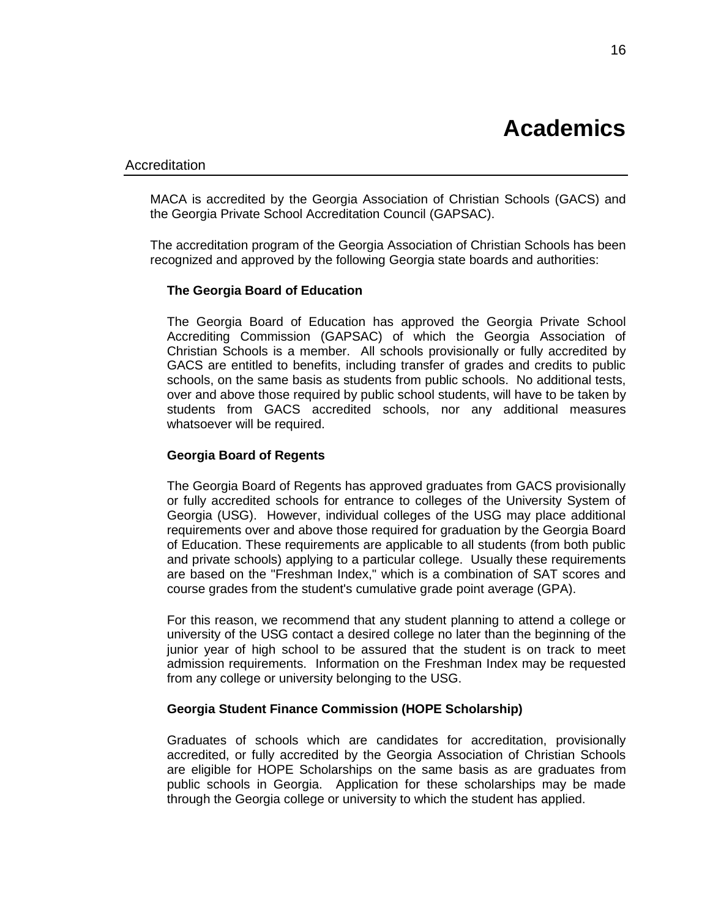# Academics

## Accreditation

MACA is accredited by the Georgia Association of Christian Schools (GACS) and the Georgia Private School Accreditation Council (GAPSAC).

The accreditation program of the Georgia Association of Christian Schools has been recognized and approved by the following Georgia state boards and authorities:

### The Georgia Board of Education

The Georgia Board of Education has approved the Georgia Private School Accrediting Commission (GAPSAC) of which the Georgia Association of Christian Schools is a member. All schools provisionally or fully accredited by GACS are entitled to benefits, including transfer of grades and credits to public schools, on the same basis as students from public schools. No additional tests, over and above those required by public school students, will have to be taken by students from GACS accredited schools, nor any additional measures whatsoever will be required.

### Georgia Board of Regents

The Georgia Board of Regents has approved graduates from GACS provisionally or fully accredited schools for entrance to colleges of the University System of Georgia (USG). However, individual colleges of the USG may place additional requirements over and above those required for graduation by the Georgia Board of Education. These requirements are applicable to all students (from both public and private schools) applying to a particular college. Usually these requirements are based on the "Freshman Index," which is a combination of SAT scores and course grades from the student's cumulative grade point average (GPA).

For this reason, we recommend that any student planning to attend a college or university of the USG contact a desired college no later than the beginning of the junior year of high school to be assured that the student is on track to meet admission requirements. Information on the Freshman Index may be requested from any college or university belonging to the USG.

### Georgia Student Finance Commission (HOPE Scholarship)

Graduates of schools which are candidates for accreditation, provisionally accredited, or fully accredited by the Georgia Association of Christian Schools are eligible for HOPE Scholarships on the same basis as are graduates from public schools in Georgia. Application for these scholarships may be made through the Georgia college or university to which the student has applied.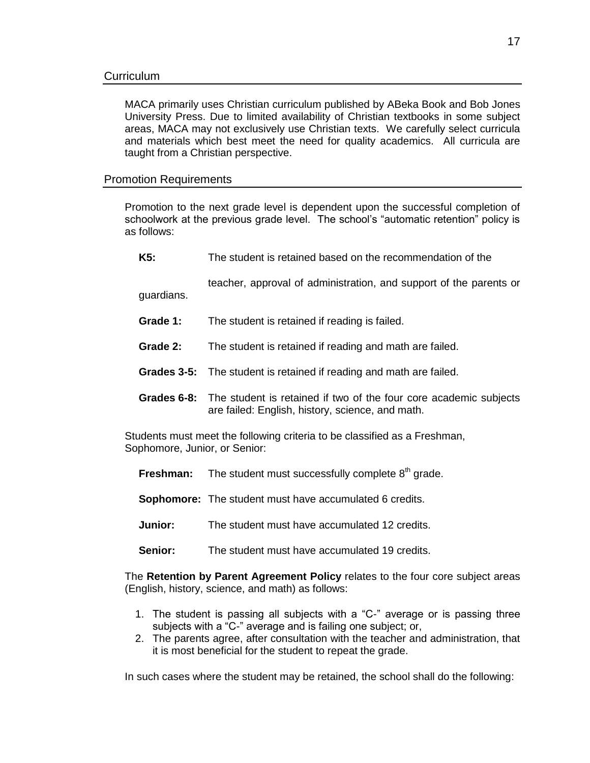## Curriculum

MACA primarily uses Christian curriculum published by ABeka Book and Bob Jones University Press. Due to limited availability of Christian textbooks in some subject areas, MACA may not exclusively use Christian texts. We carefully select curricula and materials which best meet the need for quality academics. All curricula are taught from a Christian perspective.

## Promotion Requirements

Promotion to the next grade level is dependent upon the successful completion of schoolwork at the previous grade level. The school's "automatic retention" policy is as follows:

**K5:** The student is retained based on the recommendation of the teacher, approval of administration, and support of the parents or guardians.

**Grade 1:** The student is retained if reading is failed.

**Grade 2:** The student is retained if reading and math are failed.

**Grades 3-5:** The student is retained if reading and math are failed.

**Grades 6-8:** The student is retained if two of the four core academic subjects are failed: English, history, science, and math.

Students must meet the following criteria to be classified as a Freshman, Sophomore, Junior, or Senior:

**Freshman:** The student must successfully complete 8th grade.

**Sophomore:** The student must have accumulated 6 credits.

**Junior:** The student must have accumulated 12 credits.

**Senior:** The student must have accumulated 19 credits.

The **Retention by Parent Agreement Policy** relates to the four core subject areas (English, history, science, and math) as follows:

1. The student is passing all subjects with a "C-" average or is passing three subjects with a "C-" average and is failing one subject; or,
2. The parents agree, after consultation with the teacher and administration, that it is most beneficial for the student to repeat the grade.

In such cases where the student may be retained, the school shall do the following: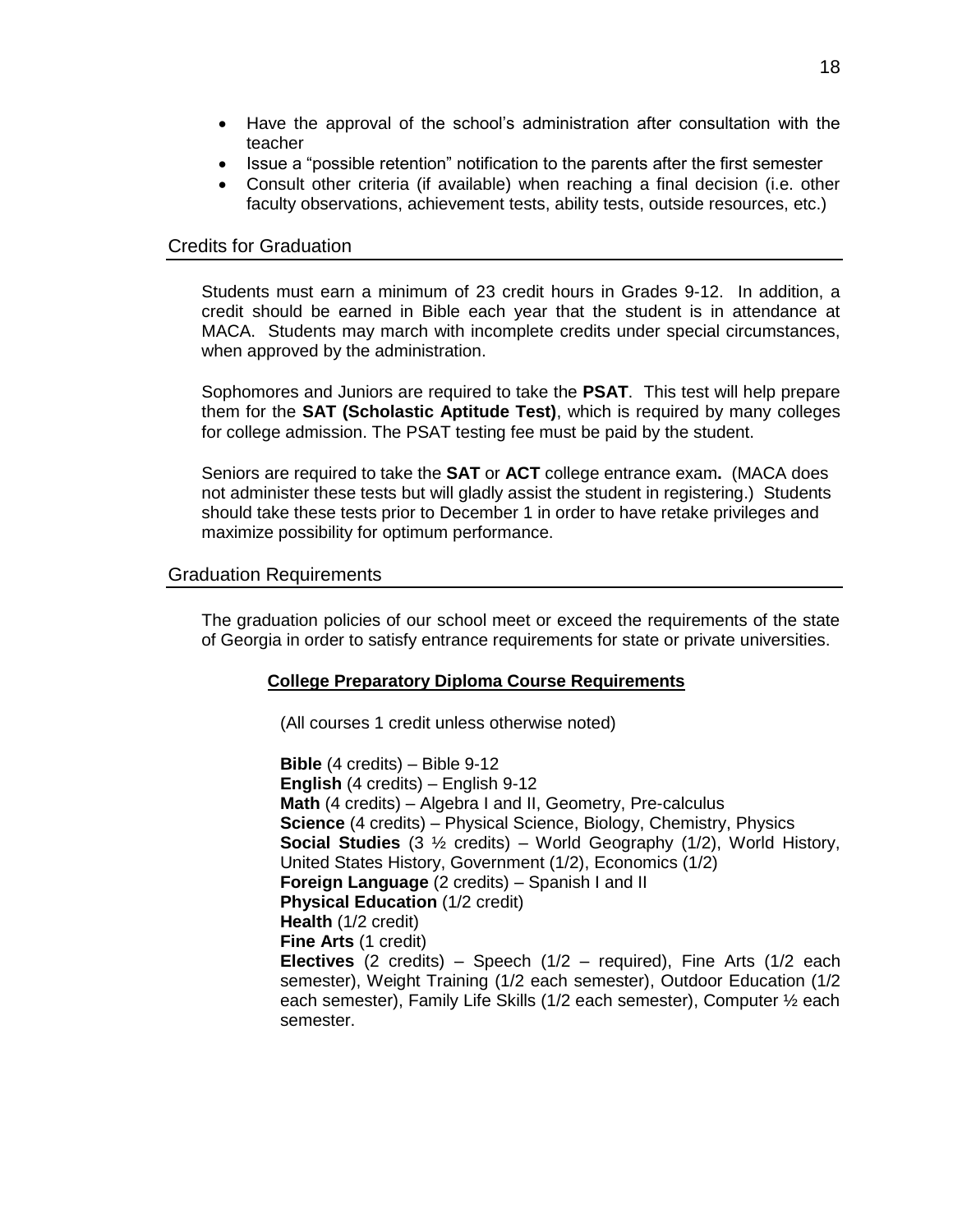- Have the approval of the school's administration after consultation with the teacher
- Issue a "possible retention" notification to the parents after the first semester
- Consult other criteria (if available) when reaching a final decision (i.e. other faculty observations, achievement tests, ability tests, outside resources, etc.)

## Credits for Graduation

Students must earn a minimum of 23 credit hours in Grades 9-12. In addition, a credit should be earned in Bible each year that the student is in attendance at MACA. Students may march with incomplete credits under special circumstances, when approved by the administration.

Sophomores and Juniors are required to take the **PSAT**. This test will help prepare them for the **SAT (Scholastic Aptitude Test)**, which is required by many colleges for college admission. The PSAT testing fee must be paid by the student.

Seniors are required to take the **SAT** or **ACT** college entrance exam**.** (MACA does not administer these tests but will gladly assist the student in registering.) Students should take these tests prior to December 1 in order to have retake privileges and maximize possibility for optimum performance.

## Graduation Requirements

The graduation policies of our school meet or exceed the requirements of the state of Georgia in order to satisfy entrance requirements for state or private universities.

**College Preparatory Diploma Course Requirements**

(All courses 1 credit unless otherwise noted)

**Bible** (4 credits) – Bible 9-12
**English** (4 credits) – English 9-12
**Math** (4 credits) – Algebra I and II, Geometry, Pre-calculus
**Science** (4 credits) – Physical Science, Biology, Chemistry, Physics
**Social Studies** (3 ½ credits) – World Geography (1/2), World History, United States History, Government (1/2), Economics (1/2)
**Foreign Language** (2 credits) – Spanish I and II
**Physical Education** (1/2 credit)
**Health** (1/2 credit)
**Fine Arts** (1 credit)
**Electives** (2 credits) – Speech (1/2 – required), Fine Arts (1/2 each semester), Weight Training (1/2 each semester), Outdoor Education (1/2 each semester), Family Life Skills (1/2 each semester), Computer ½ each semester.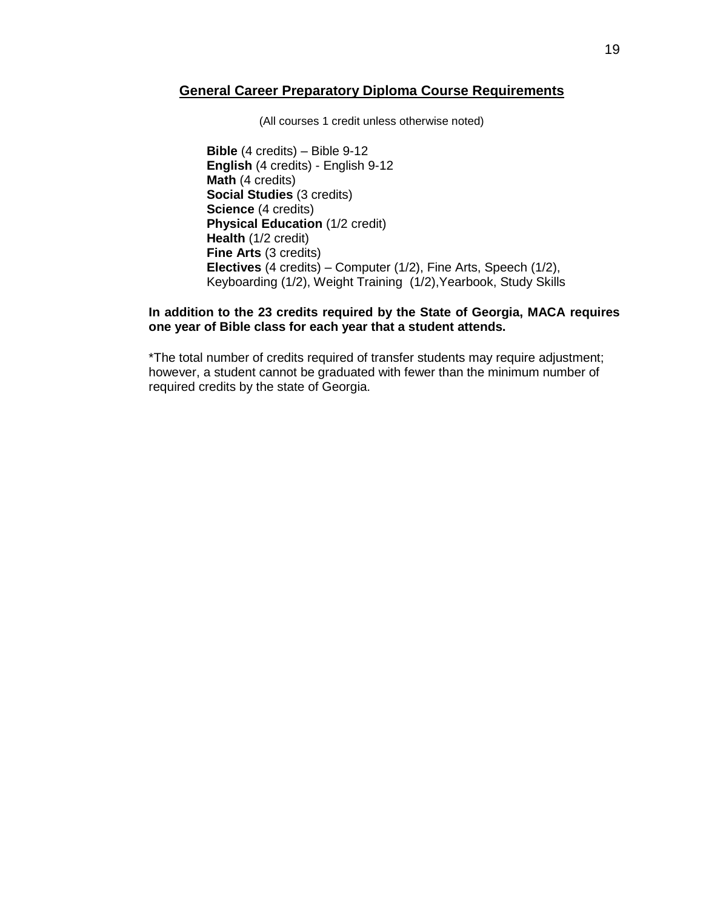## General Career Preparatory Diploma Course Requirements

(All courses 1 credit unless otherwise noted)

**Bible** (4 credits) – Bible 9-12
**English** (4 credits) - English 9-12
**Math** (4 credits)
**Social Studies** (3 credits)
**Science** (4 credits)
**Physical Education** (1/2 credit)
**Health** (1/2 credit)
**Fine Arts** (3 credits)
**Electives** (4 credits) – Computer (1/2), Fine Arts, Speech (1/2), Keyboarding (1/2), Weight Training (1/2),Yearbook, Study Skills

**In addition to the 23 credits required by the State of Georgia, MACA requires one year of Bible class for each year that a student attends.**

*The total number of credits required of transfer students may require adjustment; however, a student cannot be graduated with fewer than the minimum number of required credits by the state of Georgia.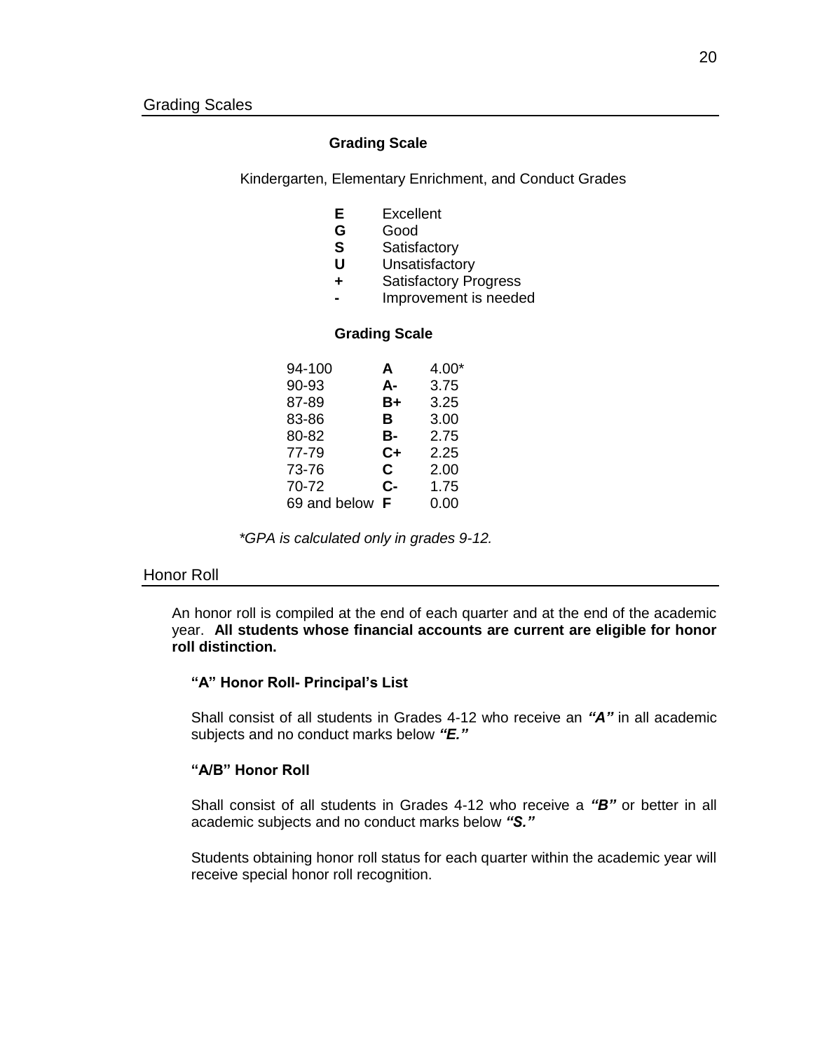## Grading Scales

### Grading Scale

Kindergarten, Elementary Enrichment, and Conduct Grades

| | |
|---|---|
| **E** | Excellent |
| **G** | Good |
| **S** | Satisfactory |
| **U** | Unsatisfactory |
| **+** | Satisfactory Progress |
| **-** | Improvement is needed |

### Grading Scale

| | | |
|---|---|---|
| 94-100 | **A** | 4.00* |
| 90-93 | **A-** | 3.75 |
| 87-89 | **B+** | 3.25 |
| 83-86 | **B** | 3.00 |
| 80-82 | **B-** | 2.75 |
| 77-79 | **C+** | 2.25 |
| 73-76 | **C** | 2.00 |
| 70-72 | **C-** | 1.75 |
| 69 and below | **F** | 0.00 |

*\*GPA is calculated only in grades 9-12.*

## Honor Roll

An honor roll is compiled at the end of each quarter and at the end of the academic year. **All students whose financial accounts are current are eligible for honor roll distinction.**

### "A" Honor Roll- Principal's List

Shall consist of all students in Grades 4-12 who receive an ***"A"*** in all academic subjects and no conduct marks below ***"E."***

### "A/B" Honor Roll

Shall consist of all students in Grades 4-12 who receive a ***"B"*** or better in all academic subjects and no conduct marks below ***"S."***

Students obtaining honor roll status for each quarter within the academic year will receive special honor roll recognition.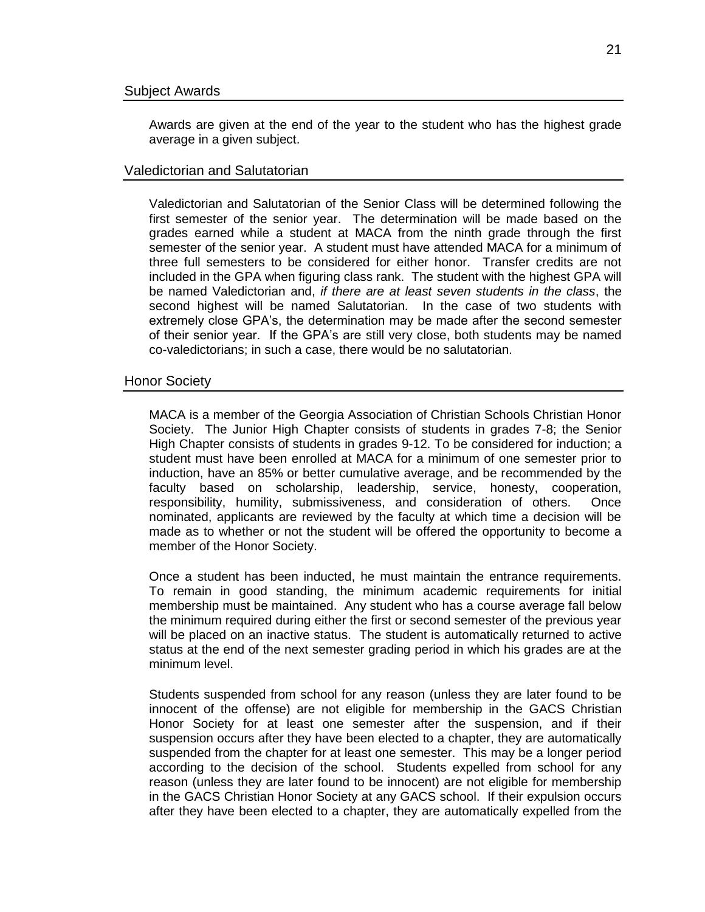## Subject Awards

Awards are given at the end of the year to the student who has the highest grade average in a given subject.

## Valedictorian and Salutatorian

Valedictorian and Salutatorian of the Senior Class will be determined following the first semester of the senior year. The determination will be made based on the grades earned while a student at MACA from the ninth grade through the first semester of the senior year. A student must have attended MACA for a minimum of three full semesters to be considered for either honor. Transfer credits are not included in the GPA when figuring class rank. The student with the highest GPA will be named Valedictorian and, *if there are at least seven students in the class*, the second highest will be named Salutatorian. In the case of two students with extremely close GPA's, the determination may be made after the second semester of their senior year. If the GPA's are still very close, both students may be named co-valedictorians; in such a case, there would be no salutatorian.

## Honor Society

MACA is a member of the Georgia Association of Christian Schools Christian Honor Society. The Junior High Chapter consists of students in grades 7-8; the Senior High Chapter consists of students in grades 9-12. To be considered for induction; a student must have been enrolled at MACA for a minimum of one semester prior to induction, have an 85% or better cumulative average, and be recommended by the faculty based on scholarship, leadership, service, honesty, cooperation, responsibility, humility, submissiveness, and consideration of others. Once nominated, applicants are reviewed by the faculty at which time a decision will be made as to whether or not the student will be offered the opportunity to become a member of the Honor Society.

Once a student has been inducted, he must maintain the entrance requirements. To remain in good standing, the minimum academic requirements for initial membership must be maintained. Any student who has a course average fall below the minimum required during either the first or second semester of the previous year will be placed on an inactive status. The student is automatically returned to active status at the end of the next semester grading period in which his grades are at the minimum level.

Students suspended from school for any reason (unless they are later found to be innocent of the offense) are not eligible for membership in the GACS Christian Honor Society for at least one semester after the suspension, and if their suspension occurs after they have been elected to a chapter, they are automatically suspended from the chapter for at least one semester. This may be a longer period according to the decision of the school. Students expelled from school for any reason (unless they are later found to be innocent) are not eligible for membership in the GACS Christian Honor Society at any GACS school. If their expulsion occurs after they have been elected to a chapter, they are automatically expelled from the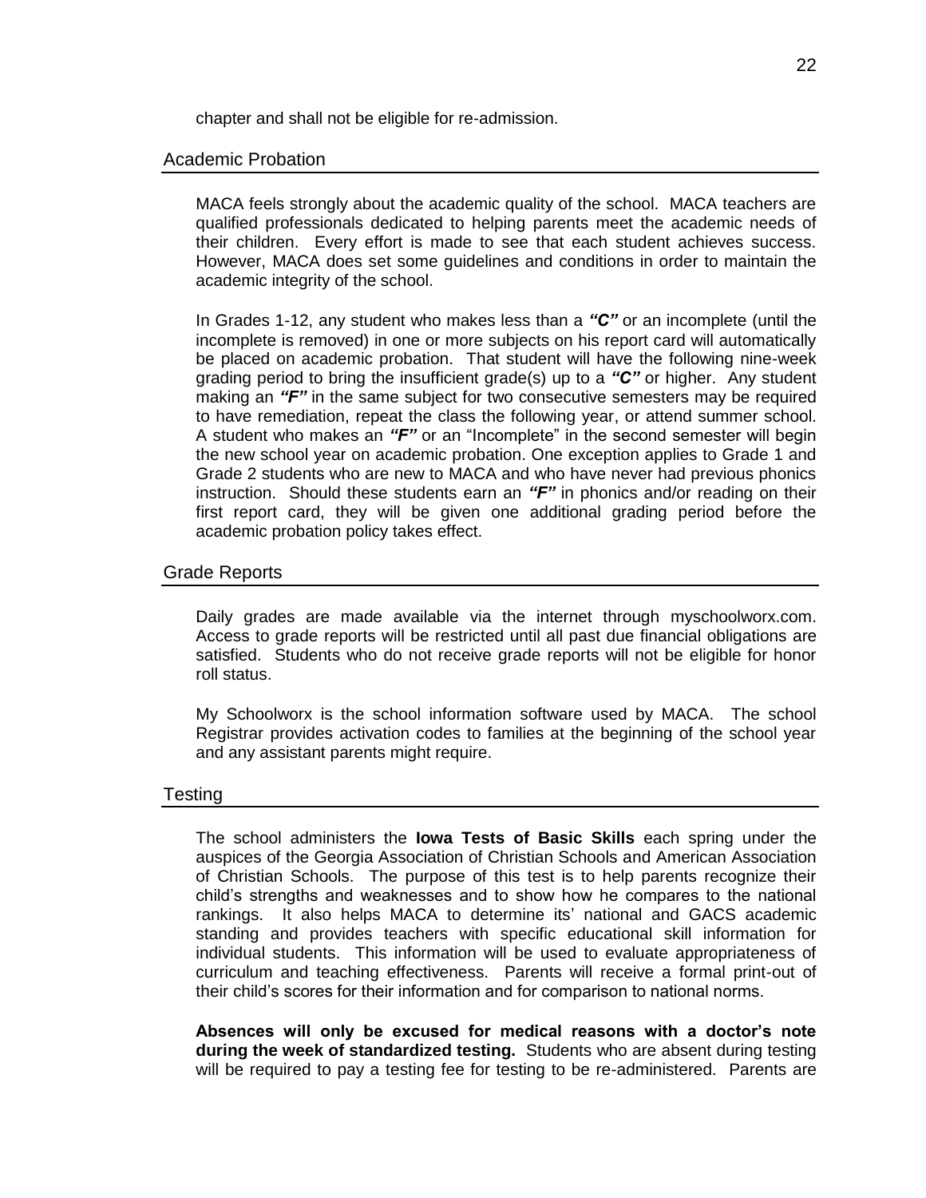chapter and shall not be eligible for re-admission.

## Academic Probation

MACA feels strongly about the academic quality of the school. MACA teachers are qualified professionals dedicated to helping parents meet the academic needs of their children. Every effort is made to see that each student achieves success. However, MACA does set some guidelines and conditions in order to maintain the academic integrity of the school.

In Grades 1-12, any student who makes less than a ***"C"*** or an incomplete (until the incomplete is removed) in one or more subjects on his report card will automatically be placed on academic probation. That student will have the following nine-week grading period to bring the insufficient grade(s) up to a ***"C"*** or higher. Any student making an ***"F"*** in the same subject for two consecutive semesters may be required to have remediation, repeat the class the following year, or attend summer school. A student who makes an ***"F"*** or an "Incomplete" in the second semester will begin the new school year on academic probation. One exception applies to Grade 1 and Grade 2 students who are new to MACA and who have never had previous phonics instruction. Should these students earn an ***"F"*** in phonics and/or reading on their first report card, they will be given one additional grading period before the academic probation policy takes effect.

## Grade Reports

Daily grades are made available via the internet through myschoolworx.com. Access to grade reports will be restricted until all past due financial obligations are satisfied. Students who do not receive grade reports will not be eligible for honor roll status.

My Schoolworx is the school information software used by MACA. The school Registrar provides activation codes to families at the beginning of the school year and any assistant parents might require.

## Testing

The school administers the **Iowa Tests of Basic Skills** each spring under the auspices of the Georgia Association of Christian Schools and American Association of Christian Schools. The purpose of this test is to help parents recognize their child's strengths and weaknesses and to show how he compares to the national rankings. It also helps MACA to determine its' national and GACS academic standing and provides teachers with specific educational skill information for individual students. This information will be used to evaluate appropriateness of curriculum and teaching effectiveness. Parents will receive a formal print-out of their child's scores for their information and for comparison to national norms.

**Absences will only be excused for medical reasons with a doctor's note during the week of standardized testing.** Students who are absent during testing will be required to pay a testing fee for testing to be re-administered. Parents are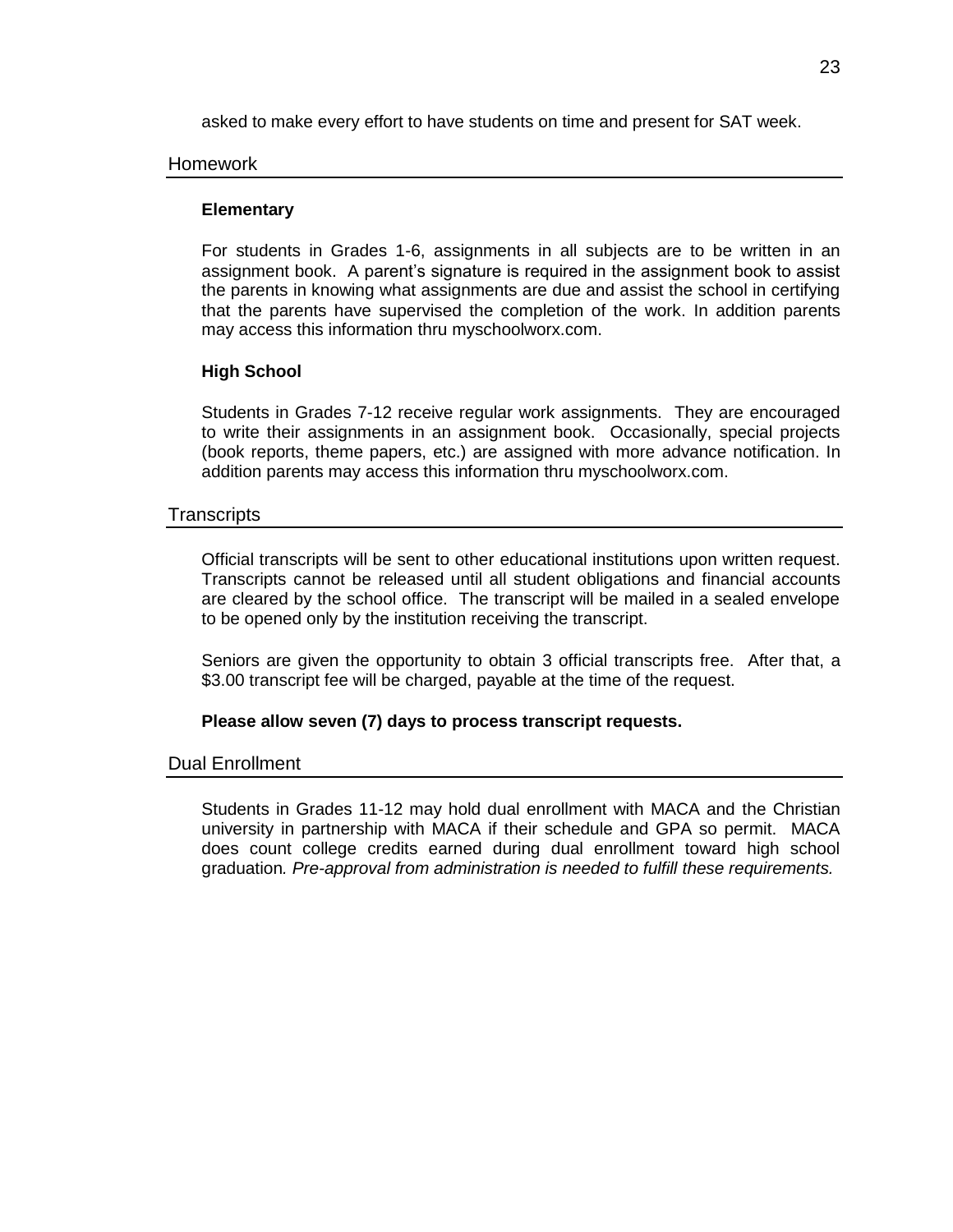asked to make every effort to have students on time and present for SAT week.

## Homework

**Elementary**

For students in Grades 1-6, assignments in all subjects are to be written in an assignment book. A parent's signature is required in the assignment book to assist the parents in knowing what assignments are due and assist the school in certifying that the parents have supervised the completion of the work. In addition parents may access this information thru myschoolworx.com.

**High School**

Students in Grades 7-12 receive regular work assignments. They are encouraged to write their assignments in an assignment book. Occasionally, special projects (book reports, theme papers, etc.) are assigned with more advance notification. In addition parents may access this information thru myschoolworx.com.

## Transcripts

Official transcripts will be sent to other educational institutions upon written request. Transcripts cannot be released until all student obligations and financial accounts are cleared by the school office. The transcript will be mailed in a sealed envelope to be opened only by the institution receiving the transcript.

Seniors are given the opportunity to obtain 3 official transcripts free. After that, a $3.00 transcript fee will be charged, payable at the time of the request.

**Please allow seven (7) days to process transcript requests.**

## Dual Enrollment

Students in Grades 11-12 may hold dual enrollment with MACA and the Christian university in partnership with MACA if their schedule and GPA so permit. MACA does count college credits earned during dual enrollment toward high school graduation*. Pre-approval from administration is needed to fulfill these requirements.*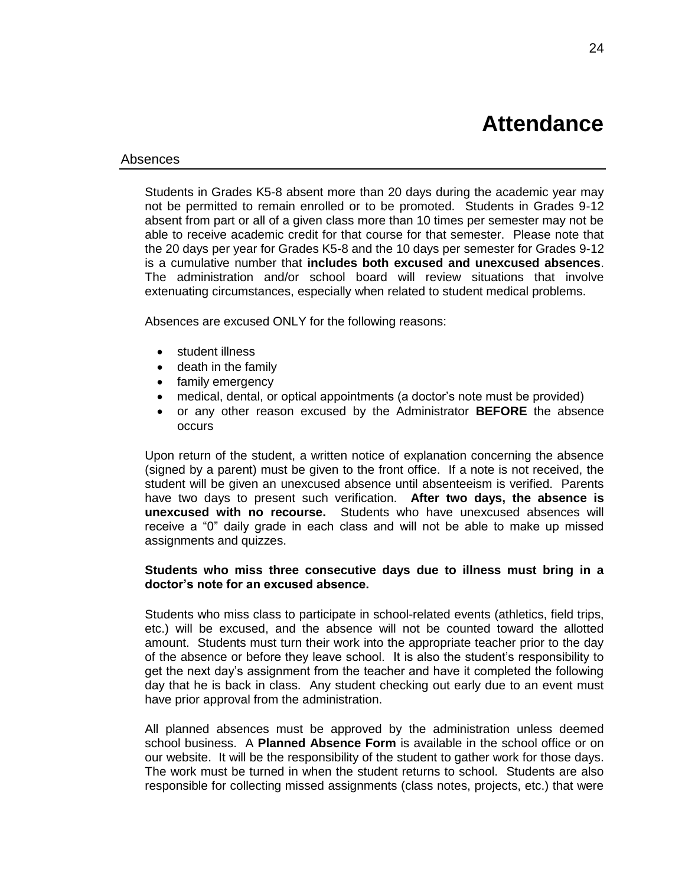# Attendance

## Absences

Students in Grades K5-8 absent more than 20 days during the academic year may not be permitted to remain enrolled or to be promoted. Students in Grades 9-12 absent from part or all of a given class more than 10 times per semester may not be able to receive academic credit for that course for that semester. Please note that the 20 days per year for Grades K5-8 and the 10 days per semester for Grades 9-12 is a cumulative number that **includes both excused and unexcused absences**. The administration and/or school board will review situations that involve extenuating circumstances, especially when related to student medical problems.

Absences are excused ONLY for the following reasons:

- student illness
- death in the family
- family emergency
- medical, dental, or optical appointments (a doctor's note must be provided)
- or any other reason excused by the Administrator **BEFORE** the absence occurs

Upon return of the student, a written notice of explanation concerning the absence (signed by a parent) must be given to the front office. If a note is not received, the student will be given an unexcused absence until absenteeism is verified. Parents have two days to present such verification. **After two days, the absence is unexcused with no recourse.** Students who have unexcused absences will receive a "0" daily grade in each class and will not be able to make up missed assignments and quizzes.

**Students who miss three consecutive days due to illness must bring in a doctor's note for an excused absence.**

Students who miss class to participate in school-related events (athletics, field trips, etc.) will be excused, and the absence will not be counted toward the allotted amount. Students must turn their work into the appropriate teacher prior to the day of the absence or before they leave school. It is also the student's responsibility to get the next day's assignment from the teacher and have it completed the following day that he is back in class. Any student checking out early due to an event must have prior approval from the administration.

All planned absences must be approved by the administration unless deemed school business. A **Planned Absence Form** is available in the school office or on our website. It will be the responsibility of the student to gather work for those days. The work must be turned in when the student returns to school. Students are also responsible for collecting missed assignments (class notes, projects, etc.) that were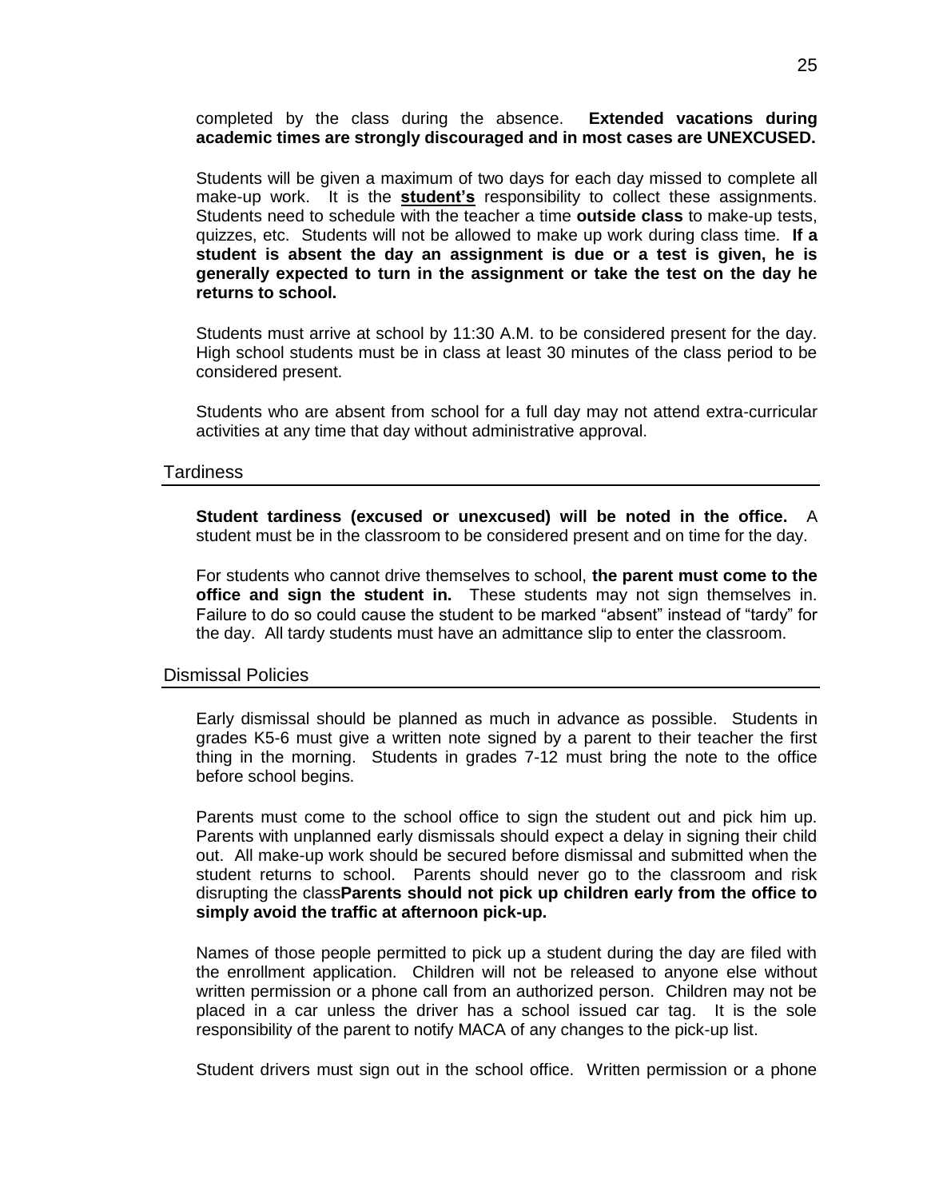completed by the class during the absence. **Extended vacations during academic times are strongly discouraged and in most cases are UNEXCUSED.**

Students will be given a maximum of two days for each day missed to complete all make-up work. It is the **student's** responsibility to collect these assignments. Students need to schedule with the teacher a time **outside class** to make-up tests, quizzes, etc. Students will not be allowed to make up work during class time. **If a student is absent the day an assignment is due or a test is given, he is generally expected to turn in the assignment or take the test on the day he returns to school.**

Students must arrive at school by 11:30 A.M. to be considered present for the day. High school students must be in class at least 30 minutes of the class period to be considered present.

Students who are absent from school for a full day may not attend extra-curricular activities at any time that day without administrative approval.

## Tardiness

**Student tardiness (excused or unexcused) will be noted in the office.** A student must be in the classroom to be considered present and on time for the day.

For students who cannot drive themselves to school, **the parent must come to the office and sign the student in.** These students may not sign themselves in. Failure to do so could cause the student to be marked "absent" instead of "tardy" for the day. All tardy students must have an admittance slip to enter the classroom.

## Dismissal Policies

Early dismissal should be planned as much in advance as possible. Students in grades K5-6 must give a written note signed by a parent to their teacher the first thing in the morning. Students in grades 7-12 must bring the note to the office before school begins.

Parents must come to the school office to sign the student out and pick him up. Parents with unplanned early dismissals should expect a delay in signing their child out. All make-up work should be secured before dismissal and submitted when the student returns to school. Parents should never go to the classroom and risk disrupting the class**Parents should not pick up children early from the office to simply avoid the traffic at afternoon pick-up.**

Names of those people permitted to pick up a student during the day are filed with the enrollment application. Children will not be released to anyone else without written permission or a phone call from an authorized person. Children may not be placed in a car unless the driver has a school issued car tag. It is the sole responsibility of the parent to notify MACA of any changes to the pick-up list.

Student drivers must sign out in the school office. Written permission or a phone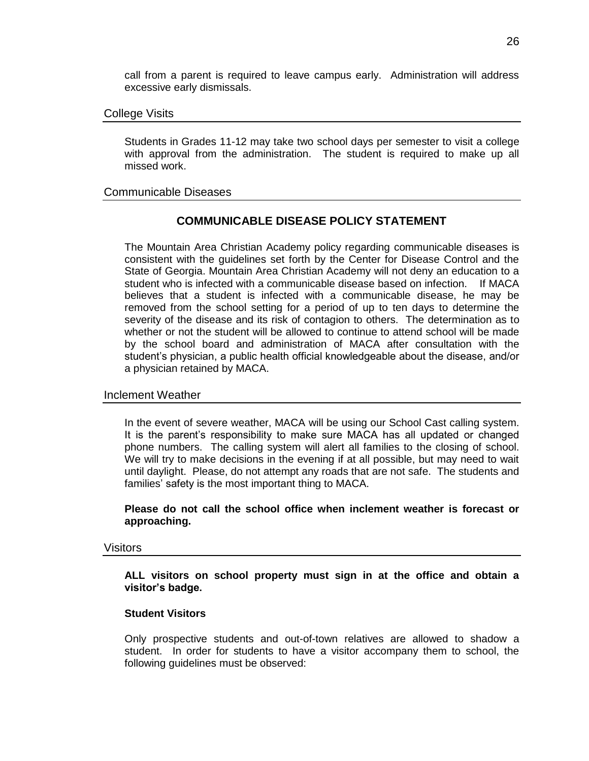call from a parent is required to leave campus early. Administration will address excessive early dismissals.

## College Visits

Students in Grades 11-12 may take two school days per semester to visit a college with approval from the administration. The student is required to make up all missed work.

## Communicable Diseases

### COMMUNICABLE DISEASE POLICY STATEMENT

The Mountain Area Christian Academy policy regarding communicable diseases is consistent with the guidelines set forth by the Center for Disease Control and the State of Georgia. Mountain Area Christian Academy will not deny an education to a student who is infected with a communicable disease based on infection. If MACA believes that a student is infected with a communicable disease, he may be removed from the school setting for a period of up to ten days to determine the severity of the disease and its risk of contagion to others. The determination as to whether or not the student will be allowed to continue to attend school will be made by the school board and administration of MACA after consultation with the student's physician, a public health official knowledgeable about the disease, and/or a physician retained by MACA.

## Inclement Weather

In the event of severe weather, MACA will be using our School Cast calling system. It is the parent's responsibility to make sure MACA has all updated or changed phone numbers. The calling system will alert all families to the closing of school. We will try to make decisions in the evening if at all possible, but may need to wait until daylight. Please, do not attempt any roads that are not safe. The students and families' safety is the most important thing to MACA.

**Please do not call the school office when inclement weather is forecast or approaching.**

## Visitors

**ALL visitors on school property must sign in at the office and obtain a visitor's badge.**

**Student Visitors**

Only prospective students and out-of-town relatives are allowed to shadow a student. In order for students to have a visitor accompany them to school, the following guidelines must be observed: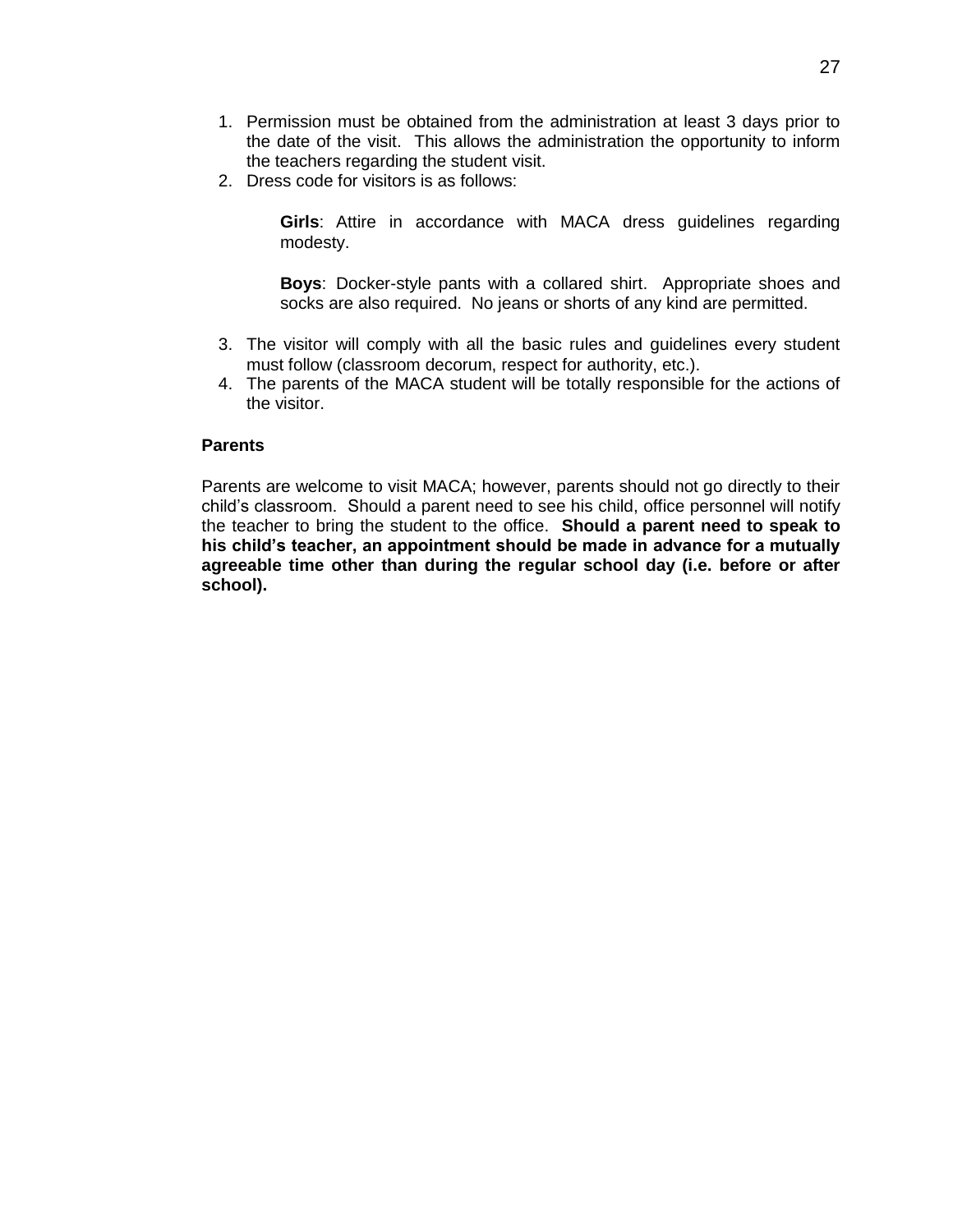1. Permission must be obtained from the administration at least 3 days prior to the date of the visit. This allows the administration the opportunity to inform the teachers regarding the student visit.
2. Dress code for visitors is as follows:

    **Girls**: Attire in accordance with MACA dress guidelines regarding modesty.

    **Boys**: Docker-style pants with a collared shirt. Appropriate shoes and socks are also required. No jeans or shorts of any kind are permitted.

3. The visitor will comply with all the basic rules and guidelines every student must follow (classroom decorum, respect for authority, etc.).
4. The parents of the MACA student will be totally responsible for the actions of the visitor.

**Parents**

Parents are welcome to visit MACA; however, parents should not go directly to their child's classroom. Should a parent need to see his child, office personnel will notify the teacher to bring the student to the office. **Should a parent need to speak to his child's teacher, an appointment should be made in advance for a mutually agreeable time other than during the regular school day (i.e. before or after school).**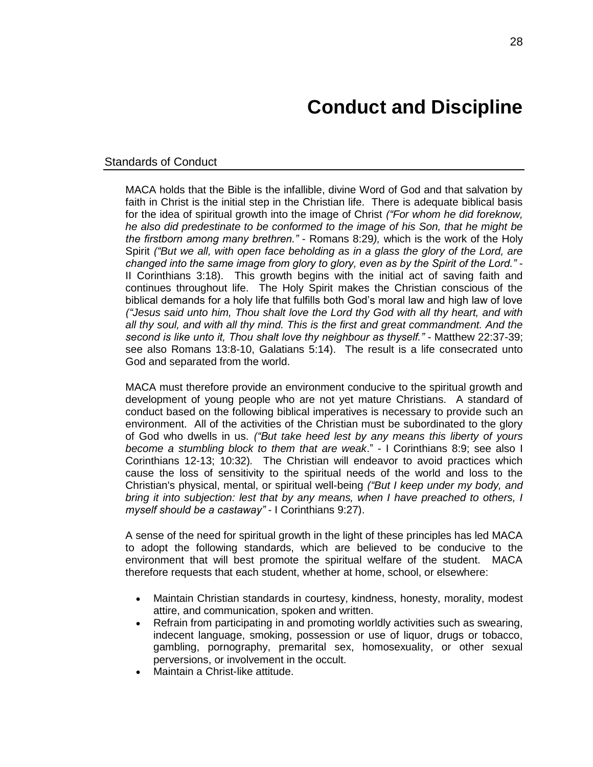# Conduct and Discipline

## Standards of Conduct

MACA holds that the Bible is the infallible, divine Word of God and that salvation by faith in Christ is the initial step in the Christian life. There is adequate biblical basis for the idea of spiritual growth into the image of Christ *("For whom he did foreknow, he also did predestinate to be conformed to the image of his Son, that he might be the firstborn among many brethren."* - Romans 8:29*),* which is the work of the Holy Spirit *("But we all, with open face beholding as in a glass the glory of the Lord, are changed into the same image from glory to glory, even as by the Spirit of the Lord."* - II Corinthians 3:18). This growth begins with the initial act of saving faith and continues throughout life. The Holy Spirit makes the Christian conscious of the biblical demands for a holy life that fulfills both God's moral law and high law of love *("Jesus said unto him, Thou shalt love the Lord thy God with all thy heart, and with all thy soul, and with all thy mind. This is the first and great commandment. And the second is like unto it, Thou shalt love thy neighbour as thyself."* - Matthew 22:37-39; see also Romans 13:8-10, Galatians 5:14). The result is a life consecrated unto God and separated from the world.

MACA must therefore provide an environment conducive to the spiritual growth and development of young people who are not yet mature Christians. A standard of conduct based on the following biblical imperatives is necessary to provide such an environment. All of the activities of the Christian must be subordinated to the glory of God who dwells in us. *("But take heed lest by any means this liberty of yours become a stumbling block to them that are weak*." - I Corinthians 8:9; see also I Corinthians 12-13; 10:32). The Christian will endeavor to avoid practices which cause the loss of sensitivity to the spiritual needs of the world and loss to the Christian's physical, mental, or spiritual well-being *("But I keep under my body, and bring it into subjection: lest that by any means, when I have preached to others, I myself should be a castaway"* - I Corinthians 9:27).

A sense of the need for spiritual growth in the light of these principles has led MACA to adopt the following standards, which are believed to be conducive to the environment that will best promote the spiritual welfare of the student. MACA therefore requests that each student, whether at home, school, or elsewhere:

- Maintain Christian standards in courtesy, kindness, honesty, morality, modest attire, and communication, spoken and written.
- Refrain from participating in and promoting worldly activities such as swearing, indecent language, smoking, possession or use of liquor, drugs or tobacco, gambling, pornography, premarital sex, homosexuality, or other sexual perversions, or involvement in the occult.
- Maintain a Christ-like attitude.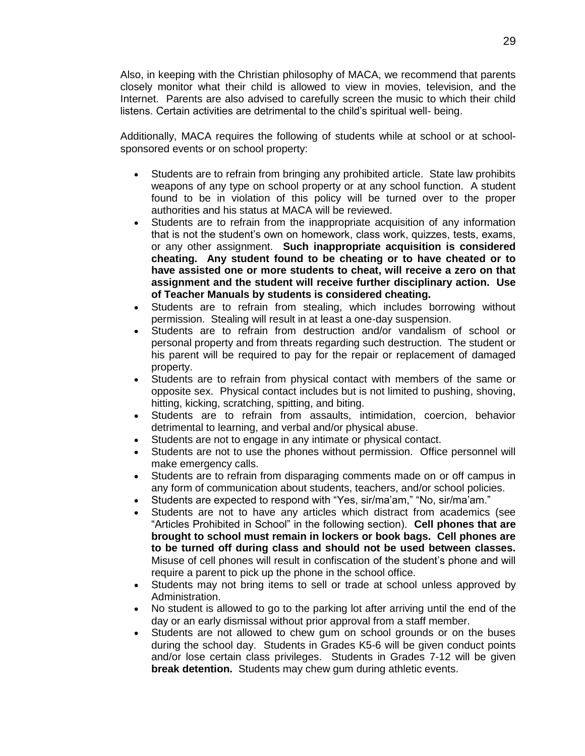Also, in keeping with the Christian philosophy of MACA, we recommend that parents closely monitor what their child is allowed to view in movies, television, and the Internet. Parents are also advised to carefully screen the music to which their child listens. Certain activities are detrimental to the child's spiritual well- being.

Additionally, MACA requires the following of students while at school or at school-sponsored events or on school property:

- Students are to refrain from bringing any prohibited article. State law prohibits weapons of any type on school property or at any school function. A student found to be in violation of this policy will be turned over to the proper authorities and his status at MACA will be reviewed.
- Students are to refrain from the inappropriate acquisition of any information that is not the student's own on homework, class work, quizzes, tests, exams, or any other assignment. **Such inappropriate acquisition is considered cheating. Any student found to be cheating or to have cheated or to have assisted one or more students to cheat, will receive a zero on that assignment and the student will receive further disciplinary action. Use of Teacher Manuals by students is considered cheating.**
- Students are to refrain from stealing, which includes borrowing without permission. Stealing will result in at least a one-day suspension.
- Students are to refrain from destruction and/or vandalism of school or personal property and from threats regarding such destruction. The student or his parent will be required to pay for the repair or replacement of damaged property.
- Students are to refrain from physical contact with members of the same or opposite sex. Physical contact includes but is not limited to pushing, shoving, hitting, kicking, scratching, spitting, and biting.
- Students are to refrain from assaults, intimidation, coercion, behavior detrimental to learning, and verbal and/or physical abuse.
- Students are not to engage in any intimate or physical contact.
- Students are not to use the phones without permission. Office personnel will make emergency calls.
- Students are to refrain from disparaging comments made on or off campus in any form of communication about students, teachers, and/or school policies.
- Students are expected to respond with "Yes, sir/ma'am," "No, sir/ma'am."
- Students are not to have any articles which distract from academics (see "Articles Prohibited in School" in the following section). **Cell phones that are brought to school must remain in lockers or book bags. Cell phones are to be turned off during class and should not be used between classes.** Misuse of cell phones will result in confiscation of the student's phone and will require a parent to pick up the phone in the school office.
- Students may not bring items to sell or trade at school unless approved by Administration.
- No student is allowed to go to the parking lot after arriving until the end of the day or an early dismissal without prior approval from a staff member.
- Students are not allowed to chew gum on school grounds or on the buses during the school day. Students in Grades K5-6 will be given conduct points and/or lose certain class privileges. Students in Grades 7-12 will be given **break detention.** Students may chew gum during athletic events.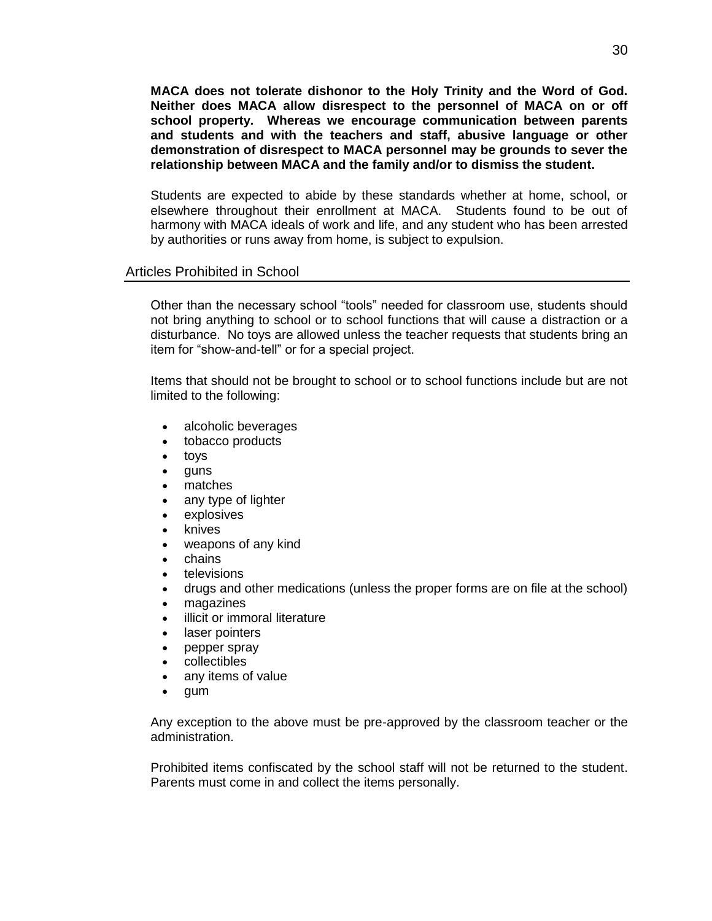**MACA does not tolerate dishonor to the Holy Trinity and the Word of God. Neither does MACA allow disrespect to the personnel of MACA on or off school property. Whereas we encourage communication between parents and students and with the teachers and staff, abusive language or other demonstration of disrespect to MACA personnel may be grounds to sever the relationship between MACA and the family and/or to dismiss the student.**

Students are expected to abide by these standards whether at home, school, or elsewhere throughout their enrollment at MACA. Students found to be out of harmony with MACA ideals of work and life, and any student who has been arrested by authorities or runs away from home, is subject to expulsion.

## Articles Prohibited in School

Other than the necessary school "tools" needed for classroom use, students should not bring anything to school or to school functions that will cause a distraction or a disturbance. No toys are allowed unless the teacher requests that students bring an item for "show-and-tell" or for a special project.

Items that should not be brought to school or to school functions include but are not limited to the following:

- alcoholic beverages
- tobacco products
- toys
- guns
- matches
- any type of lighter
- explosives
- knives
- weapons of any kind
- chains
- televisions
- drugs and other medications (unless the proper forms are on file at the school)
- magazines
- illicit or immoral literature
- laser pointers
- pepper spray
- collectibles
- any items of value
- gum

Any exception to the above must be pre-approved by the classroom teacher or the administration.

Prohibited items confiscated by the school staff will not be returned to the student. Parents must come in and collect the items personally.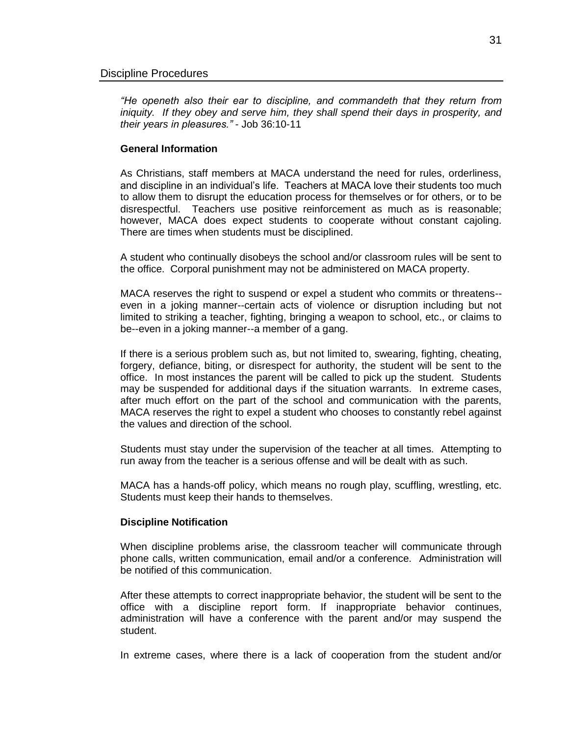## Discipline Procedures

*"He openeth also their ear to discipline, and commandeth that they return from iniquity. If they obey and serve him, they shall spend their days in prosperity, and their years in pleasures."* - Job 36:10-11

### General Information

As Christians, staff members at MACA understand the need for rules, orderliness, and discipline in an individual's life. Teachers at MACA love their students too much to allow them to disrupt the education process for themselves or for others, or to be disrespectful. Teachers use positive reinforcement as much as is reasonable; however, MACA does expect students to cooperate without constant cajoling. There are times when students must be disciplined.

A student who continually disobeys the school and/or classroom rules will be sent to the office. Corporal punishment may not be administered on MACA property.

MACA reserves the right to suspend or expel a student who commits or threatens--even in a joking manner--certain acts of violence or disruption including but not limited to striking a teacher, fighting, bringing a weapon to school, etc., or claims to be--even in a joking manner--a member of a gang.

If there is a serious problem such as, but not limited to, swearing, fighting, cheating, forgery, defiance, biting, or disrespect for authority, the student will be sent to the office. In most instances the parent will be called to pick up the student. Students may be suspended for additional days if the situation warrants. In extreme cases, after much effort on the part of the school and communication with the parents, MACA reserves the right to expel a student who chooses to constantly rebel against the values and direction of the school.

Students must stay under the supervision of the teacher at all times. Attempting to run away from the teacher is a serious offense and will be dealt with as such.

MACA has a hands-off policy, which means no rough play, scuffling, wrestling, etc. Students must keep their hands to themselves.

### Discipline Notification

When discipline problems arise, the classroom teacher will communicate through phone calls, written communication, email and/or a conference. Administration will be notified of this communication.

After these attempts to correct inappropriate behavior, the student will be sent to the office with a discipline report form. If inappropriate behavior continues, administration will have a conference with the parent and/or may suspend the student.

In extreme cases, where there is a lack of cooperation from the student and/or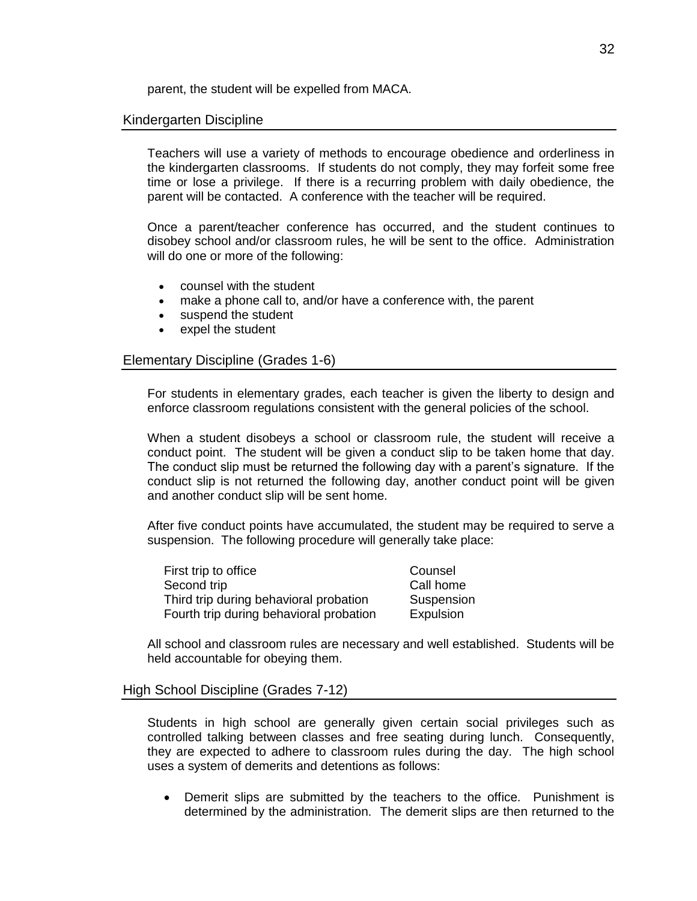parent, the student will be expelled from MACA.

## Kindergarten Discipline

Teachers will use a variety of methods to encourage obedience and orderliness in the kindergarten classrooms. If students do not comply, they may forfeit some free time or lose a privilege. If there is a recurring problem with daily obedience, the parent will be contacted. A conference with the teacher will be required.

Once a parent/teacher conference has occurred, and the student continues to disobey school and/or classroom rules, he will be sent to the office. Administration will do one or more of the following:

- counsel with the student
- make a phone call to, and/or have a conference with, the parent
- suspend the student
- expel the student

## Elementary Discipline (Grades 1-6)

For students in elementary grades, each teacher is given the liberty to design and enforce classroom regulations consistent with the general policies of the school.

When a student disobeys a school or classroom rule, the student will receive a conduct point. The student will be given a conduct slip to be taken home that day. The conduct slip must be returned the following day with a parent's signature. If the conduct slip is not returned the following day, another conduct point will be given and another conduct slip will be sent home.

After five conduct points have accumulated, the student may be required to serve a suspension. The following procedure will generally take place:

| | |
|---|---|
| First trip to office | Counsel |
| Second trip | Call home |
| Third trip during behavioral probation | Suspension |
| Fourth trip during behavioral probation | Expulsion |

All school and classroom rules are necessary and well established. Students will be held accountable for obeying them.

## High School Discipline (Grades 7-12)

Students in high school are generally given certain social privileges such as controlled talking between classes and free seating during lunch. Consequently, they are expected to adhere to classroom rules during the day. The high school uses a system of demerits and detentions as follows:

- Demerit slips are submitted by the teachers to the office. Punishment is determined by the administration. The demerit slips are then returned to the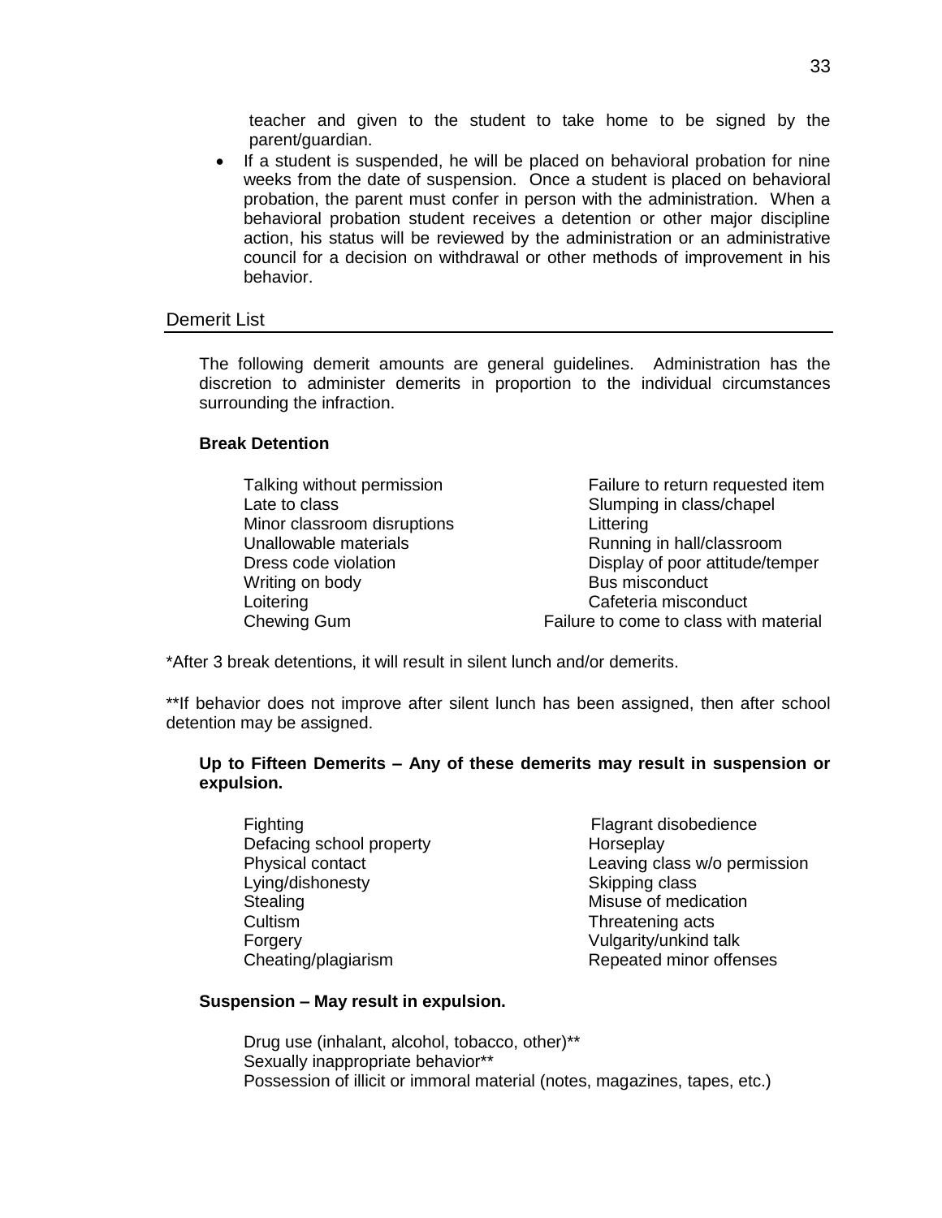teacher and given to the student to take home to be signed by the parent/guardian.

- If a student is suspended, he will be placed on behavioral probation for nine weeks from the date of suspension. Once a student is placed on behavioral probation, the parent must confer in person with the administration. When a behavioral probation student receives a detention or other major discipline action, his status will be reviewed by the administration or an administrative council for a decision on withdrawal or other methods of improvement in his behavior.

## Demerit List

The following demerit amounts are general guidelines. Administration has the discretion to administer demerits in proportion to the individual circumstances surrounding the infraction.

**Break Detention**

- Talking without permission
- Late to class
- Minor classroom disruptions
- Unallowable materials
- Dress code violation
- Writing on body
- Loitering
- Chewing Gum
- Failure to return requested item
- Slumping in class/chapel
- Littering
- Running in hall/classroom
- Display of poor attitude/temper
- Bus misconduct
- Cafeteria misconduct
- Failure to come to class with material

*After 3 break detentions, it will result in silent lunch and/or demerits.

**If behavior does not improve after silent lunch has been assigned, then after school detention may be assigned.

**Up to Fifteen Demerits – Any of these demerits may result in suspension or expulsion.**

- Fighting
- Defacing school property
- Physical contact
- Lying/dishonesty
- Stealing
- Cultism
- Forgery
- Cheating/plagiarism
- Flagrant disobedience
- Horseplay
- Leaving class w/o permission
- Skipping class
- Misuse of medication
- Threatening acts
- Vulgarity/unkind talk
- Repeated minor offenses

**Suspension – May result in expulsion.**

- Drug use (inhalant, alcohol, tobacco, other)**
- Sexually inappropriate behavior**
- Possession of illicit or immoral material (notes, magazines, tapes, etc.)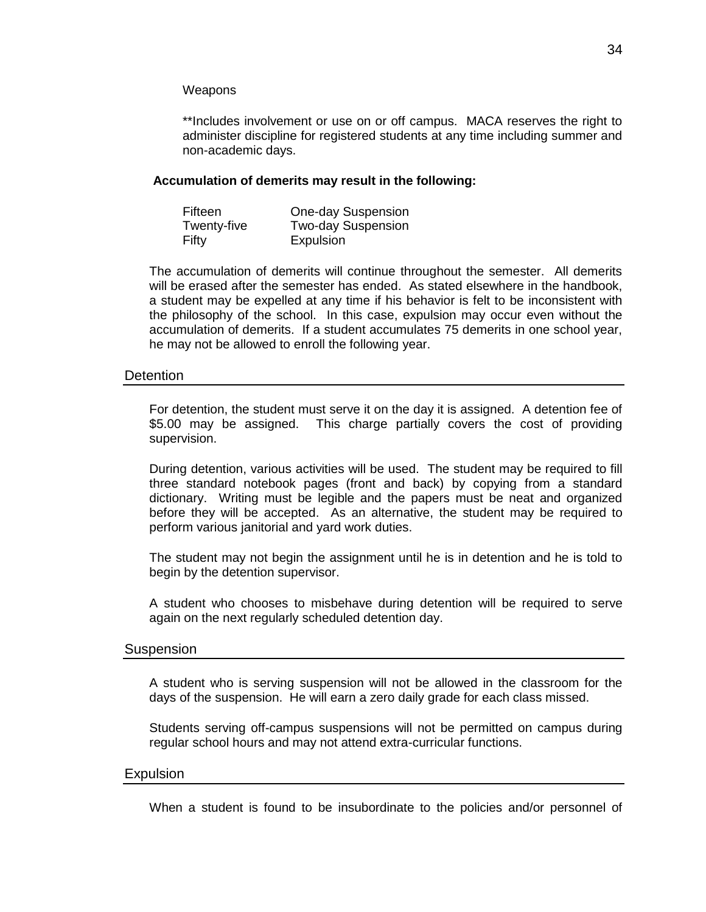Weapons

**Includes involvement or use on or off campus. MACA reserves the right to administer discipline for registered students at any time including summer and non-academic days.

**Accumulation of demerits may result in the following:**

| | |
|---|---|
| Fifteen | One-day Suspension |
| Twenty-five | Two-day Suspension |
| Fifty | Expulsion |

The accumulation of demerits will continue throughout the semester. All demerits will be erased after the semester has ended. As stated elsewhere in the handbook, a student may be expelled at any time if his behavior is felt to be inconsistent with the philosophy of the school. In this case, expulsion may occur even without the accumulation of demerits. If a student accumulates 75 demerits in one school year, he may not be allowed to enroll the following year.

## Detention

For detention, the student must serve it on the day it is assigned. A detention fee of $5.00 may be assigned. This charge partially covers the cost of providing supervision.

During detention, various activities will be used. The student may be required to fill three standard notebook pages (front and back) by copying from a standard dictionary. Writing must be legible and the papers must be neat and organized before they will be accepted. As an alternative, the student may be required to perform various janitorial and yard work duties.

The student may not begin the assignment until he is in detention and he is told to begin by the detention supervisor.

A student who chooses to misbehave during detention will be required to serve again on the next regularly scheduled detention day.

## Suspension

A student who is serving suspension will not be allowed in the classroom for the days of the suspension. He will earn a zero daily grade for each class missed.

Students serving off-campus suspensions will not be permitted on campus during regular school hours and may not attend extra-curricular functions.

## Expulsion

When a student is found to be insubordinate to the policies and/or personnel of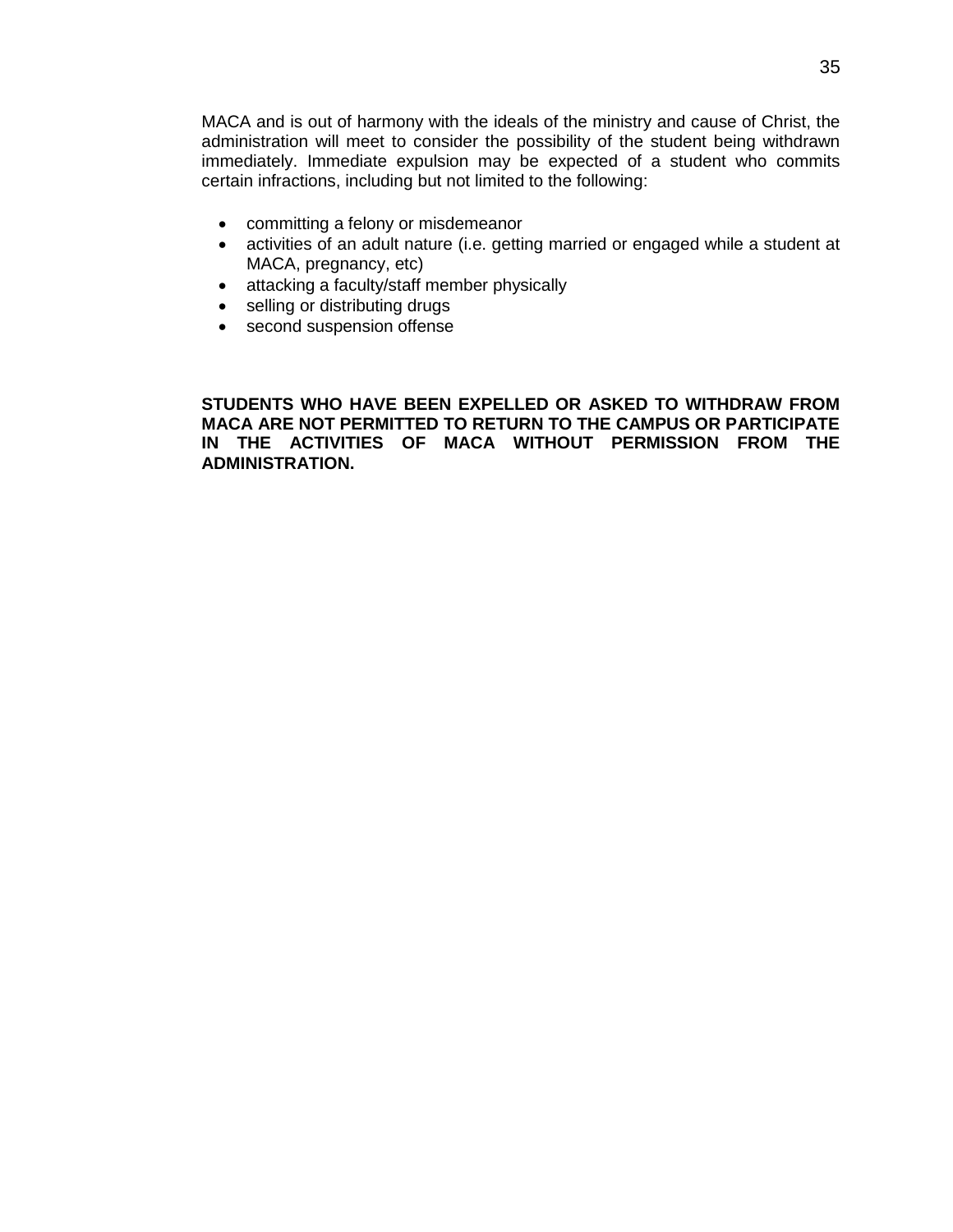MACA and is out of harmony with the ideals of the ministry and cause of Christ, the administration will meet to consider the possibility of the student being withdrawn immediately. Immediate expulsion may be expected of a student who commits certain infractions, including but not limited to the following:

- committing a felony or misdemeanor
- activities of an adult nature (i.e. getting married or engaged while a student at MACA, pregnancy, etc)
- attacking a faculty/staff member physically
- selling or distributing drugs
- second suspension offense

**STUDENTS WHO HAVE BEEN EXPELLED OR ASKED TO WITHDRAW FROM MACA ARE NOT PERMITTED TO RETURN TO THE CAMPUS OR PARTICIPATE IN THE ACTIVITIES OF MACA WITHOUT PERMISSION FROM THE ADMINISTRATION.**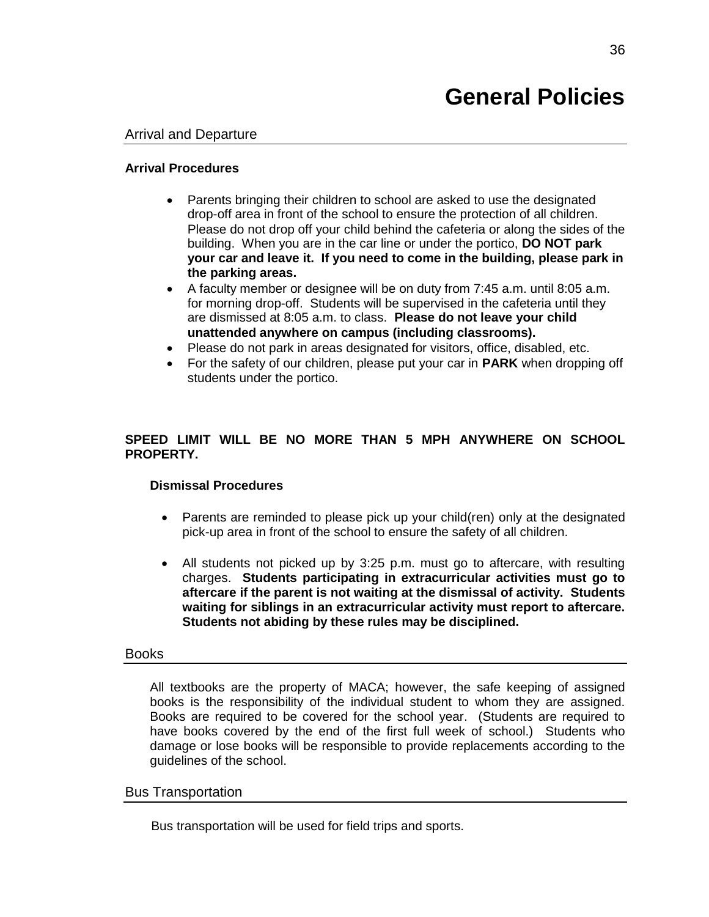# General Policies

## Arrival and Departure

### Arrival Procedures

- Parents bringing their children to school are asked to use the designated drop-off area in front of the school to ensure the protection of all children. Please do not drop off your child behind the cafeteria or along the sides of the building. When you are in the car line or under the portico, **DO NOT park your car and leave it. If you need to come in the building, please park in the parking areas.**
- A faculty member or designee will be on duty from 7:45 a.m. until 8:05 a.m. for morning drop-off. Students will be supervised in the cafeteria until they are dismissed at 8:05 a.m. to class. **Please do not leave your child unattended anywhere on campus (including classrooms).**
- Please do not park in areas designated for visitors, office, disabled, etc.
- For the safety of our children, please put your car in **PARK** when dropping off students under the portico.

**SPEED LIMIT WILL BE NO MORE THAN 5 MPH ANYWHERE ON SCHOOL PROPERTY.**

### Dismissal Procedures

- Parents are reminded to please pick up your child(ren) only at the designated pick-up area in front of the school to ensure the safety of all children.
- All students not picked up by 3:25 p.m. must go to aftercare, with resulting charges. **Students participating in extracurricular activities must go to aftercare if the parent is not waiting at the dismissal of activity. Students waiting for siblings in an extracurricular activity must report to aftercare. Students not abiding by these rules may be disciplined.**

## Books

All textbooks are the property of MACA; however, the safe keeping of assigned books is the responsibility of the individual student to whom they are assigned. Books are required to be covered for the school year. (Students are required to have books covered by the end of the first full week of school.) Students who damage or lose books will be responsible to provide replacements according to the guidelines of the school.

## Bus Transportation

Bus transportation will be used for field trips and sports.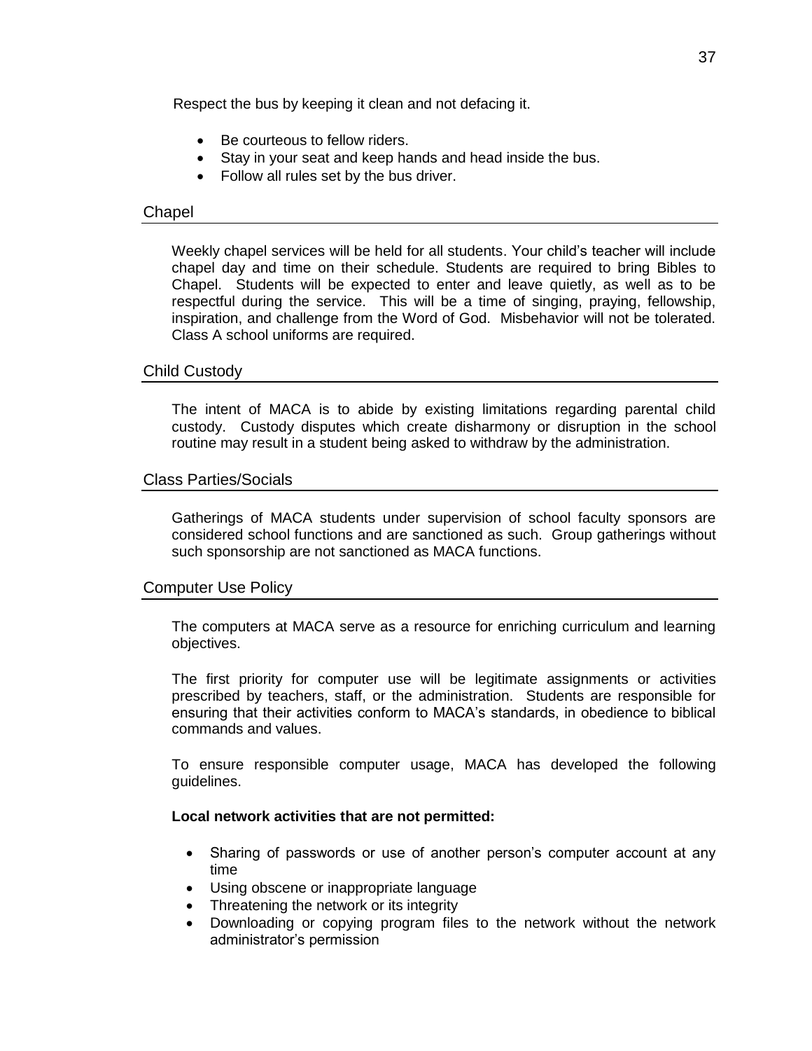Respect the bus by keeping it clean and not defacing it.

- Be courteous to fellow riders.
- Stay in your seat and keep hands and head inside the bus.
- Follow all rules set by the bus driver.

## Chapel

Weekly chapel services will be held for all students. Your child's teacher will include chapel day and time on their schedule. Students are required to bring Bibles to Chapel. Students will be expected to enter and leave quietly, as well as to be respectful during the service. This will be a time of singing, praying, fellowship, inspiration, and challenge from the Word of God. Misbehavior will not be tolerated. Class A school uniforms are required.

## Child Custody

The intent of MACA is to abide by existing limitations regarding parental child custody. Custody disputes which create disharmony or disruption in the school routine may result in a student being asked to withdraw by the administration.

## Class Parties/Socials

Gatherings of MACA students under supervision of school faculty sponsors are considered school functions and are sanctioned as such. Group gatherings without such sponsorship are not sanctioned as MACA functions.

## Computer Use Policy

The computers at MACA serve as a resource for enriching curriculum and learning objectives.

The first priority for computer use will be legitimate assignments or activities prescribed by teachers, staff, or the administration. Students are responsible for ensuring that their activities conform to MACA's standards, in obedience to biblical commands and values.

To ensure responsible computer usage, MACA has developed the following guidelines.

**Local network activities that are not permitted:**

- Sharing of passwords or use of another person's computer account at any time
- Using obscene or inappropriate language
- Threatening the network or its integrity
- Downloading or copying program files to the network without the network administrator's permission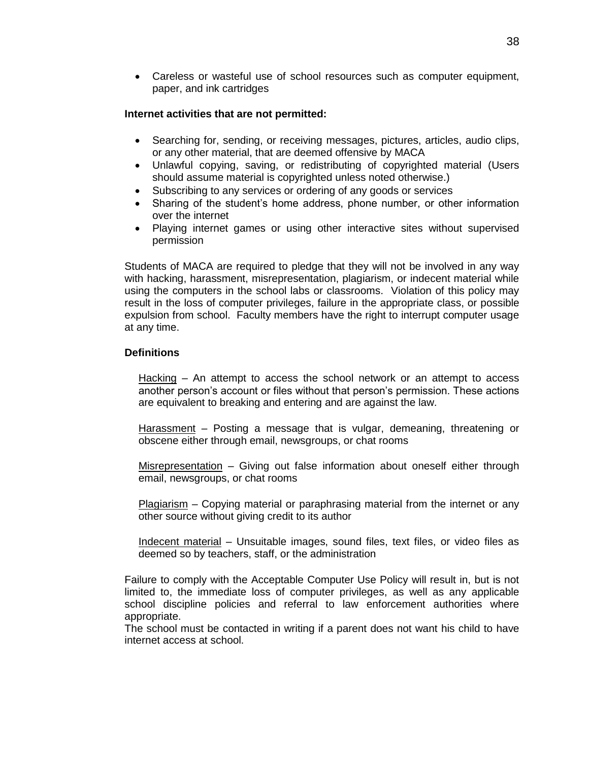- Careless or wasteful use of school resources such as computer equipment, paper, and ink cartridges

**Internet activities that are not permitted:**

- Searching for, sending, or receiving messages, pictures, articles, audio clips, or any other material, that are deemed offensive by MACA
- Unlawful copying, saving, or redistributing of copyrighted material (Users should assume material is copyrighted unless noted otherwise.)
- Subscribing to any services or ordering of any goods or services
- Sharing of the student's home address, phone number, or other information over the internet
- Playing internet games or using other interactive sites without supervised permission

Students of MACA are required to pledge that they will not be involved in any way with hacking, harassment, misrepresentation, plagiarism, or indecent material while using the computers in the school labs or classrooms. Violation of this policy may result in the loss of computer privileges, failure in the appropriate class, or possible expulsion from school. Faculty members have the right to interrupt computer usage at any time.

**Definitions**

<u>Hacking</u> – An attempt to access the school network or an attempt to access another person's account or files without that person's permission. These actions are equivalent to breaking and entering and are against the law.

<u>Harassment</u> – Posting a message that is vulgar, demeaning, threatening or obscene either through email, newsgroups, or chat rooms

<u>Misrepresentation</u> – Giving out false information about oneself either through email, newsgroups, or chat rooms

<u>Plagiarism</u> – Copying material or paraphrasing material from the internet or any other source without giving credit to its author

<u>Indecent material</u> – Unsuitable images, sound files, text files, or video files as deemed so by teachers, staff, or the administration

Failure to comply with the Acceptable Computer Use Policy will result in, but is not limited to, the immediate loss of computer privileges, as well as any applicable school discipline policies and referral to law enforcement authorities where appropriate.
The school must be contacted in writing if a parent does not want his child to have internet access at school.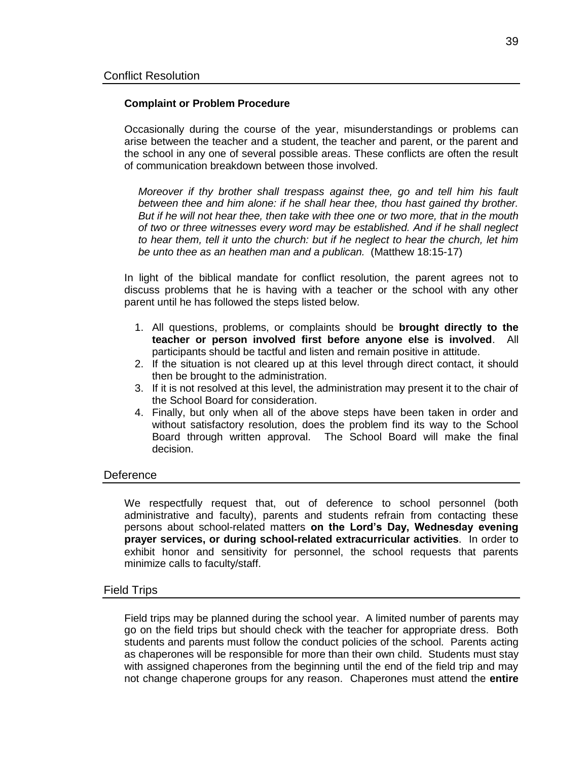## Conflict Resolution

### Complaint or Problem Procedure

Occasionally during the course of the year, misunderstandings or problems can arise between the teacher and a student, the teacher and parent, or the parent and the school in any one of several possible areas. These conflicts are often the result of communication breakdown between those involved.

> *Moreover if thy brother shall trespass against thee, go and tell him his fault between thee and him alone: if he shall hear thee, thou hast gained thy brother. But if he will not hear thee, then take with thee one or two more, that in the mouth of two or three witnesses every word may be established. And if he shall neglect to hear them, tell it unto the church: but if he neglect to hear the church, let him be unto thee as an heathen man and a publican.* (Matthew 18:15-17)

In light of the biblical mandate for conflict resolution, the parent agrees not to discuss problems that he is having with a teacher or the school with any other parent until he has followed the steps listed below.

1. All questions, problems, or complaints should be **brought directly to the teacher or person involved first before anyone else is involved**. All participants should be tactful and listen and remain positive in attitude.
2. If the situation is not cleared up at this level through direct contact, it should then be brought to the administration.
3. If it is not resolved at this level, the administration may present it to the chair of the School Board for consideration.
4. Finally, but only when all of the above steps have been taken in order and without satisfactory resolution, does the problem find its way to the School Board through written approval. The School Board will make the final decision.

## Deference

We respectfully request that, out of deference to school personnel (both administrative and faculty), parents and students refrain from contacting these persons about school-related matters **on the Lord's Day, Wednesday evening prayer services, or during school-related extracurricular activities**. In order to exhibit honor and sensitivity for personnel, the school requests that parents minimize calls to faculty/staff.

## Field Trips

Field trips may be planned during the school year. A limited number of parents may go on the field trips but should check with the teacher for appropriate dress. Both students and parents must follow the conduct policies of the school. Parents acting as chaperones will be responsible for more than their own child. Students must stay with assigned chaperones from the beginning until the end of the field trip and may not change chaperone groups for any reason. Chaperones must attend the **entire**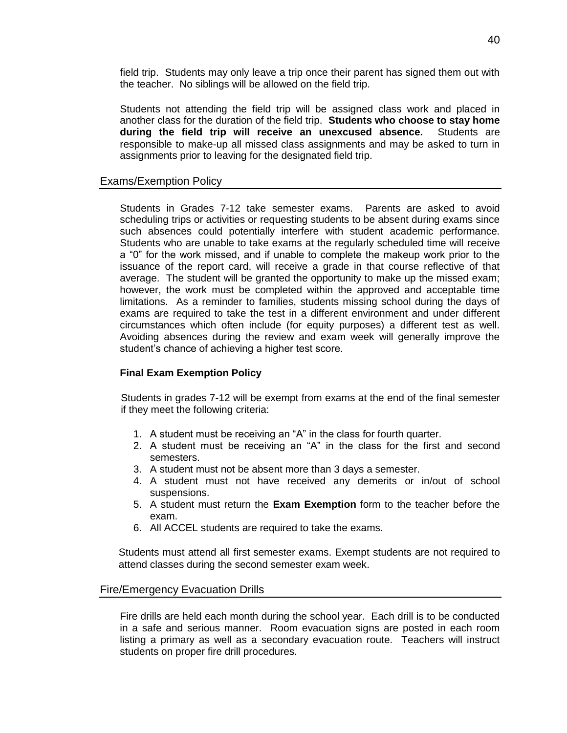field trip. Students may only leave a trip once their parent has signed them out with the teacher. No siblings will be allowed on the field trip.

Students not attending the field trip will be assigned class work and placed in another class for the duration of the field trip. **Students who choose to stay home during the field trip will receive an unexcused absence.** Students are responsible to make-up all missed class assignments and may be asked to turn in assignments prior to leaving for the designated field trip.

## Exams/Exemption Policy

Students in Grades 7-12 take semester exams. Parents are asked to avoid scheduling trips or activities or requesting students to be absent during exams since such absences could potentially interfere with student academic performance. Students who are unable to take exams at the regularly scheduled time will receive a "0" for the work missed, and if unable to complete the makeup work prior to the issuance of the report card, will receive a grade in that course reflective of that average. The student will be granted the opportunity to make up the missed exam; however, the work must be completed within the approved and acceptable time limitations. As a reminder to families, students missing school during the days of exams are required to take the test in a different environment and under different circumstances which often include (for equity purposes) a different test as well. Avoiding absences during the review and exam week will generally improve the student's chance of achieving a higher test score.

### Final Exam Exemption Policy

Students in grades 7-12 will be exempt from exams at the end of the final semester if they meet the following criteria:

1. A student must be receiving an "A" in the class for fourth quarter.
2. A student must be receiving an "A" in the class for the first and second semesters.
3. A student must not be absent more than 3 days a semester.
4. A student must not have received any demerits or in/out of school suspensions.
5. A student must return the **Exam Exemption** form to the teacher before the exam.
6. All ACCEL students are required to take the exams.

Students must attend all first semester exams. Exempt students are not required to attend classes during the second semester exam week.

## Fire/Emergency Evacuation Drills

Fire drills are held each month during the school year. Each drill is to be conducted in a safe and serious manner. Room evacuation signs are posted in each room listing a primary as well as a secondary evacuation route. Teachers will instruct students on proper fire drill procedures.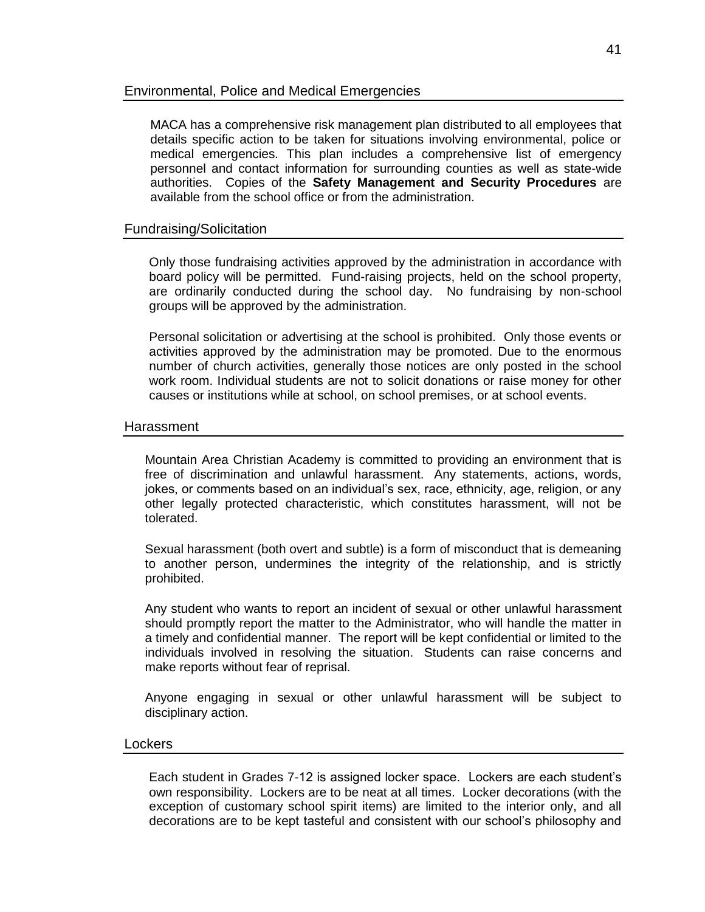## Environmental, Police and Medical Emergencies

MACA has a comprehensive risk management plan distributed to all employees that details specific action to be taken for situations involving environmental, police or medical emergencies. This plan includes a comprehensive list of emergency personnel and contact information for surrounding counties as well as state-wide authorities. Copies of the **Safety Management and Security Procedures** are available from the school office or from the administration.

## Fundraising/Solicitation

Only those fundraising activities approved by the administration in accordance with board policy will be permitted. Fund-raising projects, held on the school property, are ordinarily conducted during the school day. No fundraising by non-school groups will be approved by the administration.

Personal solicitation or advertising at the school is prohibited. Only those events or activities approved by the administration may be promoted. Due to the enormous number of church activities, generally those notices are only posted in the school work room. Individual students are not to solicit donations or raise money for other causes or institutions while at school, on school premises, or at school events.

## Harassment

Mountain Area Christian Academy is committed to providing an environment that is free of discrimination and unlawful harassment. Any statements, actions, words, jokes, or comments based on an individual's sex, race, ethnicity, age, religion, or any other legally protected characteristic, which constitutes harassment, will not be tolerated.

Sexual harassment (both overt and subtle) is a form of misconduct that is demeaning to another person, undermines the integrity of the relationship, and is strictly prohibited.

Any student who wants to report an incident of sexual or other unlawful harassment should promptly report the matter to the Administrator, who will handle the matter in a timely and confidential manner. The report will be kept confidential or limited to the individuals involved in resolving the situation. Students can raise concerns and make reports without fear of reprisal.

Anyone engaging in sexual or other unlawful harassment will be subject to disciplinary action.

## Lockers

Each student in Grades 7-12 is assigned locker space. Lockers are each student's own responsibility. Lockers are to be neat at all times. Locker decorations (with the exception of customary school spirit items) are limited to the interior only, and all decorations are to be kept tasteful and consistent with our school's philosophy and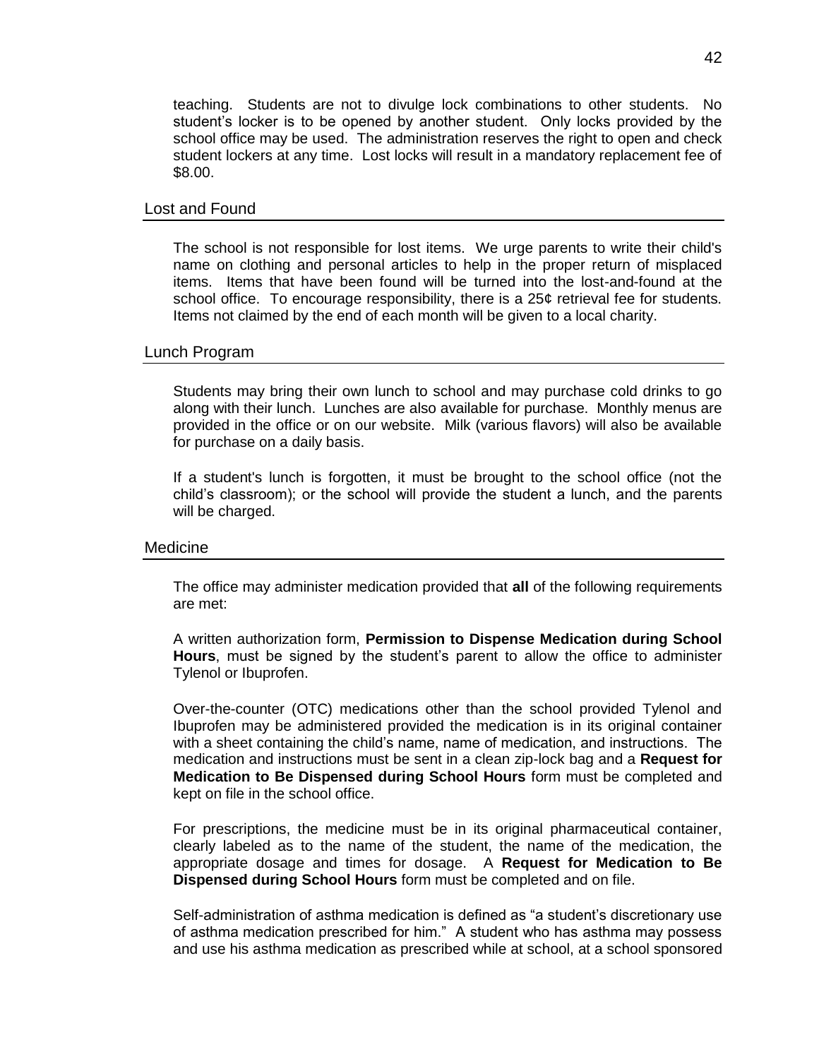teaching. Students are not to divulge lock combinations to other students. No student's locker is to be opened by another student. Only locks provided by the school office may be used. The administration reserves the right to open and check student lockers at any time. Lost locks will result in a mandatory replacement fee of $8.00.

## Lost and Found

The school is not responsible for lost items. We urge parents to write their child's name on clothing and personal articles to help in the proper return of misplaced items. Items that have been found will be turned into the lost-and-found at the school office. To encourage responsibility, there is a 25¢ retrieval fee for students. Items not claimed by the end of each month will be given to a local charity.

## Lunch Program

Students may bring their own lunch to school and may purchase cold drinks to go along with their lunch. Lunches are also available for purchase. Monthly menus are provided in the office or on our website. Milk (various flavors) will also be available for purchase on a daily basis.

If a student's lunch is forgotten, it must be brought to the school office (not the child's classroom); or the school will provide the student a lunch, and the parents will be charged.

## Medicine

The office may administer medication provided that **all** of the following requirements are met:

A written authorization form, **Permission to Dispense Medication during School Hours**, must be signed by the student's parent to allow the office to administer Tylenol or Ibuprofen.

Over-the-counter (OTC) medications other than the school provided Tylenol and Ibuprofen may be administered provided the medication is in its original container with a sheet containing the child's name, name of medication, and instructions. The medication and instructions must be sent in a clean zip-lock bag and a **Request for Medication to Be Dispensed during School Hours** form must be completed and kept on file in the school office.

For prescriptions, the medicine must be in its original pharmaceutical container, clearly labeled as to the name of the student, the name of the medication, the appropriate dosage and times for dosage. A **Request for Medication to Be Dispensed during School Hours** form must be completed and on file.

Self-administration of asthma medication is defined as "a student's discretionary use of asthma medication prescribed for him." A student who has asthma may possess and use his asthma medication as prescribed while at school, at a school sponsored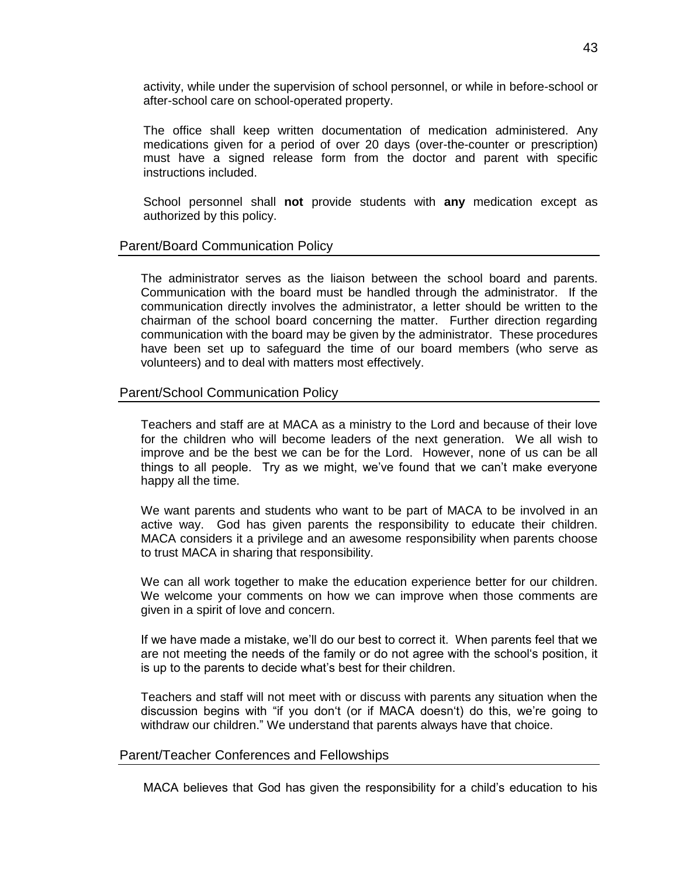activity, while under the supervision of school personnel, or while in before-school or after-school care on school-operated property.

The office shall keep written documentation of medication administered. Any medications given for a period of over 20 days (over-the-counter or prescription) must have a signed release form from the doctor and parent with specific instructions included.

School personnel shall **not** provide students with **any** medication except as authorized by this policy.

## Parent/Board Communication Policy

The administrator serves as the liaison between the school board and parents. Communication with the board must be handled through the administrator. If the communication directly involves the administrator, a letter should be written to the chairman of the school board concerning the matter. Further direction regarding communication with the board may be given by the administrator. These procedures have been set up to safeguard the time of our board members (who serve as volunteers) and to deal with matters most effectively.

## Parent/School Communication Policy

Teachers and staff are at MACA as a ministry to the Lord and because of their love for the children who will become leaders of the next generation. We all wish to improve and be the best we can be for the Lord. However, none of us can be all things to all people. Try as we might, we've found that we can't make everyone happy all the time.

We want parents and students who want to be part of MACA to be involved in an active way. God has given parents the responsibility to educate their children. MACA considers it a privilege and an awesome responsibility when parents choose to trust MACA in sharing that responsibility.

We can all work together to make the education experience better for our children. We welcome your comments on how we can improve when those comments are given in a spirit of love and concern.

If we have made a mistake, we'll do our best to correct it. When parents feel that we are not meeting the needs of the family or do not agree with the school's position, it is up to the parents to decide what's best for their children.

Teachers and staff will not meet with or discuss with parents any situation when the discussion begins with "if you don't (or if MACA doesn't) do this, we're going to withdraw our children." We understand that parents always have that choice.

## Parent/Teacher Conferences and Fellowships

MACA believes that God has given the responsibility for a child's education to his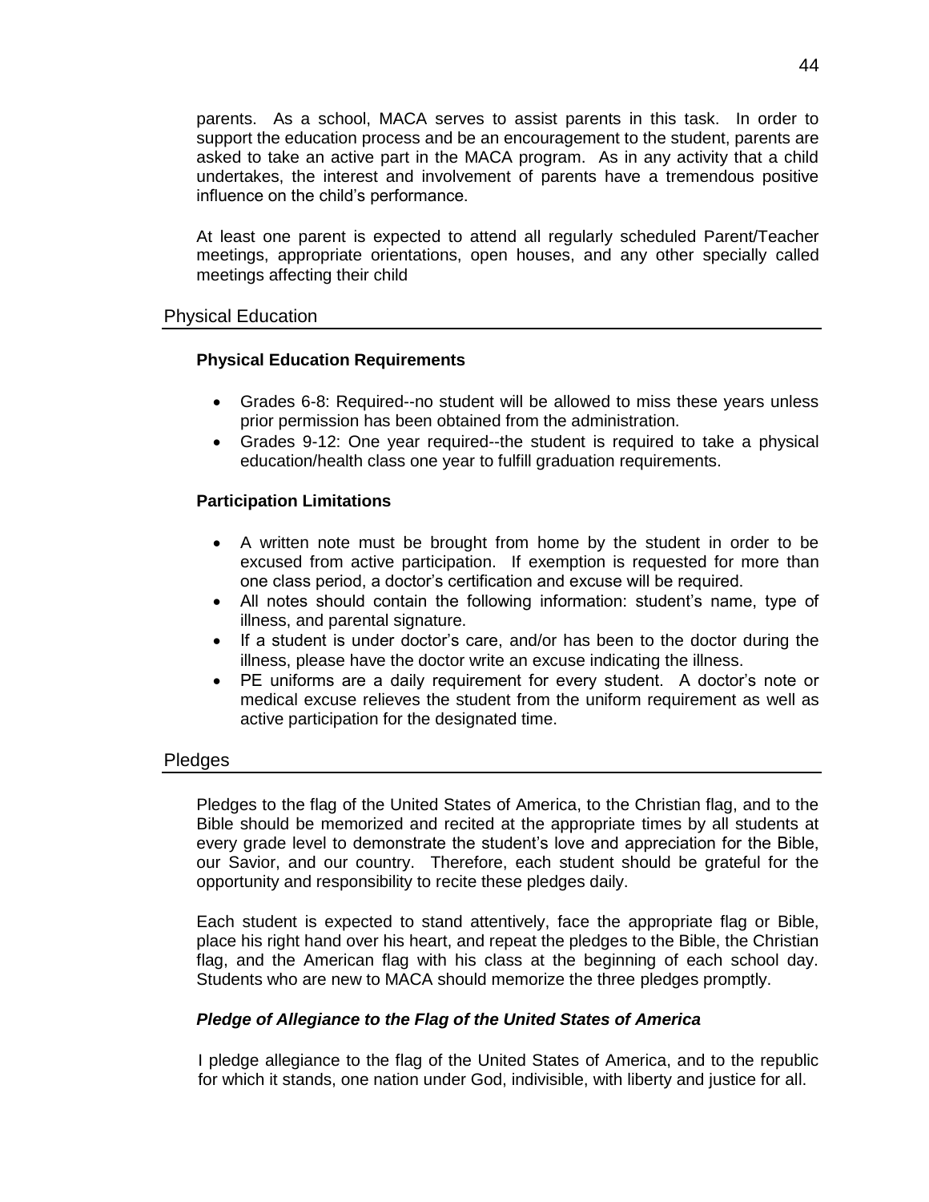parents. As a school, MACA serves to assist parents in this task. In order to support the education process and be an encouragement to the student, parents are asked to take an active part in the MACA program. As in any activity that a child undertakes, the interest and involvement of parents have a tremendous positive influence on the child's performance.

At least one parent is expected to attend all regularly scheduled Parent/Teacher meetings, appropriate orientations, open houses, and any other specially called meetings affecting their child

## Physical Education

### Physical Education Requirements

- Grades 6-8: Required--no student will be allowed to miss these years unless prior permission has been obtained from the administration.
- Grades 9-12: One year required--the student is required to take a physical education/health class one year to fulfill graduation requirements.

### Participation Limitations

- A written note must be brought from home by the student in order to be excused from active participation. If exemption is requested for more than one class period, a doctor's certification and excuse will be required.
- All notes should contain the following information: student's name, type of illness, and parental signature.
- If a student is under doctor's care, and/or has been to the doctor during the illness, please have the doctor write an excuse indicating the illness.
- PE uniforms are a daily requirement for every student. A doctor's note or medical excuse relieves the student from the uniform requirement as well as active participation for the designated time.

## Pledges

Pledges to the flag of the United States of America, to the Christian flag, and to the Bible should be memorized and recited at the appropriate times by all students at every grade level to demonstrate the student's love and appreciation for the Bible, our Savior, and our country. Therefore, each student should be grateful for the opportunity and responsibility to recite these pledges daily.

Each student is expected to stand attentively, face the appropriate flag or Bible, place his right hand over his heart, and repeat the pledges to the Bible, the Christian flag, and the American flag with his class at the beginning of each school day. Students who are new to MACA should memorize the three pledges promptly.

### *Pledge of Allegiance to the Flag of the United States of America*

I pledge allegiance to the flag of the United States of America, and to the republic for which it stands, one nation under God, indivisible, with liberty and justice for all.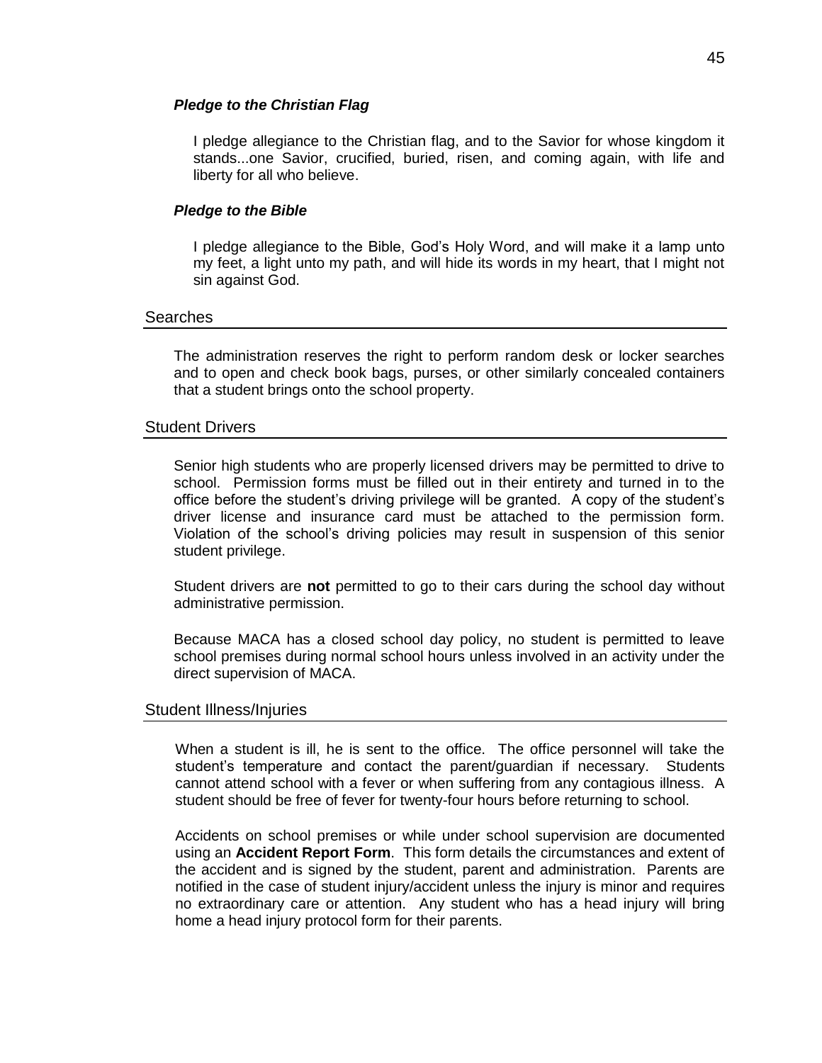### *Pledge to the Christian Flag*

I pledge allegiance to the Christian flag, and to the Savior for whose kingdom it stands...one Savior, crucified, buried, risen, and coming again, with life and liberty for all who believe.

### *Pledge to the Bible*

I pledge allegiance to the Bible, God's Holy Word, and will make it a lamp unto my feet, a light unto my path, and will hide its words in my heart, that I might not sin against God.

## Searches

The administration reserves the right to perform random desk or locker searches and to open and check book bags, purses, or other similarly concealed containers that a student brings onto the school property.

## Student Drivers

Senior high students who are properly licensed drivers may be permitted to drive to school. Permission forms must be filled out in their entirety and turned in to the office before the student's driving privilege will be granted. A copy of the student's driver license and insurance card must be attached to the permission form. Violation of the school's driving policies may result in suspension of this senior student privilege.

Student drivers are **not** permitted to go to their cars during the school day without administrative permission.

Because MACA has a closed school day policy, no student is permitted to leave school premises during normal school hours unless involved in an activity under the direct supervision of MACA.

## Student Illness/Injuries

When a student is ill, he is sent to the office. The office personnel will take the student's temperature and contact the parent/guardian if necessary. Students cannot attend school with a fever or when suffering from any contagious illness. A student should be free of fever for twenty-four hours before returning to school.

Accidents on school premises or while under school supervision are documented using an **Accident Report Form**. This form details the circumstances and extent of the accident and is signed by the student, parent and administration. Parents are notified in the case of student injury/accident unless the injury is minor and requires no extraordinary care or attention. Any student who has a head injury will bring home a head injury protocol form for their parents.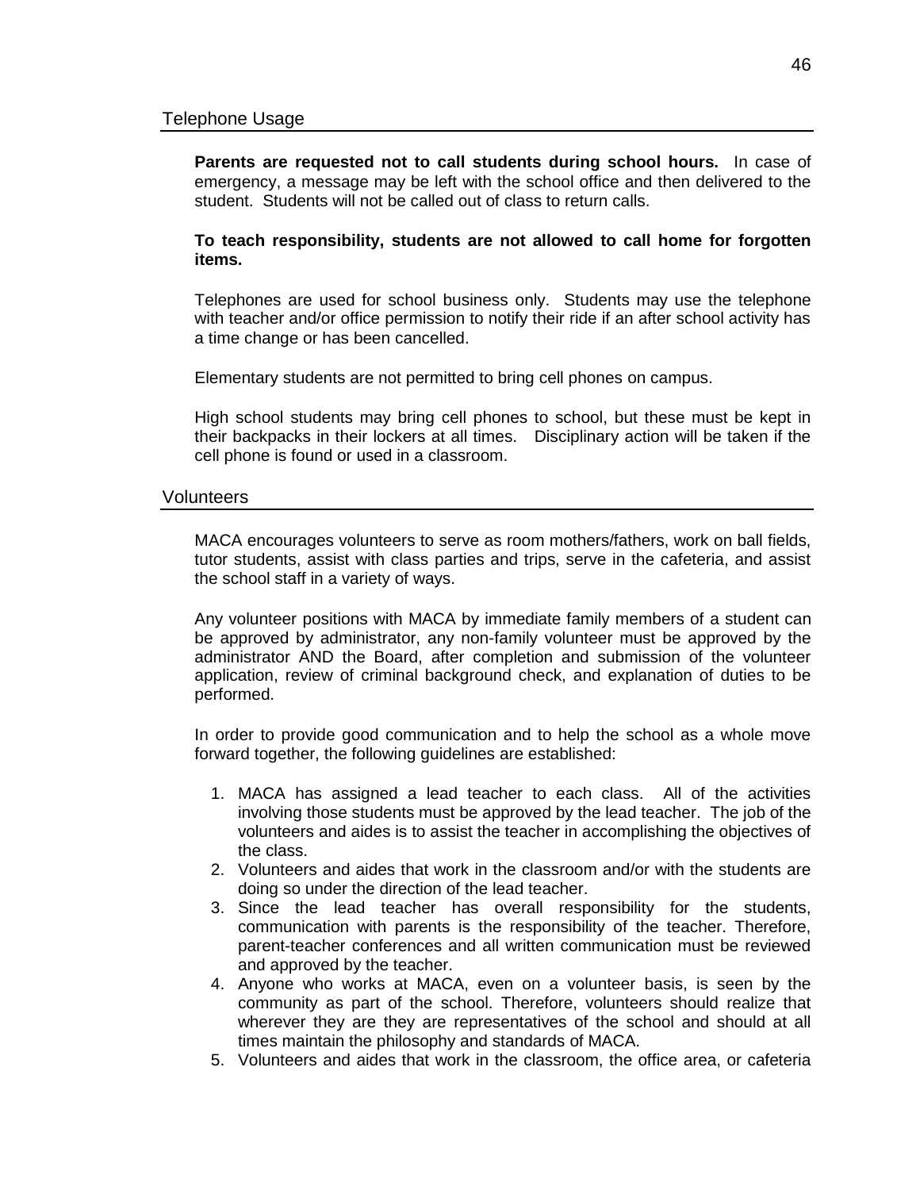## Telephone Usage

**Parents are requested not to call students during school hours.** In case of emergency, a message may be left with the school office and then delivered to the student. Students will not be called out of class to return calls.

**To teach responsibility, students are not allowed to call home for forgotten items.**

Telephones are used for school business only. Students may use the telephone with teacher and/or office permission to notify their ride if an after school activity has a time change or has been cancelled.

Elementary students are not permitted to bring cell phones on campus.

High school students may bring cell phones to school, but these must be kept in their backpacks in their lockers at all times. Disciplinary action will be taken if the cell phone is found or used in a classroom.

## Volunteers

MACA encourages volunteers to serve as room mothers/fathers, work on ball fields, tutor students, assist with class parties and trips, serve in the cafeteria, and assist the school staff in a variety of ways.

Any volunteer positions with MACA by immediate family members of a student can be approved by administrator, any non-family volunteer must be approved by the administrator AND the Board, after completion and submission of the volunteer application, review of criminal background check, and explanation of duties to be performed.

In order to provide good communication and to help the school as a whole move forward together, the following guidelines are established:

1. MACA has assigned a lead teacher to each class. All of the activities involving those students must be approved by the lead teacher. The job of the volunteers and aides is to assist the teacher in accomplishing the objectives of the class.
2. Volunteers and aides that work in the classroom and/or with the students are doing so under the direction of the lead teacher.
3. Since the lead teacher has overall responsibility for the students, communication with parents is the responsibility of the teacher. Therefore, parent-teacher conferences and all written communication must be reviewed and approved by the teacher.
4. Anyone who works at MACA, even on a volunteer basis, is seen by the community as part of the school. Therefore, volunteers should realize that wherever they are they are representatives of the school and should at all times maintain the philosophy and standards of MACA.
5. Volunteers and aides that work in the classroom, the office area, or cafeteria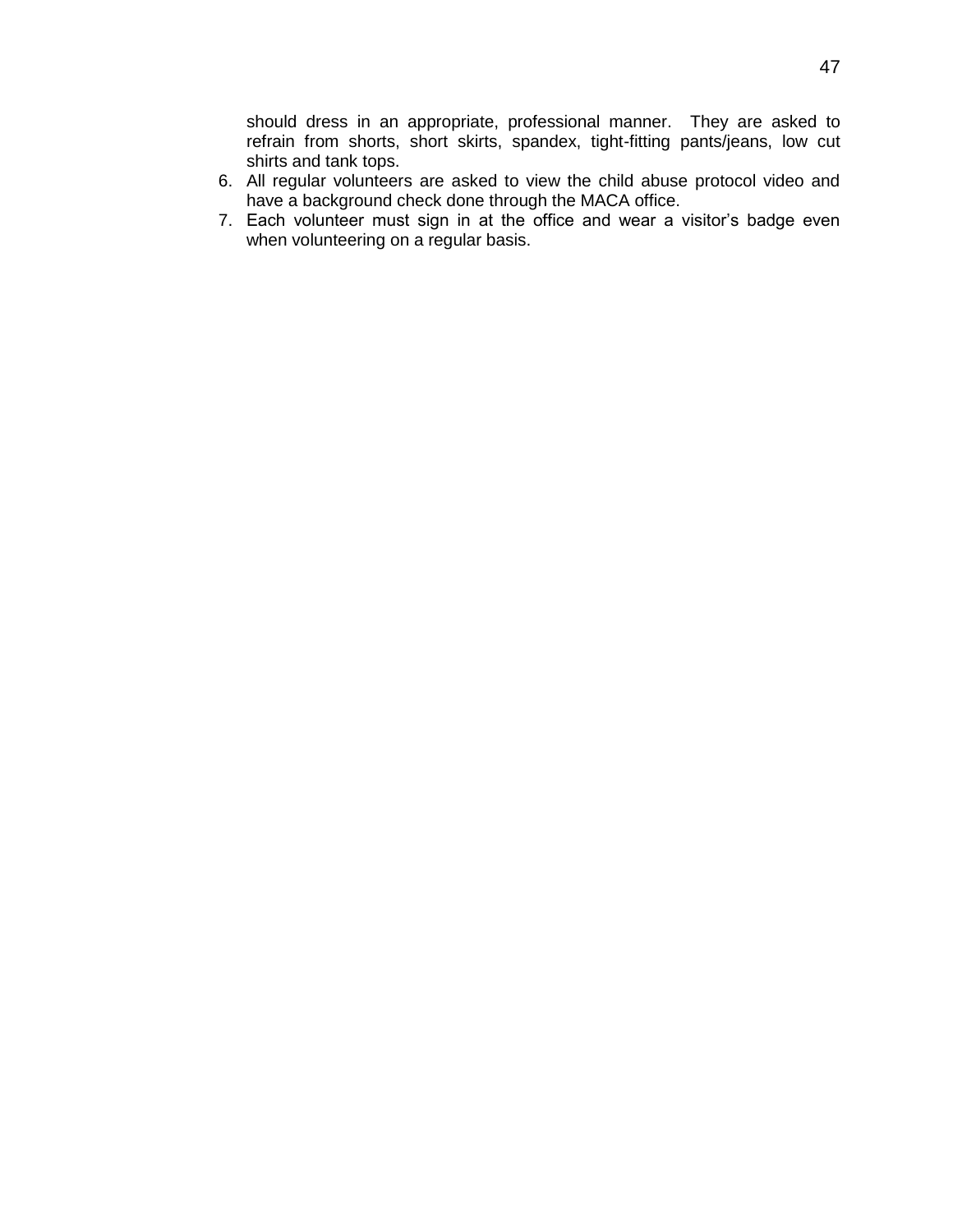should dress in an appropriate, professional manner. They are asked to refrain from shorts, short skirts, spandex, tight-fitting pants/jeans, low cut shirts and tank tops.

6. All regular volunteers are asked to view the child abuse protocol video and have a background check done through the MACA office.
7. Each volunteer must sign in at the office and wear a visitor's badge even when volunteering on a regular basis.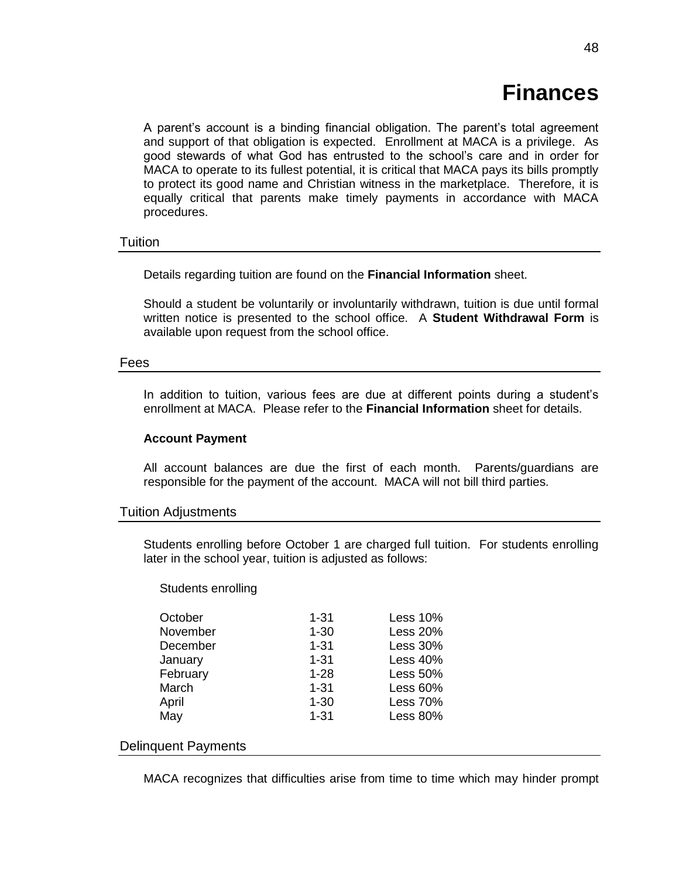# Finances

A parent's account is a binding financial obligation. The parent's total agreement and support of that obligation is expected. Enrollment at MACA is a privilege. As good stewards of what God has entrusted to the school's care and in order for MACA to operate to its fullest potential, it is critical that MACA pays its bills promptly to protect its good name and Christian witness in the marketplace. Therefore, it is equally critical that parents make timely payments in accordance with MACA procedures.

## Tuition

Details regarding tuition are found on the **Financial Information** sheet.

Should a student be voluntarily or involuntarily withdrawn, tuition is due until formal written notice is presented to the school office. A **Student Withdrawal Form** is available upon request from the school office.

## Fees

In addition to tuition, various fees are due at different points during a student's enrollment at MACA. Please refer to the **Financial Information** sheet for details.

**Account Payment**

All account balances are due the first of each month. Parents/guardians are responsible for the payment of the account. MACA will not bill third parties.

## Tuition Adjustments

Students enrolling before October 1 are charged full tuition. For students enrolling later in the school year, tuition is adjusted as follows:

Students enrolling

| | | |
|---|---|---|
| October | 1-31 | Less 10% |
| November | 1-30 | Less 20% |
| December | 1-31 | Less 30% |
| January | 1-31 | Less 40% |
| February | 1-28 | Less 50% |
| March | 1-31 | Less 60% |
| April | 1-30 | Less 70% |
| May | 1-31 | Less 80% |

## Delinquent Payments

MACA recognizes that difficulties arise from time to time which may hinder prompt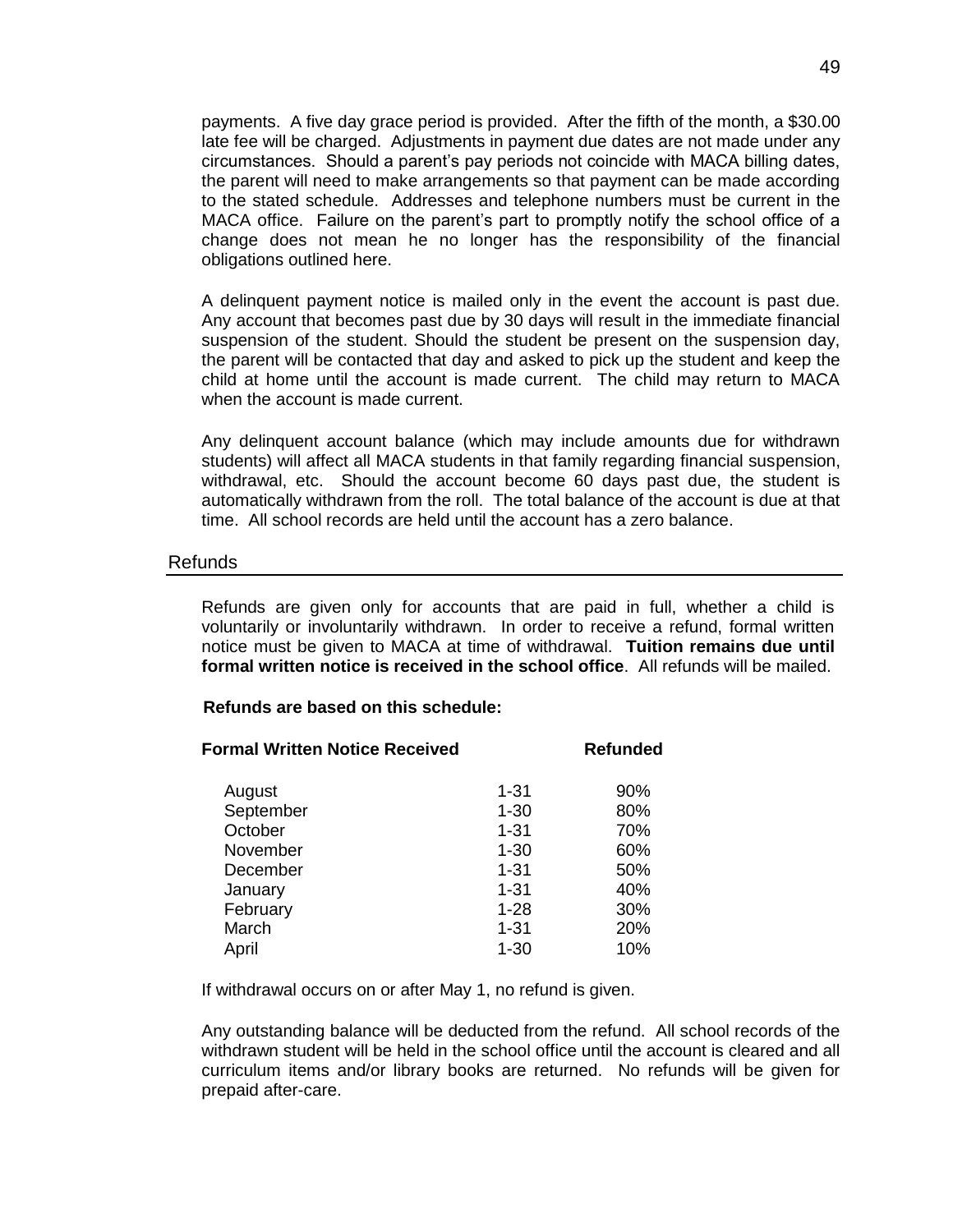payments. A five day grace period is provided. After the fifth of the month, a $30.00 late fee will be charged. Adjustments in payment due dates are not made under any circumstances. Should a parent's pay periods not coincide with MACA billing dates, the parent will need to make arrangements so that payment can be made according to the stated schedule. Addresses and telephone numbers must be current in the MACA office. Failure on the parent's part to promptly notify the school office of a change does not mean he no longer has the responsibility of the financial obligations outlined here.

A delinquent payment notice is mailed only in the event the account is past due. Any account that becomes past due by 30 days will result in the immediate financial suspension of the student. Should the student be present on the suspension day, the parent will be contacted that day and asked to pick up the student and keep the child at home until the account is made current. The child may return to MACA when the account is made current.

Any delinquent account balance (which may include amounts due for withdrawn students) will affect all MACA students in that family regarding financial suspension, withdrawal, etc. Should the account become 60 days past due, the student is automatically withdrawn from the roll. The total balance of the account is due at that time. All school records are held until the account has a zero balance.

## Refunds

Refunds are given only for accounts that are paid in full, whether a child is voluntarily or involuntarily withdrawn. In order to receive a refund, formal written notice must be given to MACA at time of withdrawal. **Tuition remains due until formal written notice is received in the school office**. All refunds will be mailed.

**Refunds are based on this schedule:**

| **Formal Written Notice Received** | | **Refunded** |
|---|---|---|
| August | 1-31 | 90% |
| September | 1-30 | 80% |
| October | 1-31 | 70% |
| November | 1-30 | 60% |
| December | 1-31 | 50% |
| January | 1-31 | 40% |
| February | 1-28 | 30% |
| March | 1-31 | 20% |
| April | 1-30 | 10% |

If withdrawal occurs on or after May 1, no refund is given.

Any outstanding balance will be deducted from the refund. All school records of the withdrawn student will be held in the school office until the account is cleared and all curriculum items and/or library books are returned. No refunds will be given for prepaid after-care.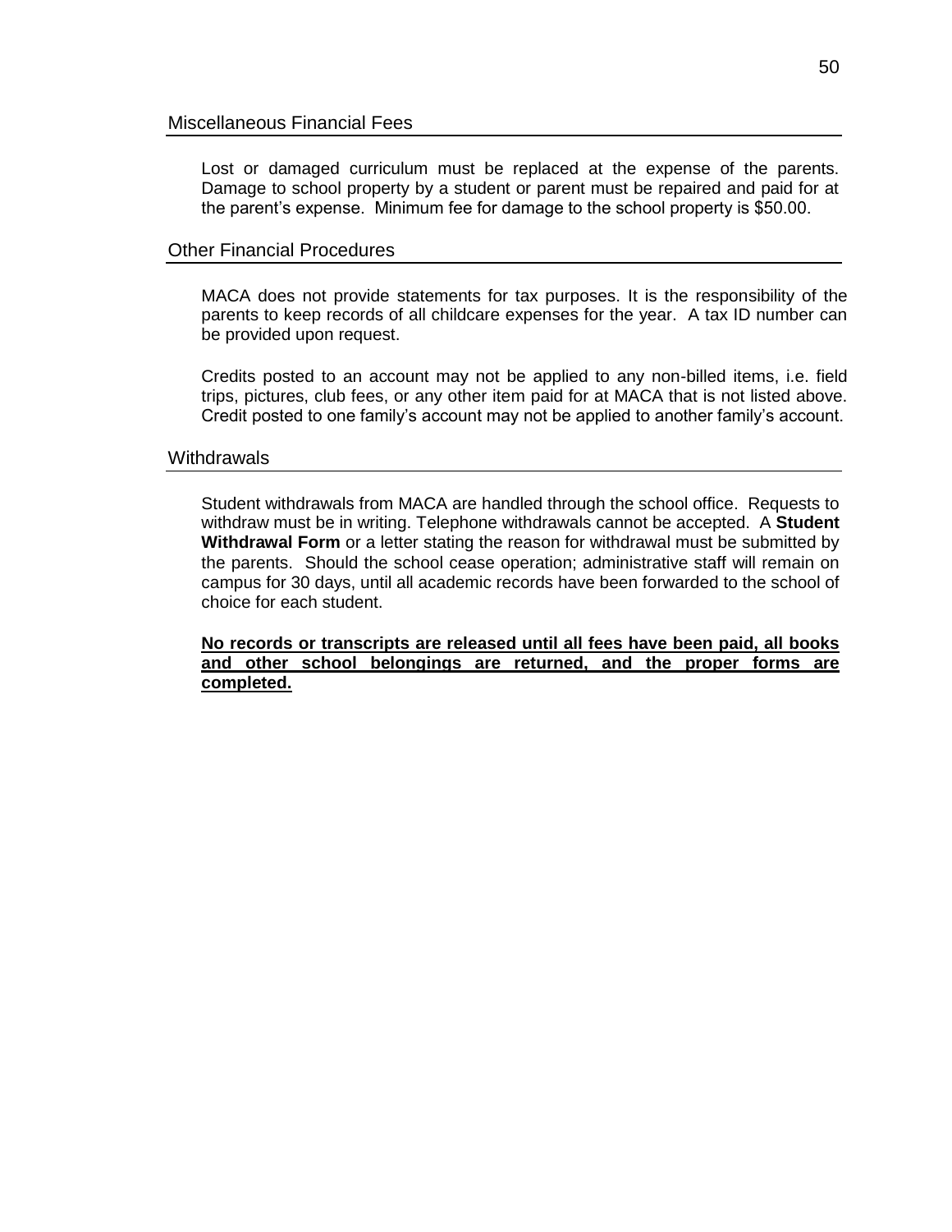## Miscellaneous Financial Fees

Lost or damaged curriculum must be replaced at the expense of the parents. Damage to school property by a student or parent must be repaired and paid for at the parent's expense. Minimum fee for damage to the school property is $50.00.

## Other Financial Procedures

MACA does not provide statements for tax purposes. It is the responsibility of the parents to keep records of all childcare expenses for the year. A tax ID number can be provided upon request.

Credits posted to an account may not be applied to any non-billed items, i.e. field trips, pictures, club fees, or any other item paid for at MACA that is not listed above. Credit posted to one family's account may not be applied to another family's account.

## Withdrawals

Student withdrawals from MACA are handled through the school office. Requests to withdraw must be in writing. Telephone withdrawals cannot be accepted. A **Student Withdrawal Form** or a letter stating the reason for withdrawal must be submitted by the parents. Should the school cease operation; administrative staff will remain on campus for 30 days, until all academic records have been forwarded to the school of choice for each student.

**No records or transcripts are released until all fees have been paid, all books and other school belongings are returned, and the proper forms are completed.**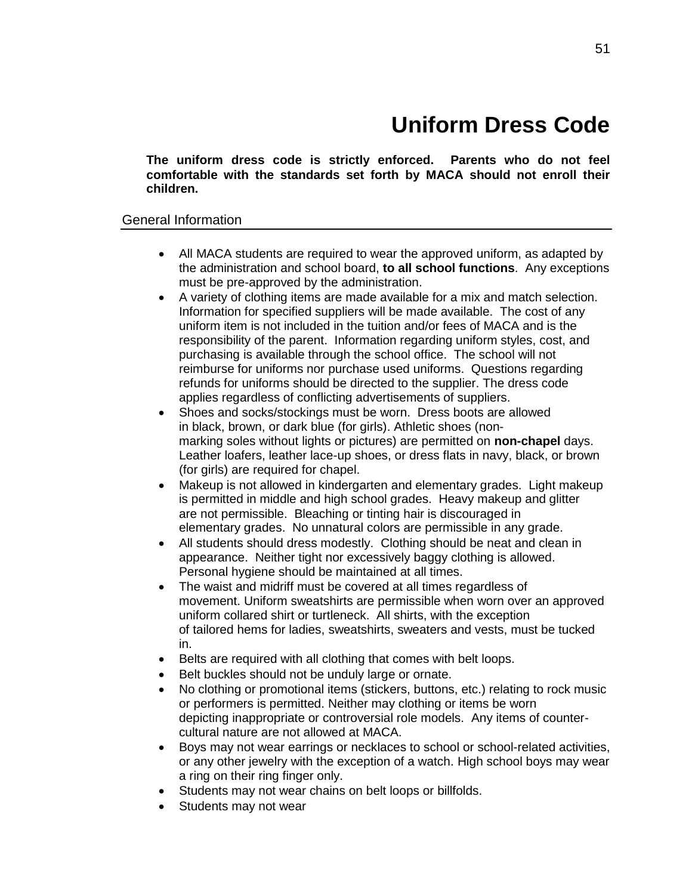# Uniform Dress Code

**The uniform dress code is strictly enforced. Parents who do not feel comfortable with the standards set forth by MACA should not enroll their children.**

## General Information

- All MACA students are required to wear the approved uniform, as adapted by the administration and school board, **to all school functions**. Any exceptions must be pre-approved by the administration.
- A variety of clothing items are made available for a mix and match selection. Information for specified suppliers will be made available. The cost of any uniform item is not included in the tuition and/or fees of MACA and is the responsibility of the parent. Information regarding uniform styles, cost, and purchasing is available through the school office. The school will not reimburse for uniforms nor purchase used uniforms. Questions regarding refunds for uniforms should be directed to the supplier. The dress code applies regardless of conflicting advertisements of suppliers.
- Shoes and socks/stockings must be worn. Dress boots are allowed in black, brown, or dark blue (for girls). Athletic shoes (non-marking soles without lights or pictures) are permitted on **non-chapel** days. Leather loafers, leather lace-up shoes, or dress flats in navy, black, or brown (for girls) are required for chapel.
- Makeup is not allowed in kindergarten and elementary grades. Light makeup is permitted in middle and high school grades. Heavy makeup and glitter are not permissible. Bleaching or tinting hair is discouraged in elementary grades. No unnatural colors are permissible in any grade.
- All students should dress modestly. Clothing should be neat and clean in appearance. Neither tight nor excessively baggy clothing is allowed. Personal hygiene should be maintained at all times.
- The waist and midriff must be covered at all times regardless of movement. Uniform sweatshirts are permissible when worn over an approved uniform collared shirt or turtleneck. All shirts, with the exception of tailored hems for ladies, sweatshirts, sweaters and vests, must be tucked in.
- Belts are required with all clothing that comes with belt loops.
- Belt buckles should not be unduly large or ornate.
- No clothing or promotional items (stickers, buttons, etc.) relating to rock music or performers is permitted. Neither may clothing or items be worn depicting inappropriate or controversial role models. Any items of counter-cultural nature are not allowed at MACA.
- Boys may not wear earrings or necklaces to school or school-related activities, or any other jewelry with the exception of a watch. High school boys may wear a ring on their ring finger only.
- Students may not wear chains on belt loops or billfolds.
- Students may not wear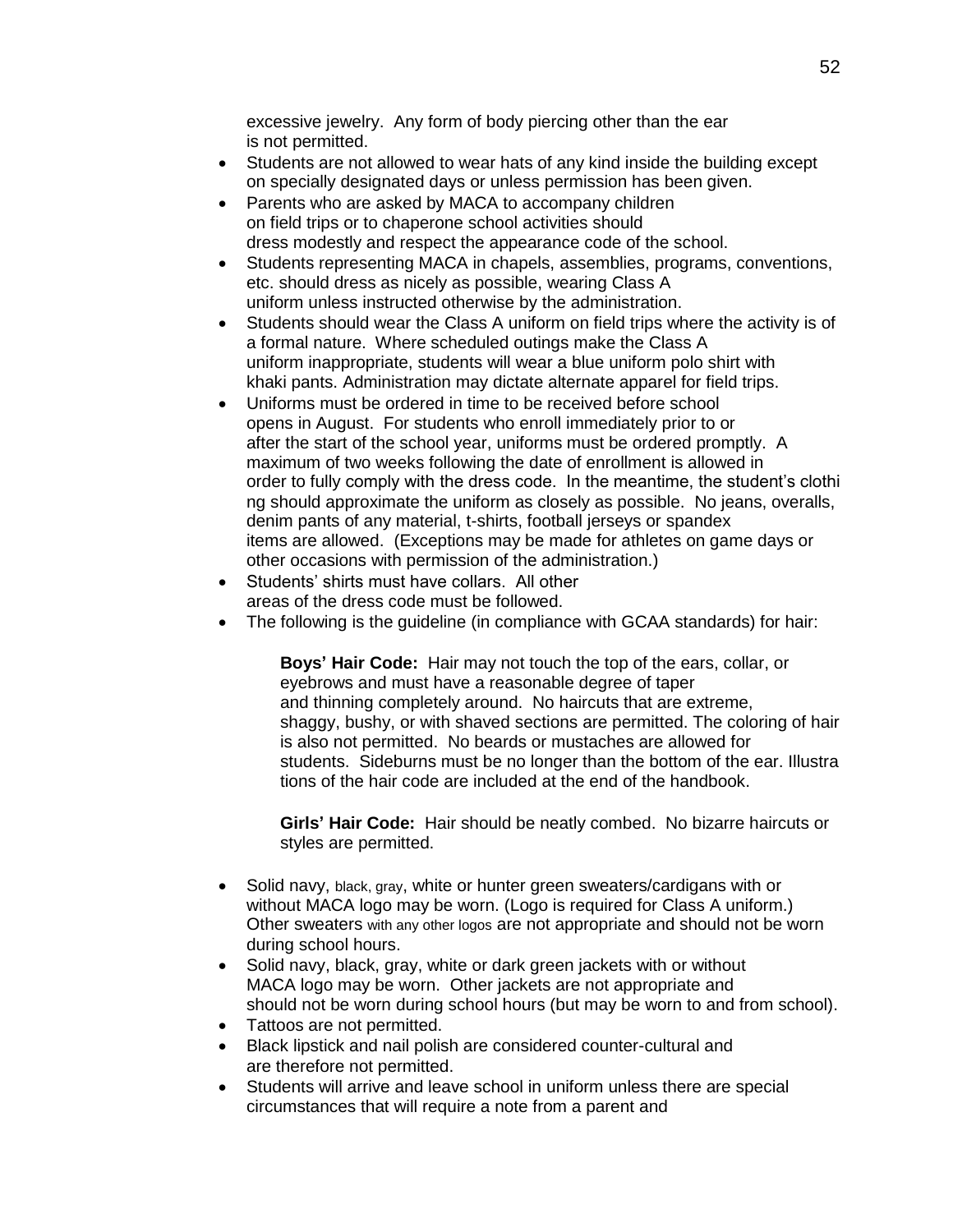excessive jewelry. Any form of body piercing other than the ear is not permitted.

- Students are not allowed to wear hats of any kind inside the building except on specially designated days or unless permission has been given.
- Parents who are asked by MACA to accompany children on field trips or to chaperone school activities should dress modestly and respect the appearance code of the school.
- Students representing MACA in chapels, assemblies, programs, conventions, etc. should dress as nicely as possible, wearing Class A uniform unless instructed otherwise by the administration.
- Students should wear the Class A uniform on field trips where the activity is of a formal nature. Where scheduled outings make the Class A uniform inappropriate, students will wear a blue uniform polo shirt with khaki pants. Administration may dictate alternate apparel for field trips.
- Uniforms must be ordered in time to be received before school opens in August. For students who enroll immediately prior to or after the start of the school year, uniforms must be ordered promptly. A maximum of two weeks following the date of enrollment is allowed in order to fully comply with the dress code. In the meantime, the student's clothing should approximate the uniform as closely as possible. No jeans, overalls, denim pants of any material, t-shirts, football jerseys or spandex items are allowed. (Exceptions may be made for athletes on game days or other occasions with permission of the administration.)
- Students' shirts must have collars. All other areas of the dress code must be followed.
- The following is the guideline (in compliance with GCAA standards) for hair:

  **Boys' Hair Code:** Hair may not touch the top of the ears, collar, or eyebrows and must have a reasonable degree of taper and thinning completely around. No haircuts that are extreme, shaggy, bushy, or with shaved sections are permitted. The coloring of hair is also not permitted. No beards or mustaches are allowed for students. Sideburns must be no longer than the bottom of the ear. Illustrations of the hair code are included at the end of the handbook.

  **Girls' Hair Code:** Hair should be neatly combed. No bizarre haircuts or styles are permitted.

- Solid navy, black, gray, white or hunter green sweaters/cardigans with or without MACA logo may be worn. (Logo is required for Class A uniform.) Other sweaters with any other logos are not appropriate and should not be worn during school hours.
- Solid navy, black, gray, white or dark green jackets with or without MACA logo may be worn. Other jackets are not appropriate and should not be worn during school hours (but may be worn to and from school).
- Tattoos are not permitted.
- Black lipstick and nail polish are considered counter-cultural and are therefore not permitted.
- Students will arrive and leave school in uniform unless there are special circumstances that will require a note from a parent and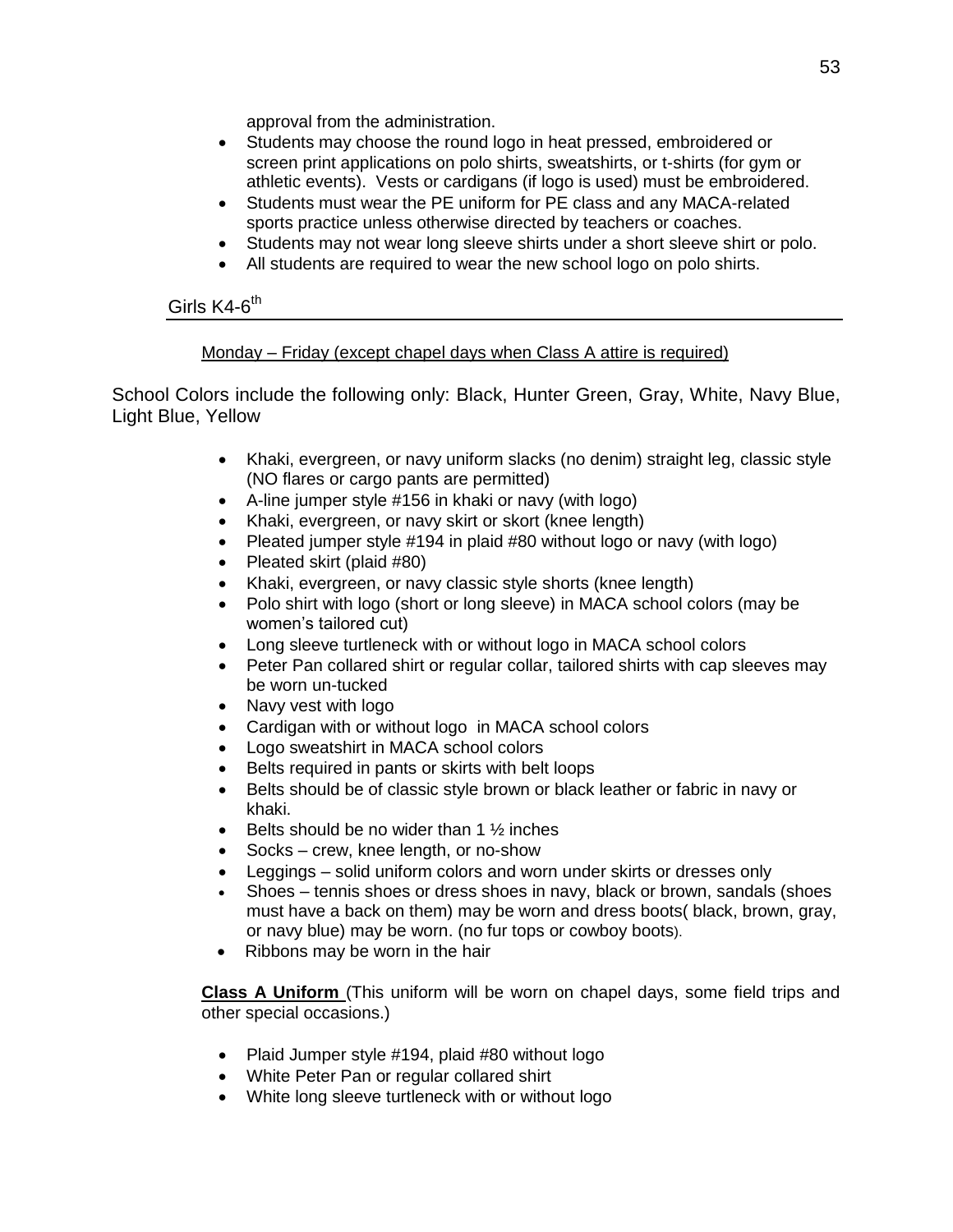approval from the administration.

- Students may choose the round logo in heat pressed, embroidered or screen print applications on polo shirts, sweatshirts, or t-shirts (for gym or athletic events). Vests or cardigans (if logo is used) must be embroidered.
- Students must wear the PE uniform for PE class and any MACA-related sports practice unless otherwise directed by teachers or coaches.
- Students may not wear long sleeve shirts under a short sleeve shirt or polo.
- All students are required to wear the new school logo on polo shirts.

## Girls K4-6th

Monday – Friday (except chapel days when Class A attire is required)

School Colors include the following only: Black, Hunter Green, Gray, White, Navy Blue, Light Blue, Yellow

- Khaki, evergreen, or navy uniform slacks (no denim) straight leg, classic style (NO flares or cargo pants are permitted)
- A-line jumper style #156 in khaki or navy (with logo)
- Khaki, evergreen, or navy skirt or skort (knee length)
- Pleated jumper style #194 in plaid #80 without logo or navy (with logo)
- Pleated skirt (plaid #80)
- Khaki, evergreen, or navy classic style shorts (knee length)
- Polo shirt with logo (short or long sleeve) in MACA school colors (may be women's tailored cut)
- Long sleeve turtleneck with or without logo in MACA school colors
- Peter Pan collared shirt or regular collar, tailored shirts with cap sleeves may be worn un-tucked
- Navy vest with logo
- Cardigan with or without logo in MACA school colors
- Logo sweatshirt in MACA school colors
- Belts required in pants or skirts with belt loops
- Belts should be of classic style brown or black leather or fabric in navy or khaki.
- Belts should be no wider than 1 ½ inches
- Socks – crew, knee length, or no-show
- Leggings – solid uniform colors and worn under skirts or dresses only
- Shoes – tennis shoes or dress shoes in navy, black or brown, sandals (shoes must have a back on them) may be worn and dress boots( black, brown, gray, or navy blue) may be worn. (no fur tops or cowboy boots).
- Ribbons may be worn in the hair

**Class A Uniform** (This uniform will be worn on chapel days, some field trips and other special occasions.)

- Plaid Jumper style #194, plaid #80 without logo
- White Peter Pan or regular collared shirt
- White long sleeve turtleneck with or without logo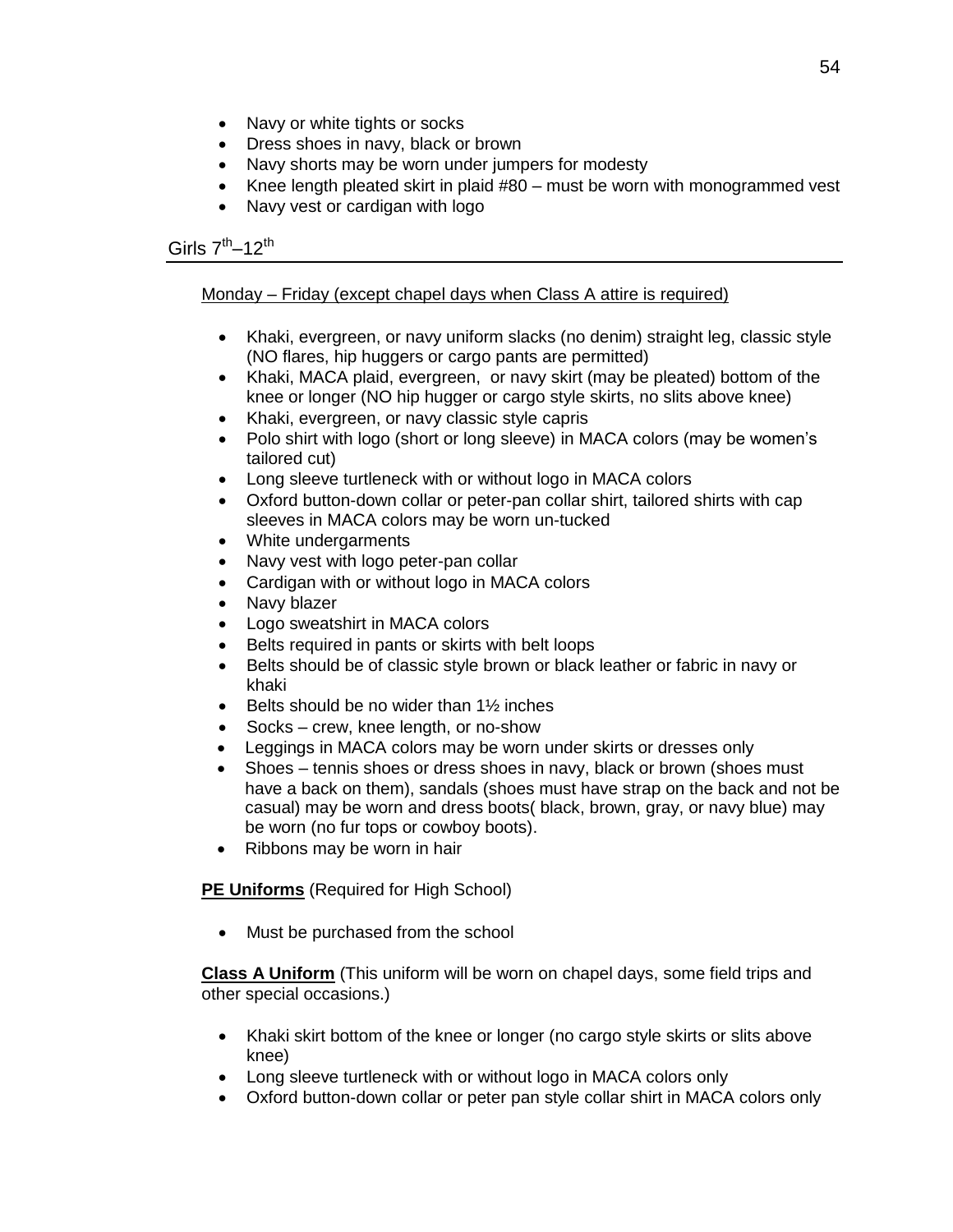- Navy or white tights or socks
- Dress shoes in navy, black or brown
- Navy shorts may be worn under jumpers for modesty
- Knee length pleated skirt in plaid #80 – must be worn with monogrammed vest
- Navy vest or cardigan with logo

## Girls 7th–12th

Monday – Friday (except chapel days when Class A attire is required)

- Khaki, evergreen, or navy uniform slacks (no denim) straight leg, classic style (NO flares, hip huggers or cargo pants are permitted)
- Khaki, MACA plaid, evergreen, or navy skirt (may be pleated) bottom of the knee or longer (NO hip hugger or cargo style skirts, no slits above knee)
- Khaki, evergreen, or navy classic style capris
- Polo shirt with logo (short or long sleeve) in MACA colors (may be women's tailored cut)
- Long sleeve turtleneck with or without logo in MACA colors
- Oxford button-down collar or peter-pan collar shirt, tailored shirts with cap sleeves in MACA colors may be worn un-tucked
- White undergarments
- Navy vest with logo peter-pan collar
- Cardigan with or without logo in MACA colors
- Navy blazer
- Logo sweatshirt in MACA colors
- Belts required in pants or skirts with belt loops
- Belts should be of classic style brown or black leather or fabric in navy or khaki
- Belts should be no wider than 1½ inches
- Socks – crew, knee length, or no-show
- Leggings in MACA colors may be worn under skirts or dresses only
- Shoes – tennis shoes or dress shoes in navy, black or brown (shoes must have a back on them), sandals (shoes must have strap on the back and not be casual) may be worn and dress boots( black, brown, gray, or navy blue) may be worn (no fur tops or cowboy boots).
- Ribbons may be worn in hair

**PE Uniforms** (Required for High School)

- Must be purchased from the school

**Class A Uniform** (This uniform will be worn on chapel days, some field trips and other special occasions.)

- Khaki skirt bottom of the knee or longer (no cargo style skirts or slits above knee)
- Long sleeve turtleneck with or without logo in MACA colors only
- Oxford button-down collar or peter pan style collar shirt in MACA colors only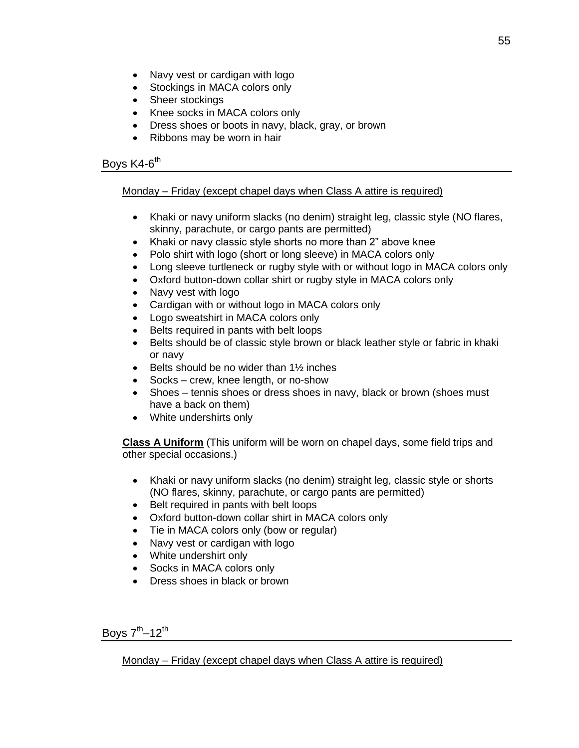- Navy vest or cardigan with logo
- Stockings in MACA colors only
- Sheer stockings
- Knee socks in MACA colors only
- Dress shoes or boots in navy, black, gray, or brown
- Ribbons may be worn in hair

## Boys K4-6th

Monday – Friday (except chapel days when Class A attire is required)

- Khaki or navy uniform slacks (no denim) straight leg, classic style (NO flares, skinny, parachute, or cargo pants are permitted)
- Khaki or navy classic style shorts no more than 2" above knee
- Polo shirt with logo (short or long sleeve) in MACA colors only
- Long sleeve turtleneck or rugby style with or without logo in MACA colors only
- Oxford button-down collar shirt or rugby style in MACA colors only
- Navy vest with logo
- Cardigan with or without logo in MACA colors only
- Logo sweatshirt in MACA colors only
- Belts required in pants with belt loops
- Belts should be of classic style brown or black leather style or fabric in khaki or navy
- Belts should be no wider than 1½ inches
- Socks – crew, knee length, or no-show
- Shoes – tennis shoes or dress shoes in navy, black or brown (shoes must have a back on them)
- White undershirts only

**Class A Uniform** (This uniform will be worn on chapel days, some field trips and other special occasions.)

- Khaki or navy uniform slacks (no denim) straight leg, classic style or shorts (NO flares, skinny, parachute, or cargo pants are permitted)
- Belt required in pants with belt loops
- Oxford button-down collar shirt in MACA colors only
- Tie in MACA colors only (bow or regular)
- Navy vest or cardigan with logo
- White undershirt only
- Socks in MACA colors only
- Dress shoes in black or brown

## Boys 7th–12th

Monday – Friday (except chapel days when Class A attire is required)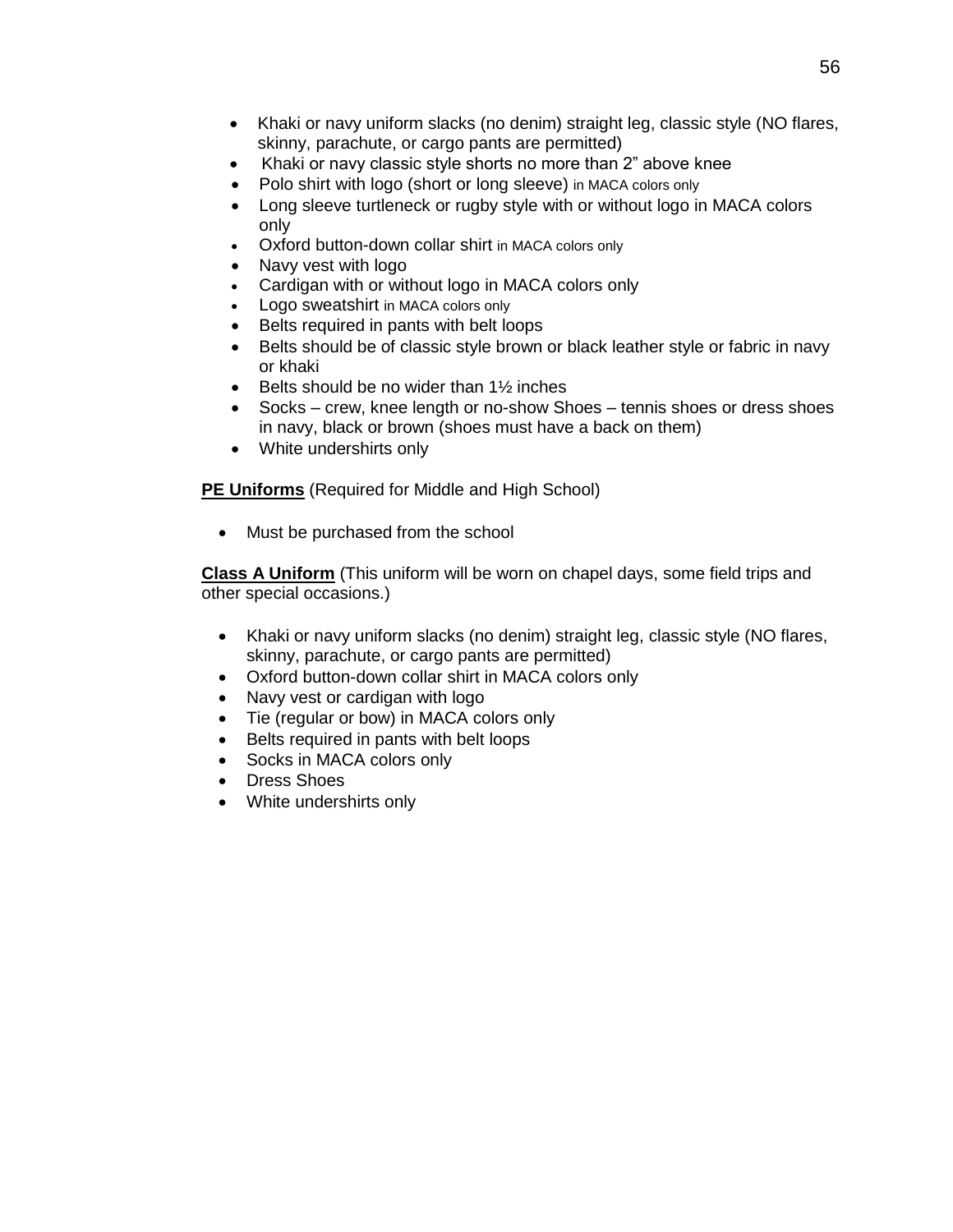- Khaki or navy uniform slacks (no denim) straight leg, classic style (NO flares, skinny, parachute, or cargo pants are permitted)
- Khaki or navy classic style shorts no more than 2" above knee
- Polo shirt with logo (short or long sleeve) in MACA colors only
- Long sleeve turtleneck or rugby style with or without logo in MACA colors only
- Oxford button-down collar shirt in MACA colors only
- Navy vest with logo
- Cardigan with or without logo in MACA colors only
- Logo sweatshirt in MACA colors only
- Belts required in pants with belt loops
- Belts should be of classic style brown or black leather style or fabric in navy or khaki
- Belts should be no wider than 1½ inches
- Socks – crew, knee length or no-show Shoes – tennis shoes or dress shoes in navy, black or brown (shoes must have a back on them)
- White undershirts only

**PE Uniforms** (Required for Middle and High School)

- Must be purchased from the school

**Class A Uniform** (This uniform will be worn on chapel days, some field trips and other special occasions.)

- Khaki or navy uniform slacks (no denim) straight leg, classic style (NO flares, skinny, parachute, or cargo pants are permitted)
- Oxford button-down collar shirt in MACA colors only
- Navy vest or cardigan with logo
- Tie (regular or bow) in MACA colors only
- Belts required in pants with belt loops
- Socks in MACA colors only
- Dress Shoes
- White undershirts only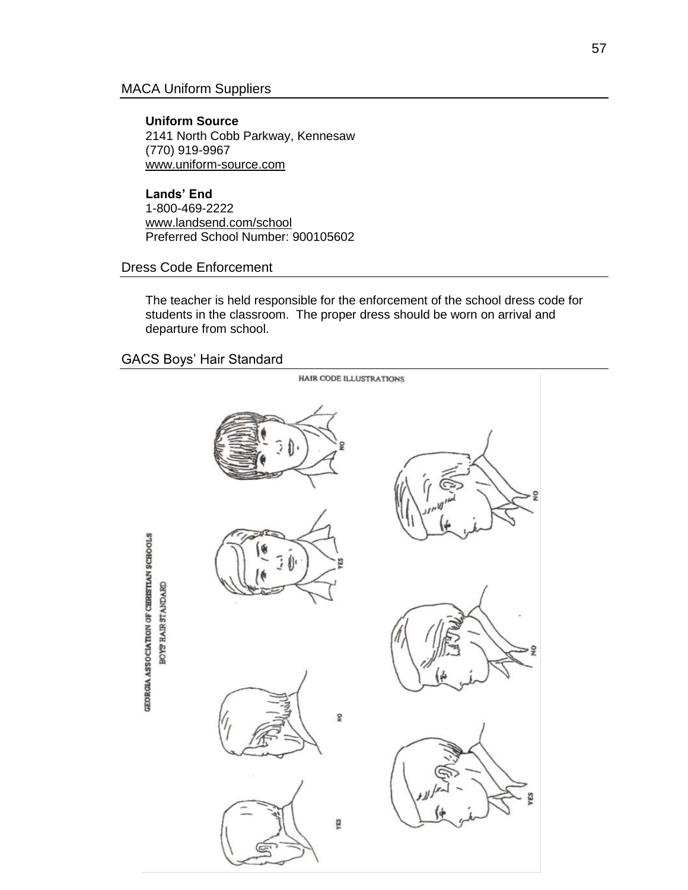## MACA Uniform Suppliers

**Uniform Source**
2141 North Cobb Parkway, Kennesaw
(770) 919-9967
www.uniform-source.com

**Lands' End**
1-800-469-2222
www.landsend.com/school
Preferred School Number: 900105602

## Dress Code Enforcement

The teacher is held responsible for the enforcement of the school dress code for students in the classroom. The proper dress should be worn on arrival and departure from school.

## GACS Boys' Hair Standard

HAIR CODE ILLUSTRATIONS

GEORGIA ASSOCIATION OF CHRISTIAN SCHOOLS
BOYS' HAIR STANDARD

NO

YES

NO

YES

NO

NO

YES